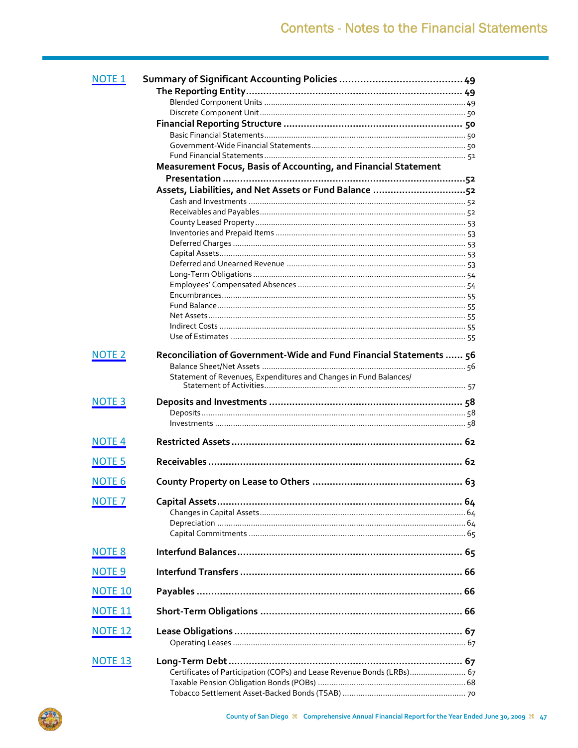# Contents - Notes to the Financial Statements

| | | |
|---|---|---|
| NOTE 1 | **Summary of Significant Accounting Policies** | **49** |
| | **The Reporting Entity** | **49** |
| | Blended Component Units | 49 |
| | Discrete Component Unit | 50 |
| | **Financial Reporting Structure** | **50** |
| | Basic Financial Statements | 50 |
| | Government-Wide Financial Statements | 50 |
| | Fund Financial Statements | 51 |
| | **Measurement Focus, Basis of Accounting, and Financial Statement Presentation** | **52** |
| | **Assets, Liabilities, and Net Assets or Fund Balance** | **52** |
| | Cash and Investments | 52 |
| | Receivables and Payables | 52 |
| | County Leased Property | 53 |
| | Inventories and Prepaid Items | 53 |
| | Deferred Charges | 53 |
| | Capital Assets | 53 |
| | Deferred and Unearned Revenue | 53 |
| | Long-Term Obligations | 54 |
| | Employees' Compensated Absences | 54 |
| | Encumbrances | 55 |
| | Fund Balance | 55 |
| | Net Assets | 55 |
| | Indirect Costs | 55 |
| | Use of Estimates | 55 |
| NOTE 2 | **Reconciliation of Government-Wide and Fund Financial Statements** | **56** |
| | Balance Sheet/Net Assets | 56 |
| | Statement of Revenues, Expenditures and Changes in Fund Balances/ Statement of Activities | 57 |
| NOTE 3 | **Deposits and Investments** | **58** |
| | Deposits | 58 |
| | Investments | 58 |
| NOTE 4 | **Restricted Assets** | **62** |
| NOTE 5 | **Receivables** | **62** |
| NOTE 6 | **County Property on Lease to Others** | **63** |
| NOTE 7 | **Capital Assets** | **64** |
| | Changes in Capital Assets | 64 |
| | Depreciation | 64 |
| | Capital Commitments | 65 |
| NOTE 8 | **Interfund Balances** | **65** |
| NOTE 9 | **Interfund Transfers** | **66** |
| NOTE 10 | **Payables** | **66** |
| NOTE 11 | **Short-Term Obligations** | **66** |
| NOTE 12 | **Lease Obligations** | **67** |
| | Operating Leases | 67 |
| NOTE 13 | **Long-Term Debt** | **67** |
| | Certificates of Participation (COPs) and Lease Revenue Bonds (LRBs) | 67 |
| | Taxable Pension Obligation Bonds (POBs) | 68 |
| | Tobacco Settlement Asset-Backed Bonds (TSAB) | 70 |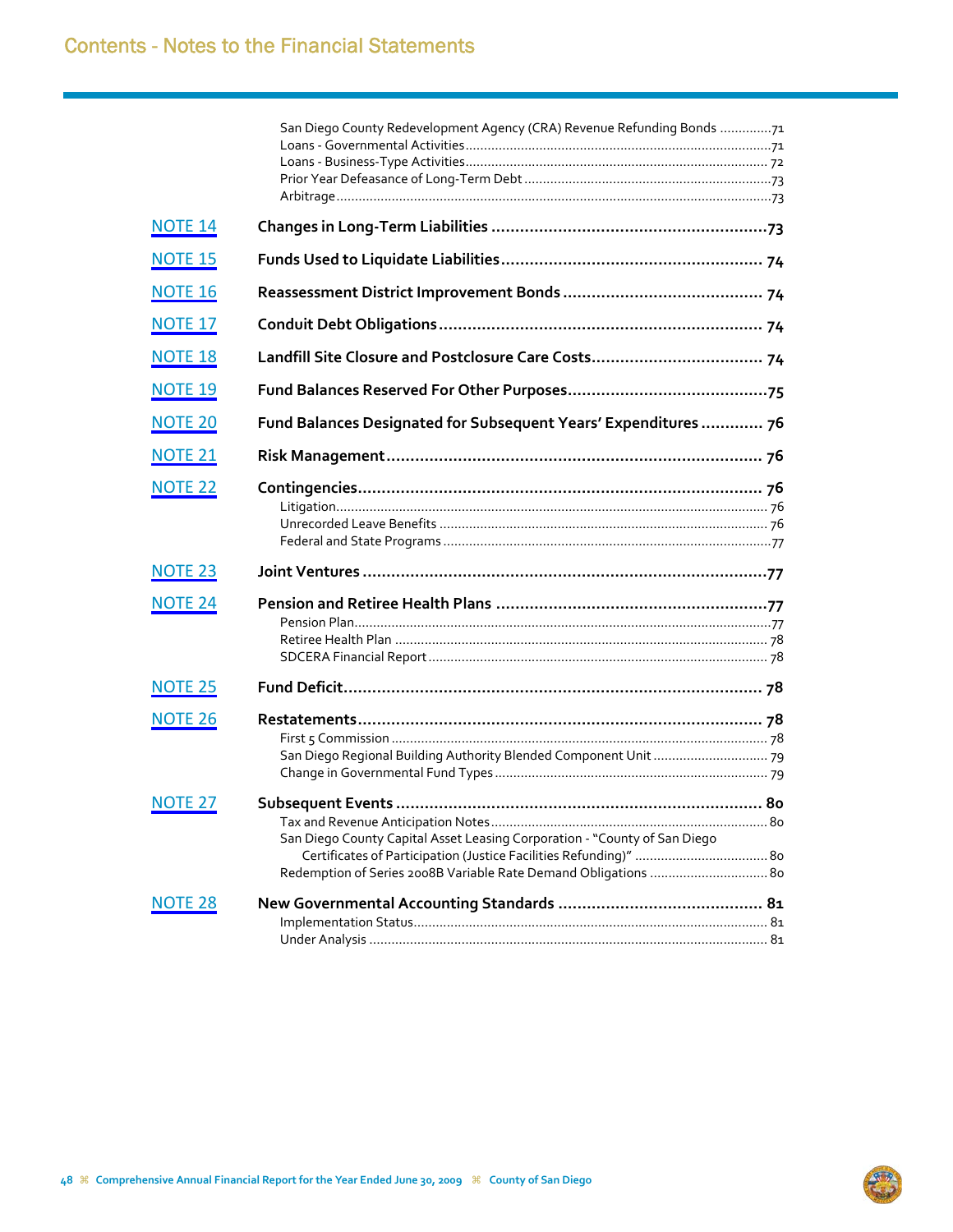# Contents - Notes to the Financial Statements

San Diego County Redevelopment Agency (CRA) Revenue Refunding Bonds .............. 71
Loans - Governmental Activities ........ 71
Loans - Business-Type Activities ........ 72
Prior Year Defeasance of Long-Term Debt ........ 73
Arbitrage ........ 73

**NOTE 14** **Changes in Long-Term Liabilities** ........ 73

**NOTE 15** **Funds Used to Liquidate Liabilities** ........ 74

**NOTE 16** **Reassessment District Improvement Bonds** ........ 74

**NOTE 17** **Conduit Debt Obligations** ........ 74

**NOTE 18** **Landfill Site Closure and Postclosure Care Costs** ........ 74

**NOTE 19** **Fund Balances Reserved For Other Purposes** ........ 75

**NOTE 20** **Fund Balances Designated for Subsequent Years' Expenditures** ........ 76

**NOTE 21** **Risk Management** ........ 76

**NOTE 22** **Contingencies** ........ 76
- Litigation ........ 76
- Unrecorded Leave Benefits ........ 76
- Federal and State Programs ........ 77

**NOTE 23** **Joint Ventures** ........ 77

**NOTE 24** **Pension and Retiree Health Plans** ........ 77
- Pension Plan ........ 77
- Retiree Health Plan ........ 78
- SDCERA Financial Report ........ 78

**NOTE 25** **Fund Deficit** ........ 78

**NOTE 26** **Restatements** ........ 78
- First 5 Commission ........ 78
- San Diego Regional Building Authority Blended Component Unit ........ 79
- Change in Governmental Fund Types ........ 79

**NOTE 27** **Subsequent Events** ........ 80
- Tax and Revenue Anticipation Notes ........ 80
- San Diego County Capital Asset Leasing Corporation - "County of San Diego Certificates of Participation (Justice Facilities Refunding)" ........ 80
- Redemption of Series 2008B Variable Rate Demand Obligations ........ 80

**NOTE 28** **New Governmental Accounting Standards** ........ 81
- Implementation Status ........ 81
- Under Analysis ........ 81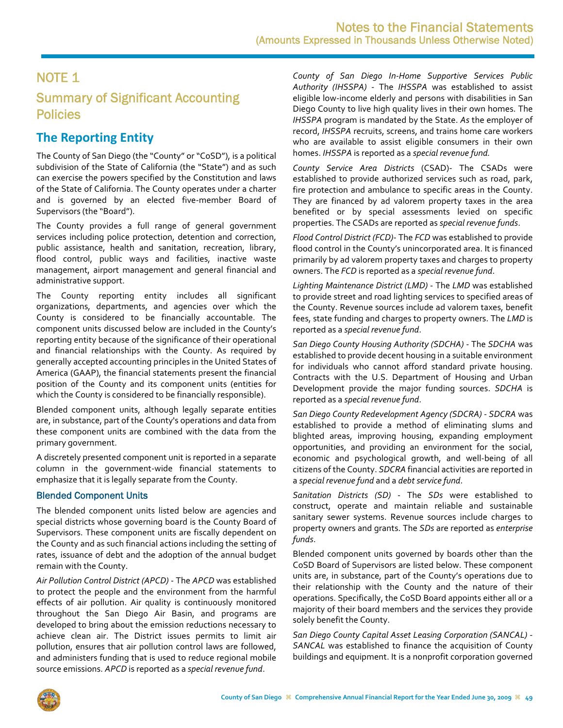# NOTE 1

# Summary of Significant Accounting Policies

## The Reporting Entity

The County of San Diego (the "County" or "CoSD"), is a political subdivision of the State of California (the "State") and as such can exercise the powers specified by the Constitution and laws of the State of California. The County operates under a charter and is governed by an elected five-member Board of Supervisors (the "Board").

The County provides a full range of general government services including police protection, detention and correction, public assistance, health and sanitation, recreation, library, flood control, public ways and facilities, inactive waste management, airport management and general financial and administrative support.

The County reporting entity includes all significant organizations, departments, and agencies over which the County is considered to be financially accountable. The component units discussed below are included in the County's reporting entity because of the significance of their operational and financial relationships with the County. As required by generally accepted accounting principles in the United States of America (GAAP), the financial statements present the financial position of the County and its component units (entities for which the County is considered to be financially responsible).

Blended component units, although legally separate entities are, in substance, part of the County's operations and data from these component units are combined with the data from the primary government.

A discretely presented component unit is reported in a separate column in the government-wide financial statements to emphasize that it is legally separate from the County.

### Blended Component Units

The blended component units listed below are agencies and special districts whose governing board is the County Board of Supervisors. These component units are fiscally dependent on the County and as such financial actions including the setting of rates, issuance of debt and the adoption of the annual budget remain with the County.

*Air Pollution Control District (APCD)* - The *APCD* was established to protect the people and the environment from the harmful effects of air pollution. Air quality is continuously monitored throughout the San Diego Air Basin, and programs are developed to bring about the emission reductions necessary to achieve clean air. The District issues permits to limit air pollution, ensures that air pollution control laws are followed, and administers funding that is used to reduce regional mobile source emissions. *APCD* is reported as a *special revenue fund*.

*County of San Diego In-Home Supportive Services Public Authority (IHSSPA)* - The *IHSSPA* was established to assist eligible low-income elderly and persons with disabilities in San Diego County to live high quality lives in their own homes. The *IHSSPA* program is mandated by the State. *As* the employer of record, *IHSSPA* recruits, screens, and trains home care workers who are available to assist eligible consumers in their own homes. *IHSSPA* is reported as a *special revenue fund.*

*County Service Area Districts* (CSAD)- The CSADs were established to provide authorized services such as road, park, fire protection and ambulance to specific areas in the County. They are financed by ad valorem property taxes in the area benefited or by special assessments levied on specific properties. The CSADs are reported as *special revenue funds*.

*Flood Control District (FCD)*- The *FCD* was established to provide flood control in the County's unincorporated area. It is financed primarily by ad valorem property taxes and charges to property owners. The *FCD* is reported as a *special revenue fund*.

*Lighting Maintenance District (LMD)* - The *LMD* was established to provide street and road lighting services to specified areas of the County. Revenue sources include ad valorem taxes, benefit fees, state funding and charges to property owners. The *LMD* is reported as a *special revenue fund*.

*San Diego County Housing Authority (SDCHA)* - The *SDCHA* was established to provide decent housing in a suitable environment for individuals who cannot afford standard private housing. Contracts with the U.S. Department of Housing and Urban Development provide the major funding sources. *SDCHA* is reported as a *special revenue fund*.

*San Diego County Redevelopment Agency (SDCRA)* - *SDCRA* was established to provide a method of eliminating slums and blighted areas, improving housing, expanding employment opportunities, and providing an environment for the social, economic and psychological growth, and well-being of all citizens of the County. *SDCRA* financial activities are reported in a *special revenue fund* and a *debt service fund*.

*Sanitation Districts (SD)* - The *SDs* were established to construct, operate and maintain reliable and sustainable sanitary sewer systems. Revenue sources include charges to property owners and grants. The *SDs* are reported as *enterprise funds*.

Blended component units governed by boards other than the CoSD Board of Supervisors are listed below. These component units are, in substance, part of the County's operations due to their relationship with the County and the nature of their operations. Specifically, the CoSD Board appoints either all or a majority of their board members and the services they provide solely benefit the County.

*San Diego County Capital Asset Leasing Corporation (SANCAL)* - *SANCAL* was established to finance the acquisition of County buildings and equipment. It is a nonprofit corporation governed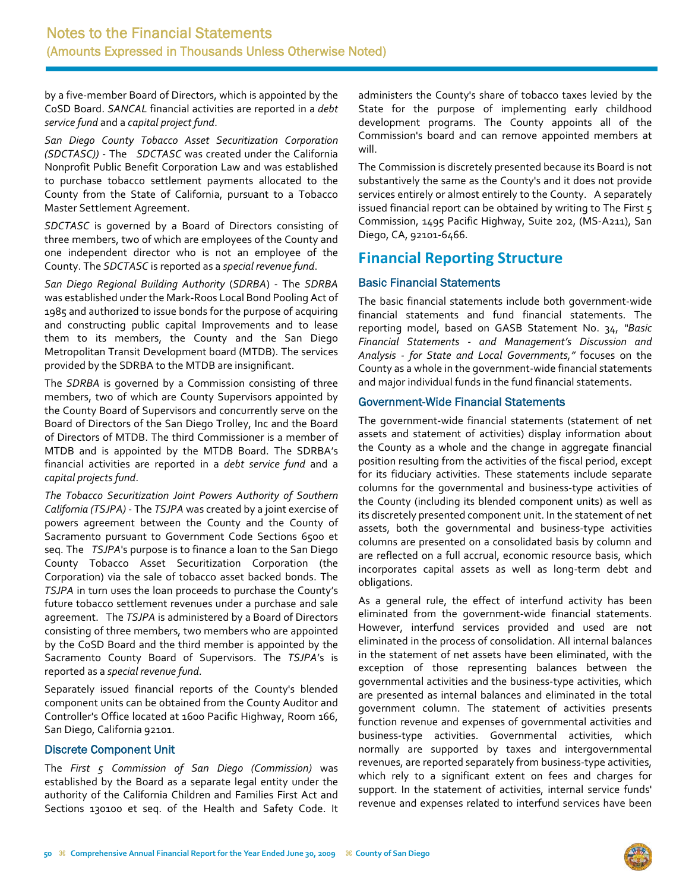by a five-member Board of Directors, which is appointed by the CoSD Board. *SANCAL* financial activities are reported in a *debt service fund* and a *capital project fund*.

*San Diego County Tobacco Asset Securitization Corporation (SDCTASC))* - The *SDCTASC* was created under the California Nonprofit Public Benefit Corporation Law and was established to purchase tobacco settlement payments allocated to the County from the State of California, pursuant to a Tobacco Master Settlement Agreement.

*SDCTASC* is governed by a Board of Directors consisting of three members, two of which are employees of the County and one independent director who is not an employee of the County. The *SDCTASC* is reported as a *special revenue fund*.

*San Diego Regional Building Authority* (*SDRBA*) - The *SDRBA* was established under the Mark-Roos Local Bond Pooling Act of 1985 and authorized to issue bonds for the purpose of acquiring and constructing public capital Improvements and to lease them to its members, the County and the San Diego Metropolitan Transit Development board (MTDB). The services provided by the SDRBA to the MTDB are insignificant.

The *SDRBA* is governed by a Commission consisting of three members, two of which are County Supervisors appointed by the County Board of Supervisors and concurrently serve on the Board of Directors of the San Diego Trolley, Inc and the Board of Directors of MTDB. The third Commissioner is a member of MTDB and is appointed by the MTDB Board. The SDRBA's financial activities are reported in a *debt service fund* and a *capital projects fund*.

*The Tobacco Securitization Joint Powers Authority of Southern California (TSJPA)* - The *TSJPA* was created by a joint exercise of powers agreement between the County and the County of Sacramento pursuant to Government Code Sections 6500 et seq. The *TSJPA*'s purpose is to finance a loan to the San Diego County Tobacco Asset Securitization Corporation (the Corporation) via the sale of tobacco asset backed bonds. The *TSJPA* in turn uses the loan proceeds to purchase the County's future tobacco settlement revenues under a purchase and sale agreement. The *TSJPA* is administered by a Board of Directors consisting of three members, two members who are appointed by the CoSD Board and the third member is appointed by the Sacramento County Board of Supervisors. The *TSJPA*'s is reported as a *special revenue fund*.

Separately issued financial reports of the County's blended component units can be obtained from the County Auditor and Controller's Office located at 1600 Pacific Highway, Room 166, San Diego, California 92101.

### Discrete Component Unit

The *First 5 Commission of San Diego (Commission)* was established by the Board as a separate legal entity under the authority of the California Children and Families First Act and Sections 130100 et seq. of the Health and Safety Code. It administers the County's share of tobacco taxes levied by the State for the purpose of implementing early childhood development programs. The County appoints all of the Commission's board and can remove appointed members at will.

The Commission is discretely presented because its Board is not substantively the same as the County's and it does not provide services entirely or almost entirely to the County. A separately issued financial report can be obtained by writing to The First 5 Commission, 1495 Pacific Highway, Suite 202, (MS-A211), San Diego, CA, 92101-6466.

## Financial Reporting Structure

### Basic Financial Statements

The basic financial statements include both government-wide financial statements and fund financial statements. The reporting model, based on GASB Statement No. 34, *"Basic Financial Statements - and Management's Discussion and Analysis - for State and Local Governments,"* focuses on the County as a whole in the government-wide financial statements and major individual funds in the fund financial statements.

### Government-Wide Financial Statements

The government-wide financial statements (statement of net assets and statement of activities) display information about the County as a whole and the change in aggregate financial position resulting from the activities of the fiscal period, except for its fiduciary activities. These statements include separate columns for the governmental and business-type activities of the County (including its blended component units) as well as its discretely presented component unit. In the statement of net assets, both the governmental and business-type activities columns are presented on a consolidated basis by column and are reflected on a full accrual, economic resource basis, which incorporates capital assets as well as long-term debt and obligations.

As a general rule, the effect of interfund activity has been eliminated from the government-wide financial statements. However, interfund services provided and used are not eliminated in the process of consolidation. All internal balances in the statement of net assets have been eliminated, with the exception of those representing balances between the governmental activities and the business-type activities, which are presented as internal balances and eliminated in the total government column. The statement of activities presents function revenue and expenses of governmental activities and business-type activities. Governmental activities, which normally are supported by taxes and intergovernmental revenues, are reported separately from business-type activities, which rely to a significant extent on fees and charges for support. In the statement of activities, internal service funds' revenue and expenses related to interfund services have been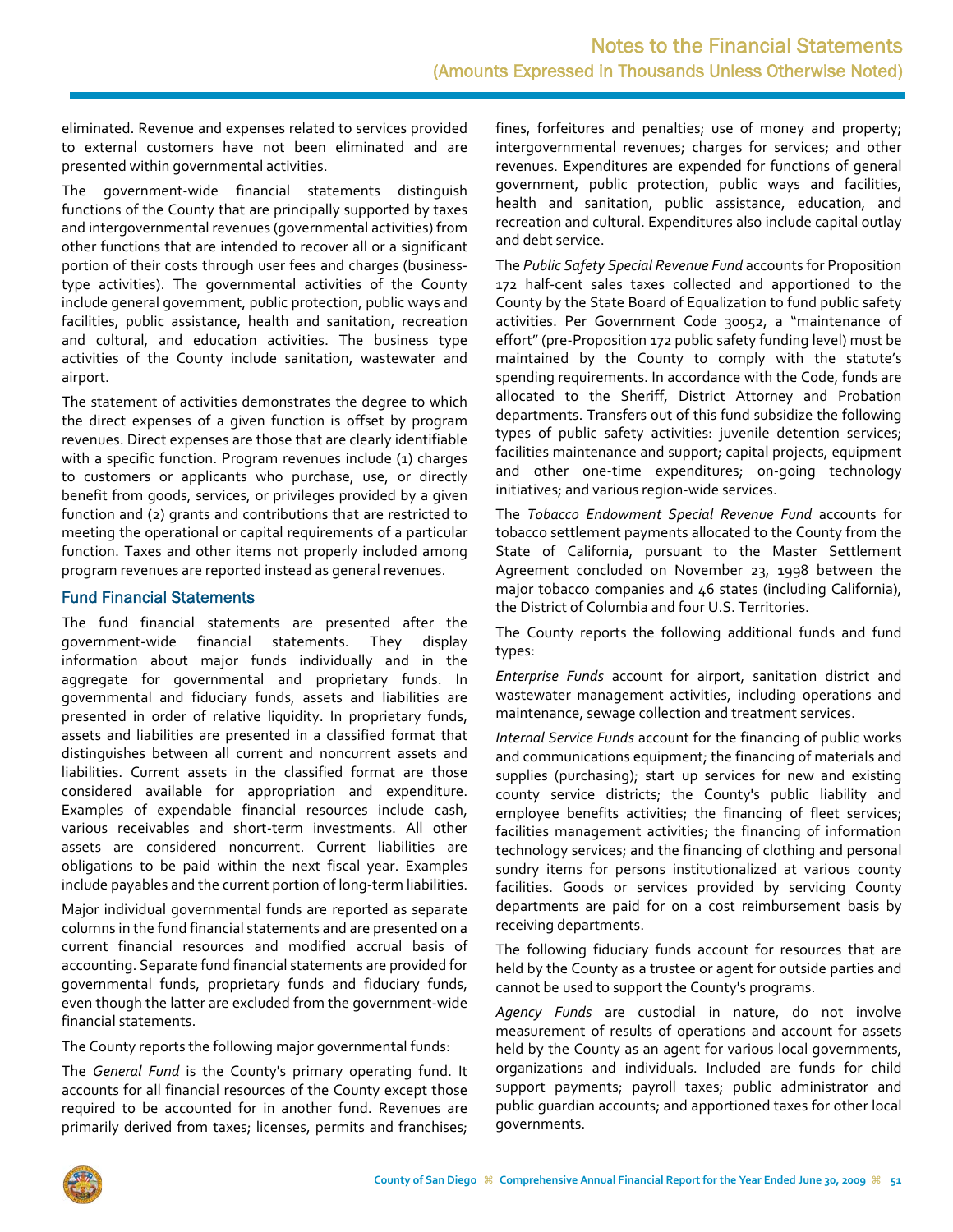eliminated. Revenue and expenses related to services provided to external customers have not been eliminated and are presented within governmental activities.

The government-wide financial statements distinguish functions of the County that are principally supported by taxes and intergovernmental revenues (governmental activities) from other functions that are intended to recover all or a significant portion of their costs through user fees and charges (business-type activities). The governmental activities of the County include general government, public protection, public ways and facilities, public assistance, health and sanitation, recreation and cultural, and education activities. The business type activities of the County include sanitation, wastewater and airport.

The statement of activities demonstrates the degree to which the direct expenses of a given function is offset by program revenues. Direct expenses are those that are clearly identifiable with a specific function. Program revenues include (1) charges to customers or applicants who purchase, use, or directly benefit from goods, services, or privileges provided by a given function and (2) grants and contributions that are restricted to meeting the operational or capital requirements of a particular function. Taxes and other items not properly included among program revenues are reported instead as general revenues.

### Fund Financial Statements

The fund financial statements are presented after the government-wide financial statements. They display information about major funds individually and in the aggregate for governmental and proprietary funds. In governmental and fiduciary funds, assets and liabilities are presented in order of relative liquidity. In proprietary funds, assets and liabilities are presented in a classified format that distinguishes between all current and noncurrent assets and liabilities. Current assets in the classified format are those considered available for appropriation and expenditure. Examples of expendable financial resources include cash, various receivables and short-term investments. All other assets are considered noncurrent. Current liabilities are obligations to be paid within the next fiscal year. Examples include payables and the current portion of long-term liabilities.

Major individual governmental funds are reported as separate columns in the fund financial statements and are presented on a current financial resources and modified accrual basis of accounting. Separate fund financial statements are provided for governmental funds, proprietary funds and fiduciary funds, even though the latter are excluded from the government-wide financial statements.

The County reports the following major governmental funds:

The *General Fund* is the County's primary operating fund. It accounts for all financial resources of the County except those required to be accounted for in another fund. Revenues are primarily derived from taxes; licenses, permits and franchises; fines, forfeitures and penalties; use of money and property; intergovernmental revenues; charges for services; and other revenues. Expenditures are expended for functions of general government, public protection, public ways and facilities, health and sanitation, public assistance, education, and recreation and cultural. Expenditures also include capital outlay and debt service.

The *Public Safety Special Revenue Fund* accounts for Proposition 172 half-cent sales taxes collected and apportioned to the County by the State Board of Equalization to fund public safety activities. Per Government Code 30052, a "maintenance of effort" (pre-Proposition 172 public safety funding level) must be maintained by the County to comply with the statute's spending requirements. In accordance with the Code, funds are allocated to the Sheriff, District Attorney and Probation departments. Transfers out of this fund subsidize the following types of public safety activities: juvenile detention services; facilities maintenance and support; capital projects, equipment and other one-time expenditures; on-going technology initiatives; and various region-wide services.

The *Tobacco Endowment Special Revenue Fund* accounts for tobacco settlement payments allocated to the County from the State of California, pursuant to the Master Settlement Agreement concluded on November 23, 1998 between the major tobacco companies and 46 states (including California), the District of Columbia and four U.S. Territories.

The County reports the following additional funds and fund types:

*Enterprise Funds* account for airport, sanitation district and wastewater management activities, including operations and maintenance, sewage collection and treatment services.

*Internal Service Funds* account for the financing of public works and communications equipment; the financing of materials and supplies (purchasing); start up services for new and existing county service districts; the County's public liability and employee benefits activities; the financing of fleet services; facilities management activities; the financing of information technology services; and the financing of clothing and personal sundry items for persons institutionalized at various county facilities. Goods or services provided by servicing County departments are paid for on a cost reimbursement basis by receiving departments.

The following fiduciary funds account for resources that are held by the County as a trustee or agent for outside parties and cannot be used to support the County's programs.

*Agency Funds* are custodial in nature, do not involve measurement of results of operations and account for assets held by the County as an agent for various local governments, organizations and individuals. Included are funds for child support payments; payroll taxes; public administrator and public guardian accounts; and apportioned taxes for other local governments.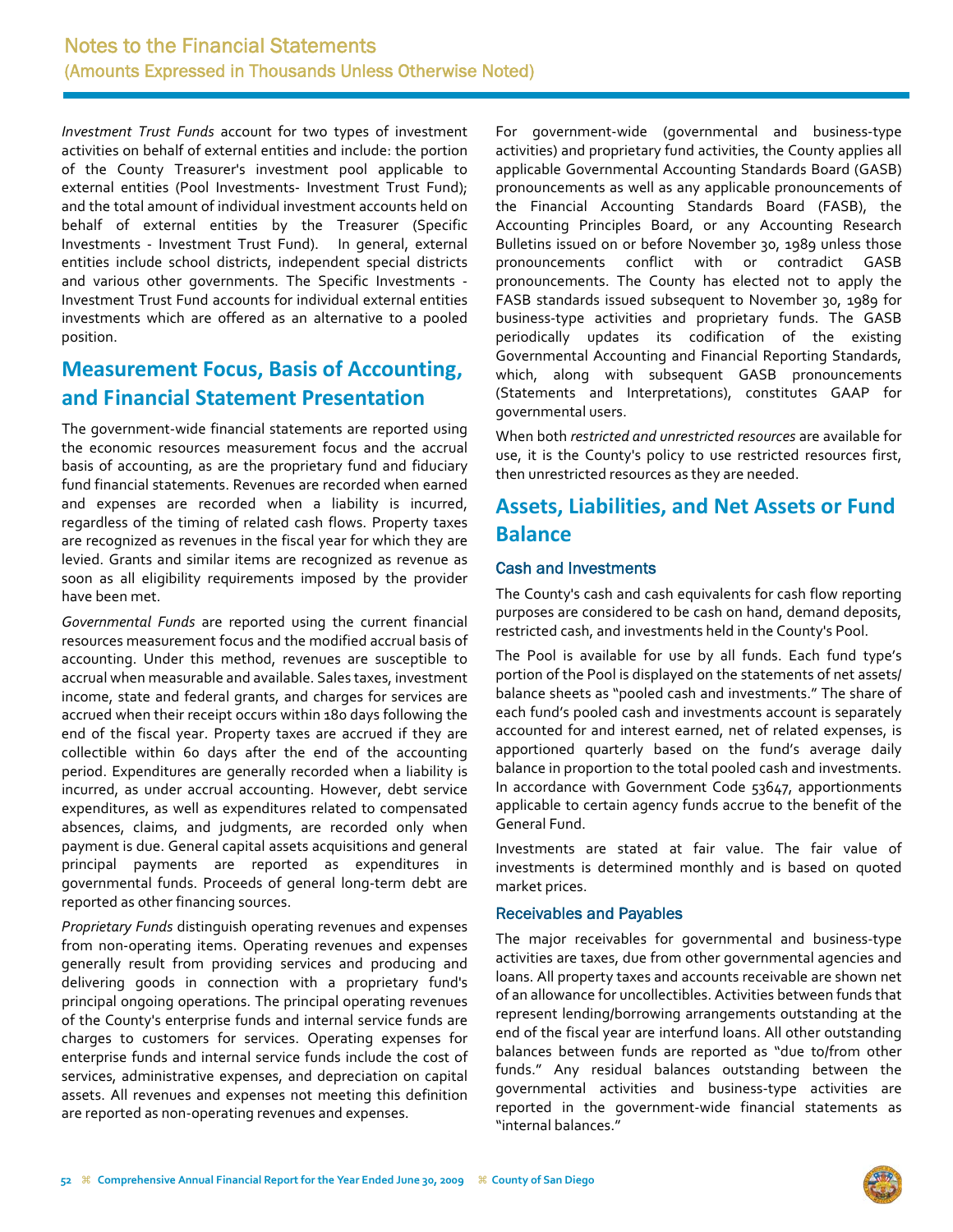*Investment Trust Funds* account for two types of investment activities on behalf of external entities and include: the portion of the County Treasurer's investment pool applicable to external entities (Pool Investments- Investment Trust Fund); and the total amount of individual investment accounts held on behalf of external entities by the Treasurer (Specific Investments - Investment Trust Fund). In general, external entities include school districts, independent special districts and various other governments. The Specific Investments - Investment Trust Fund accounts for individual external entities investments which are offered as an alternative to a pooled position.

## Measurement Focus, Basis of Accounting, and Financial Statement Presentation

The government-wide financial statements are reported using the economic resources measurement focus and the accrual basis of accounting, as are the proprietary fund and fiduciary fund financial statements. Revenues are recorded when earned and expenses are recorded when a liability is incurred, regardless of the timing of related cash flows. Property taxes are recognized as revenues in the fiscal year for which they are levied. Grants and similar items are recognized as revenue as soon as all eligibility requirements imposed by the provider have been met.

*Governmental Funds* are reported using the current financial resources measurement focus and the modified accrual basis of accounting. Under this method, revenues are susceptible to accrual when measurable and available. Sales taxes, investment income, state and federal grants, and charges for services are accrued when their receipt occurs within 180 days following the end of the fiscal year. Property taxes are accrued if they are collectible within 60 days after the end of the accounting period. Expenditures are generally recorded when a liability is incurred, as under accrual accounting. However, debt service expenditures, as well as expenditures related to compensated absences, claims, and judgments, are recorded only when payment is due. General capital assets acquisitions and general principal payments are reported as expenditures in governmental funds. Proceeds of general long-term debt are reported as other financing sources.

*Proprietary Funds* distinguish operating revenues and expenses from non-operating items. Operating revenues and expenses generally result from providing services and producing and delivering goods in connection with a proprietary fund's principal ongoing operations. The principal operating revenues of the County's enterprise funds and internal service funds are charges to customers for services. Operating expenses for enterprise funds and internal service funds include the cost of services, administrative expenses, and depreciation on capital assets. All revenues and expenses not meeting this definition are reported as non-operating revenues and expenses.

For government-wide (governmental and business-type activities) and proprietary fund activities, the County applies all applicable Governmental Accounting Standards Board (GASB) pronouncements as well as any applicable pronouncements of the Financial Accounting Standards Board (FASB), the Accounting Principles Board, or any Accounting Research Bulletins issued on or before November 30, 1989 unless those pronouncements conflict with or contradict GASB pronouncements. The County has elected not to apply the FASB standards issued subsequent to November 30, 1989 for business-type activities and proprietary funds. The GASB periodically updates its codification of the existing Governmental Accounting and Financial Reporting Standards, which, along with subsequent GASB pronouncements (Statements and Interpretations), constitutes GAAP for governmental users.

When both *restricted and unrestricted resources* are available for use, it is the County's policy to use restricted resources first, then unrestricted resources as they are needed.

## Assets, Liabilities, and Net Assets or Fund Balance

### Cash and Investments

The County's cash and cash equivalents for cash flow reporting purposes are considered to be cash on hand, demand deposits, restricted cash, and investments held in the County's Pool.

The Pool is available for use by all funds. Each fund type's portion of the Pool is displayed on the statements of net assets/ balance sheets as "pooled cash and investments." The share of each fund's pooled cash and investments account is separately accounted for and interest earned, net of related expenses, is apportioned quarterly based on the fund's average daily balance in proportion to the total pooled cash and investments. In accordance with Government Code 53647, apportionments applicable to certain agency funds accrue to the benefit of the General Fund.

Investments are stated at fair value. The fair value of investments is determined monthly and is based on quoted market prices.

### Receivables and Payables

The major receivables for governmental and business-type activities are taxes, due from other governmental agencies and loans. All property taxes and accounts receivable are shown net of an allowance for uncollectibles. Activities between funds that represent lending/borrowing arrangements outstanding at the end of the fiscal year are interfund loans. All other outstanding balances between funds are reported as "due to/from other funds." Any residual balances outstanding between the governmental activities and business-type activities are reported in the government-wide financial statements as "internal balances."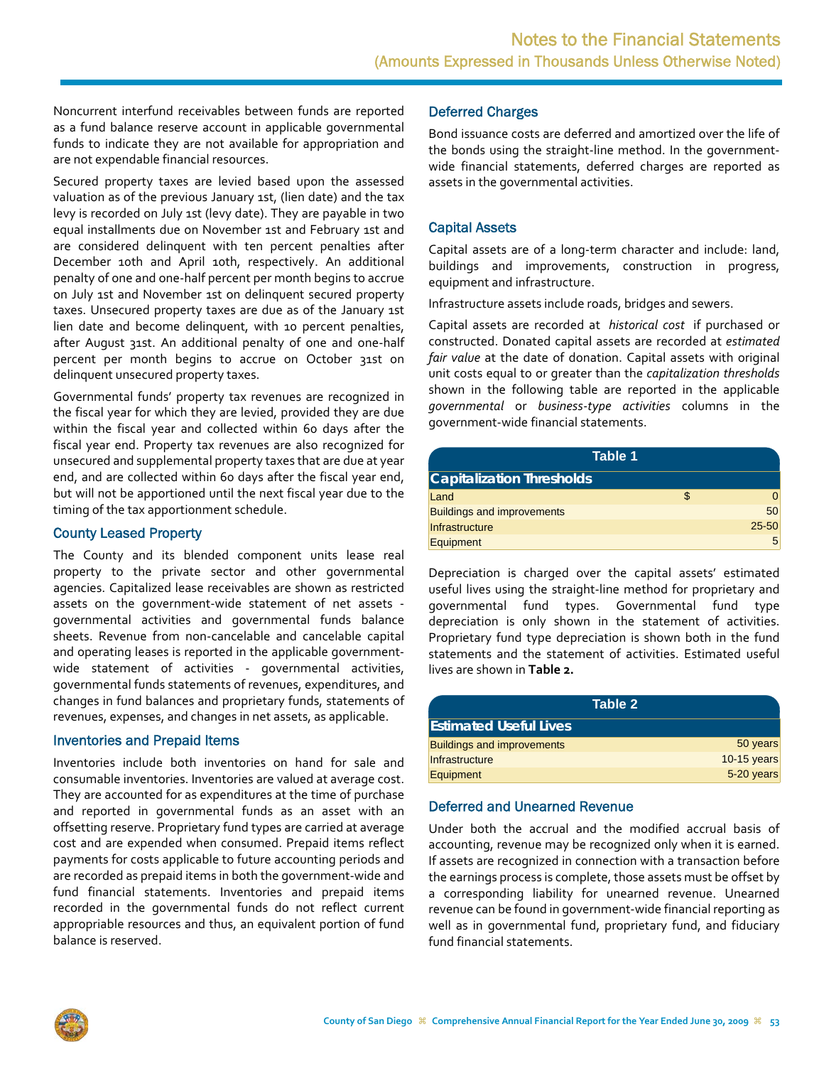Noncurrent interfund receivables between funds are reported as a fund balance reserve account in applicable governmental funds to indicate they are not available for appropriation and are not expendable financial resources.

Secured property taxes are levied based upon the assessed valuation as of the previous January 1st, (lien date) and the tax levy is recorded on July 1st (levy date). They are payable in two equal installments due on November 1st and February 1st and are considered delinquent with ten percent penalties after December 10th and April 10th, respectively. An additional penalty of one and one-half percent per month begins to accrue on July 1st and November 1st on delinquent secured property taxes. Unsecured property taxes are due as of the January 1st lien date and become delinquent, with 10 percent penalties, after August 31st. An additional penalty of one and one-half percent per month begins to accrue on October 31st on delinquent unsecured property taxes.

Governmental funds' property tax revenues are recognized in the fiscal year for which they are levied, provided they are due within the fiscal year and collected within 60 days after the fiscal year end. Property tax revenues are also recognized for unsecured and supplemental property taxes that are due at year end, and are collected within 60 days after the fiscal year end, but will not be apportioned until the next fiscal year due to the timing of the tax apportionment schedule.

## County Leased Property

The County and its blended component units lease real property to the private sector and other governmental agencies. Capitalized lease receivables are shown as restricted assets on the government-wide statement of net assets - governmental activities and governmental funds balance sheets. Revenue from non-cancelable and cancelable capital and operating leases is reported in the applicable government-wide statement of activities - governmental activities, governmental funds statements of revenues, expenditures, and changes in fund balances and proprietary funds, statements of revenues, expenses, and changes in net assets, as applicable.

## Inventories and Prepaid Items

Inventories include both inventories on hand for sale and consumable inventories. Inventories are valued at average cost. They are accounted for as expenditures at the time of purchase and reported in governmental funds as an asset with an offsetting reserve. Proprietary fund types are carried at average cost and are expended when consumed. Prepaid items reflect payments for costs applicable to future accounting periods and are recorded as prepaid items in both the government-wide and fund financial statements. Inventories and prepaid items recorded in the governmental funds do not reflect current appropriable resources and thus, an equivalent portion of fund balance is reserved.

## Deferred Charges

Bond issuance costs are deferred and amortized over the life of the bonds using the straight-line method. In the government-wide financial statements, deferred charges are reported as assets in the governmental activities.

## Capital Assets

Capital assets are of a long-term character and include: land, buildings and improvements, construction in progress, equipment and infrastructure.

Infrastructure assets include roads, bridges and sewers.

Capital assets are recorded at *historical cost* if purchased or constructed. Donated capital assets are recorded at *estimated fair value* at the date of donation. Capital assets with original unit costs equal to or greater than the *capitalization thresholds* shown in the following table are reported in the applicable *governmental* or *business-type activities* columns in the government-wide financial statements.

**Table 1**

| Capitalization Thresholds | | |
|---|---|---|
| Land | $ | 0 |
| Buildings and improvements | | 50 |
| Infrastructure | | 25-50 |
| Equipment | | 5 |

Depreciation is charged over the capital assets' estimated useful lives using the straight-line method for proprietary and governmental fund types. Governmental fund type depreciation is only shown in the statement of activities. Proprietary fund type depreciation is shown both in the fund statements and the statement of activities. Estimated useful lives are shown in **Table 2.**

**Table 2**

| Estimated Useful Lives | |
|---|---|
| Buildings and improvements | 50 years |
| Infrastructure | 10-15 years |
| Equipment | 5-20 years |

## Deferred and Unearned Revenue

Under both the accrual and the modified accrual basis of accounting, revenue may be recognized only when it is earned. If assets are recognized in connection with a transaction before the earnings process is complete, those assets must be offset by a corresponding liability for unearned revenue. Unearned revenue can be found in government-wide financial reporting as well as in governmental fund, proprietary fund, and fiduciary fund financial statements.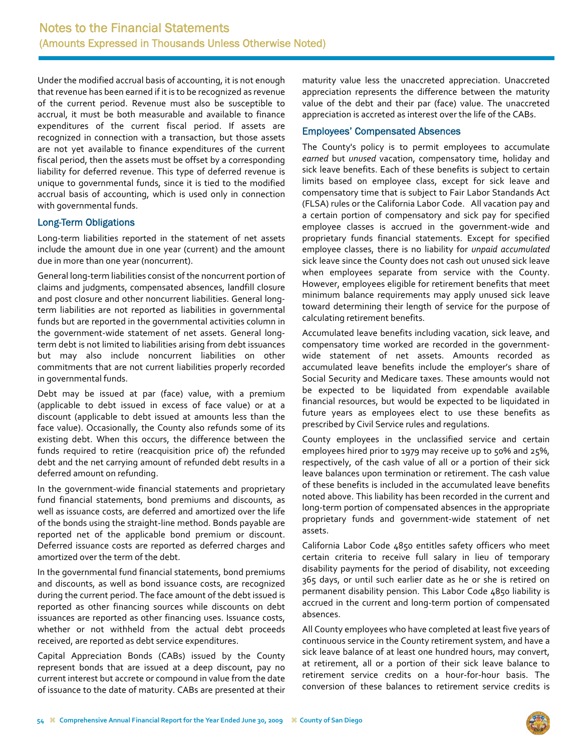Under the modified accrual basis of accounting, it is not enough that revenue has been earned if it is to be recognized as revenue of the current period. Revenue must also be susceptible to accrual, it must be both measurable and available to finance expenditures of the current fiscal period. If assets are recognized in connection with a transaction, but those assets are not yet available to finance expenditures of the current fiscal period, then the assets must be offset by a corresponding liability for deferred revenue. This type of deferred revenue is unique to governmental funds, since it is tied to the modified accrual basis of accounting, which is used only in connection with governmental funds.

### Long-Term Obligations

Long-term liabilities reported in the statement of net assets include the amount due in one year (current) and the amount due in more than one year (noncurrent).

General long-term liabilities consist of the noncurrent portion of claims and judgments, compensated absences, landfill closure and post closure and other noncurrent liabilities. General long-term liabilities are not reported as liabilities in governmental funds but are reported in the governmental activities column in the government-wide statement of net assets. General long-term debt is not limited to liabilities arising from debt issuances but may also include noncurrent liabilities on other commitments that are not current liabilities properly recorded in governmental funds.

Debt may be issued at par (face) value, with a premium (applicable to debt issued in excess of face value) or at a discount (applicable to debt issued at amounts less than the face value). Occasionally, the County also refunds some of its existing debt. When this occurs, the difference between the funds required to retire (reacquisition price of) the refunded debt and the net carrying amount of refunded debt results in a deferred amount on refunding.

In the government-wide financial statements and proprietary fund financial statements, bond premiums and discounts, as well as issuance costs, are deferred and amortized over the life of the bonds using the straight-line method. Bonds payable are reported net of the applicable bond premium or discount. Deferred issuance costs are reported as deferred charges and amortized over the term of the debt.

In the governmental fund financial statements, bond premiums and discounts, as well as bond issuance costs, are recognized during the current period. The face amount of the debt issued is reported as other financing sources while discounts on debt issuances are reported as other financing uses. Issuance costs, whether or not withheld from the actual debt proceeds received, are reported as debt service expenditures.

Capital Appreciation Bonds (CABs) issued by the County represent bonds that are issued at a deep discount, pay no current interest but accrete or compound in value from the date of issuance to the date of maturity. CABs are presented at their maturity value less the unaccreted appreciation. Unaccreted appreciation represents the difference between the maturity value of the debt and their par (face) value. The unaccreted appreciation is accreted as interest over the life of the CABs.

### Employees' Compensated Absences

The County's policy is to permit employees to accumulate *earned* but *unused* vacation, compensatory time, holiday and sick leave benefits. Each of these benefits is subject to certain limits based on employee class, except for sick leave and compensatory time that is subject to Fair Labor Standands Act (FLSA) rules or the California Labor Code. All vacation pay and a certain portion of compensatory and sick pay for specified employee classes is accrued in the government-wide and proprietary funds financial statements. Except for specified employee classes, there is no liability for *unpaid accumulated* sick leave since the County does not cash out unused sick leave when employees separate from service with the County. However, employees eligible for retirement benefits that meet minimum balance requirements may apply unused sick leave toward determining their length of service for the purpose of calculating retirement benefits.

Accumulated leave benefits including vacation, sick leave, and compensatory time worked are recorded in the government-wide statement of net assets. Amounts recorded as accumulated leave benefits include the employer's share of Social Security and Medicare taxes. These amounts would not be expected to be liquidated from expendable available financial resources, but would be expected to be liquidated in future years as employees elect to use these benefits as prescribed by Civil Service rules and regulations.

County employees in the unclassified service and certain employees hired prior to 1979 may receive up to 50% and 25%, respectively, of the cash value of all or a portion of their sick leave balances upon termination or retirement. The cash value of these benefits is included in the accumulated leave benefits noted above. This liability has been recorded in the current and long-term portion of compensated absences in the appropriate proprietary funds and government-wide statement of net assets.

California Labor Code 4850 entitles safety officers who meet certain criteria to receive full salary in lieu of temporary disability payments for the period of disability, not exceeding 365 days, or until such earlier date as he or she is retired on permanent disability pension. This Labor Code 4850 liability is accrued in the current and long-term portion of compensated absences.

All County employees who have completed at least five years of continuous service in the County retirement system, and have a sick leave balance of at least one hundred hours, may convert, at retirement, all or a portion of their sick leave balance to retirement service credits on a hour-for-hour basis. The conversion of these balances to retirement service credits is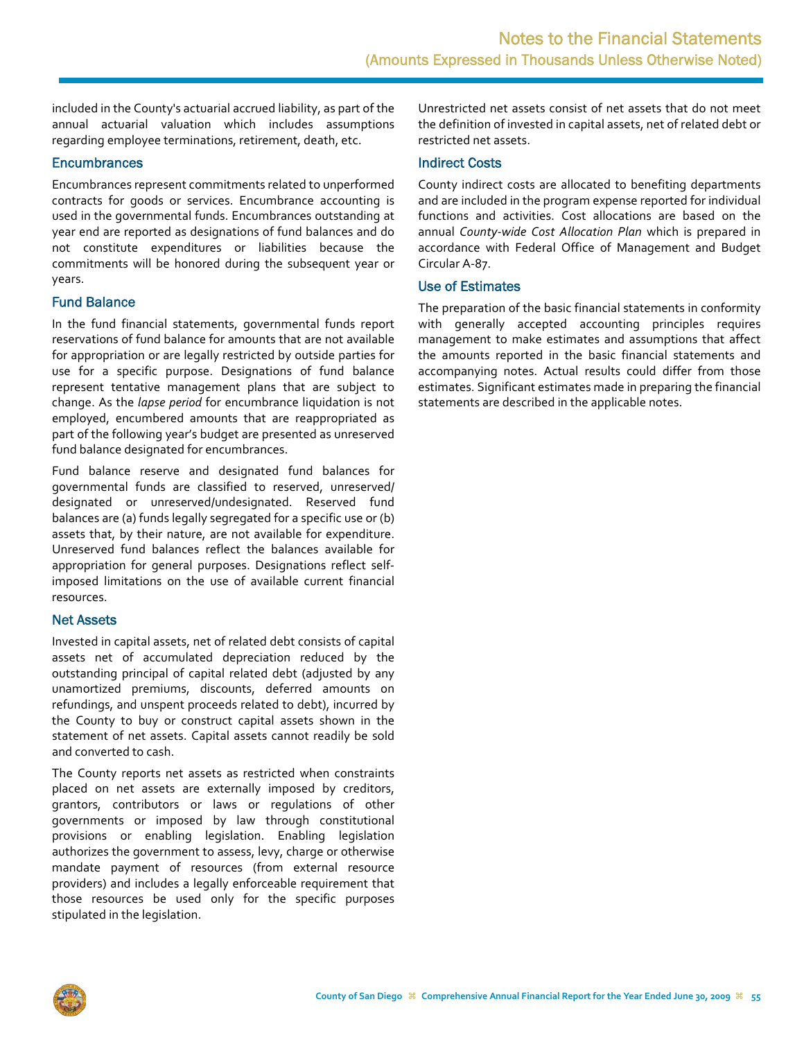included in the County's actuarial accrued liability, as part of the annual actuarial valuation which includes assumptions regarding employee terminations, retirement, death, etc.

### Encumbrances

Encumbrances represent commitments related to unperformed contracts for goods or services. Encumbrance accounting is used in the governmental funds. Encumbrances outstanding at year end are reported as designations of fund balances and do not constitute expenditures or liabilities because the commitments will be honored during the subsequent year or years.

### Fund Balance

In the fund financial statements, governmental funds report reservations of fund balance for amounts that are not available for appropriation or are legally restricted by outside parties for use for a specific purpose. Designations of fund balance represent tentative management plans that are subject to change. As the *lapse period* for encumbrance liquidation is not employed, encumbered amounts that are reappropriated as part of the following year's budget are presented as unreserved fund balance designated for encumbrances.

Fund balance reserve and designated fund balances for governmental funds are classified to reserved, unreserved/ designated or unreserved/undesignated. Reserved fund balances are (a) funds legally segregated for a specific use or (b) assets that, by their nature, are not available for expenditure. Unreserved fund balances reflect the balances available for appropriation for general purposes. Designations reflect self-imposed limitations on the use of available current financial resources.

### Net Assets

Invested in capital assets, net of related debt consists of capital assets net of accumulated depreciation reduced by the outstanding principal of capital related debt (adjusted by any unamortized premiums, discounts, deferred amounts on refundings, and unspent proceeds related to debt), incurred by the County to buy or construct capital assets shown in the statement of net assets. Capital assets cannot readily be sold and converted to cash.

The County reports net assets as restricted when constraints placed on net assets are externally imposed by creditors, grantors, contributors or laws or regulations of other governments or imposed by law through constitutional provisions or enabling legislation. Enabling legislation authorizes the government to assess, levy, charge or otherwise mandate payment of resources (from external resource providers) and includes a legally enforceable requirement that those resources be used only for the specific purposes stipulated in the legislation.

Unrestricted net assets consist of net assets that do not meet the definition of invested in capital assets, net of related debt or restricted net assets.

### Indirect Costs

County indirect costs are allocated to benefiting departments and are included in the program expense reported for individual functions and activities. Cost allocations are based on the annual *County-wide Cost Allocation Plan* which is prepared in accordance with Federal Office of Management and Budget Circular A-87.

### Use of Estimates

The preparation of the basic financial statements in conformity with generally accepted accounting principles requires management to make estimates and assumptions that affect the amounts reported in the basic financial statements and accompanying notes. Actual results could differ from those estimates. Significant estimates made in preparing the financial statements are described in the applicable notes.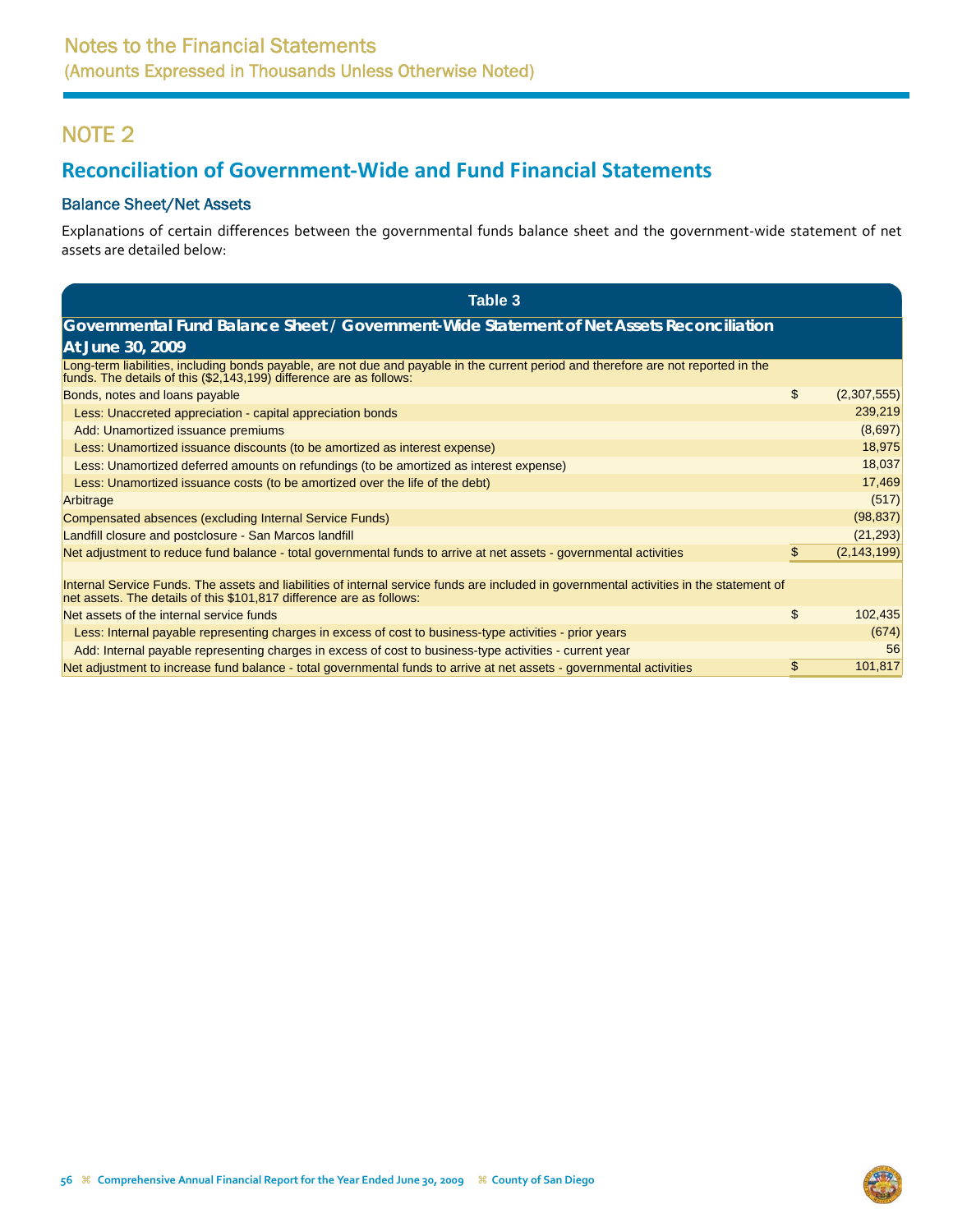# NOTE 2

## Reconciliation of Government-Wide and Fund Financial Statements

### Balance Sheet/Net Assets

Explanations of certain differences between the governmental funds balance sheet and the government-wide statement of net assets are detailed below:

**Table 3**

**Governmental Fund Balance Sheet / Government-Wide Statement of Net Assets Reconciliation At June 30, 2009**

| Description | | Amount |
|---|---|---|
| Long-term liabilities, including bonds payable, are not due and payable in the current period and therefore are not reported in the funds. The details of this ($2,143,199) difference are as follows: | | |
| Bonds, notes and loans payable | $ | (2,307,555) |
| Less: Unaccreted appreciation - capital appreciation bonds | | 239,219 |
| Add: Unamortized issuance premiums | | (8,697) |
| Less: Unamortized issuance discounts (to be amortized as interest expense) | | 18,975 |
| Less: Unamortized deferred amounts on refundings (to be amortized as interest expense) | | 18,037 |
| Less: Unamortized issuance costs (to be amortized over the life of the debt) | | 17,469 |
| Arbitrage | | (517) |
| Compensated absences (excluding Internal Service Funds) | | (98,837) |
| Landfill closure and postclosure - San Marcos landfill | | (21,293) |
| Net adjustment to reduce fund balance - total governmental funds to arrive at net assets - governmental activities | $ | (2,143,199) |
| | | |
| Internal Service Funds. The assets and liabilities of internal service funds are included in governmental activities in the statement of net assets. The details of this $101,817 difference are as follows: | | |
| Net assets of the internal service funds | $ | 102,435 |
| Less: Internal payable representing charges in excess of cost to business-type activities - prior years | | (674) |
| Add: Internal payable representing charges in excess of cost to business-type activities - current year | | 56 |
| Net adjustment to increase fund balance - total governmental funds to arrive at net assets - governmental activities | $ | 101,817 |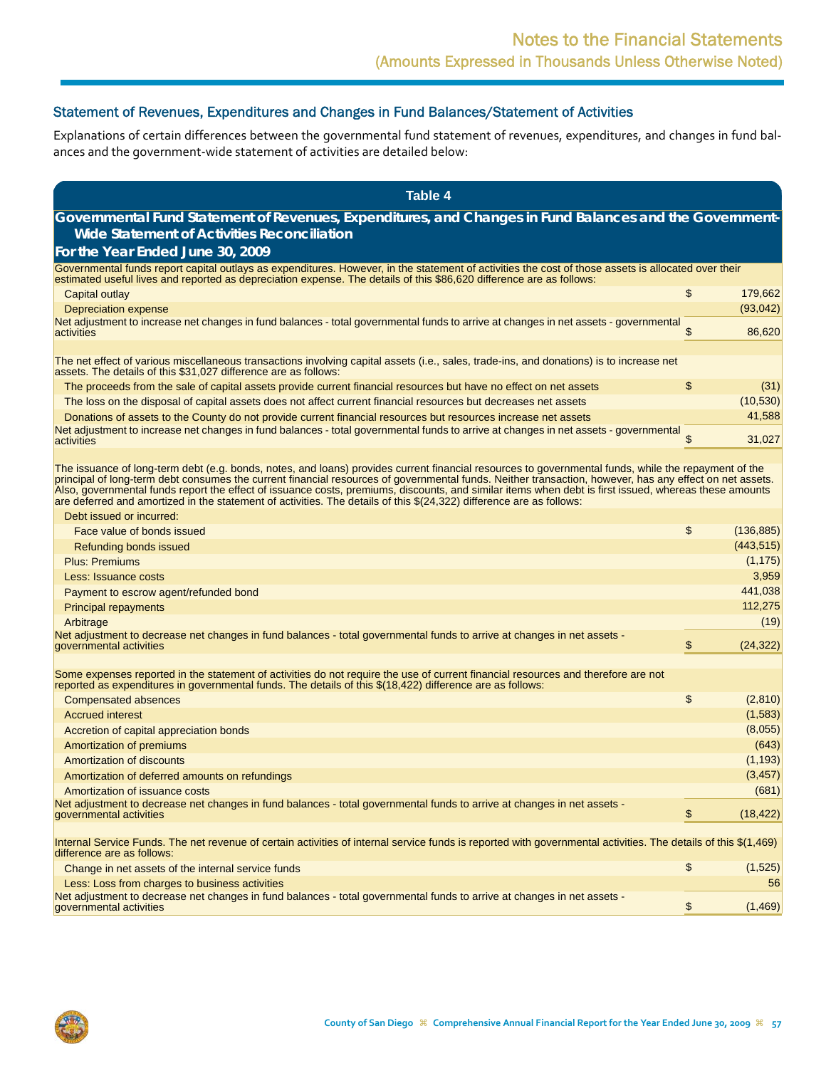## Statement of Revenues, Expenditures and Changes in Fund Balances/Statement of Activities

Explanations of certain differences between the governmental fund statement of revenues, expenditures, and changes in fund balances and the government-wide statement of activities are detailed below:

**Table 4**

**Governmental Fund Statement of Revenues, Expenditures, and Changes in Fund Balances and the Government-Wide Statement of Activities Reconciliation**

**For the Year Ended June 30, 2009**

| | | |
|---|---|---|
| Governmental funds report capital outlays as expenditures. However, in the statement of activities the cost of those assets is allocated over their estimated useful lives and reported as depreciation expense. The details of this $86,620 difference are as follows: | | |
| Capital outlay | $ | 179,662 |
| Depreciation expense | | (93,042) |
| Net adjustment to increase net changes in fund balances - total governmental funds to arrive at changes in net assets - governmental activities | $ | 86,620 |
| | | |
| The net effect of various miscellaneous transactions involving capital assets (i.e., sales, trade-ins, and donations) is to increase net assets. The details of this $31,027 difference are as follows: | | |
| The proceeds from the sale of capital assets provide current financial resources but have no effect on net assets | $ | (31) |
| The loss on the disposal of capital assets does not affect current financial resources but decreases net assets | | (10,530) |
| Donations of assets to the County do not provide current financial resources but resources increase net assets | | 41,588 |
| Net adjustment to increase net changes in fund balances - total governmental funds to arrive at changes in net assets - governmental activities | $ | 31,027 |
| | | |
| The issuance of long-term debt (e.g. bonds, notes, and loans) provides current financial resources to governmental funds, while the repayment of the principal of long-term debt consumes the current financial resources of governmental funds. Neither transaction, however, has any effect on net assets. Also, governmental funds report the effect of issuance costs, premiums, discounts, and similar items when debt is first issued, whereas these amounts are deferred and amortized in the statement of activities. The details of this $(24,322) difference are as follows: | | |
| Debt issued or incurred: | | |
| Face value of bonds issued | $ | (136,885) |
| Refunding bonds issued | | (443,515) |
| Plus: Premiums | | (1,175) |
| Less: Issuance costs | | 3,959 |
| Payment to escrow agent/refunded bond | | 441,038 |
| Principal repayments | | 112,275 |
| Arbitrage | | (19) |
| Net adjustment to decrease net changes in fund balances - total governmental funds to arrive at changes in net assets - governmental activities | $ | (24,322) |
| | | |
| Some expenses reported in the statement of activities do not require the use of current financial resources and therefore are not reported as expenditures in governmental funds. The details of this $(18,422) difference are as follows: | | |
| Compensated absences | $ | (2,810) |
| Accrued interest | | (1,583) |
| Accretion of capital appreciation bonds | | (8,055) |
| Amortization of premiums | | (643) |
| Amortization of discounts | | (1,193) |
| Amortization of deferred amounts on refundings | | (3,457) |
| Amortization of issuance costs | | (681) |
| Net adjustment to decrease net changes in fund balances - total governmental funds to arrive at changes in net assets - governmental activities | $ | (18,422) |
| | | |
| Internal Service Funds. The net revenue of certain activities of internal service funds is reported with governmental activities. The details of this $(1,469) difference are as follows: | | |
| Change in net assets of the internal service funds | $ | (1,525) |
| Less: Loss from charges to business activities | | 56 |
| Net adjustment to decrease net changes in fund balances - total governmental funds to arrive at changes in net assets - governmental activities | $ | (1,469) |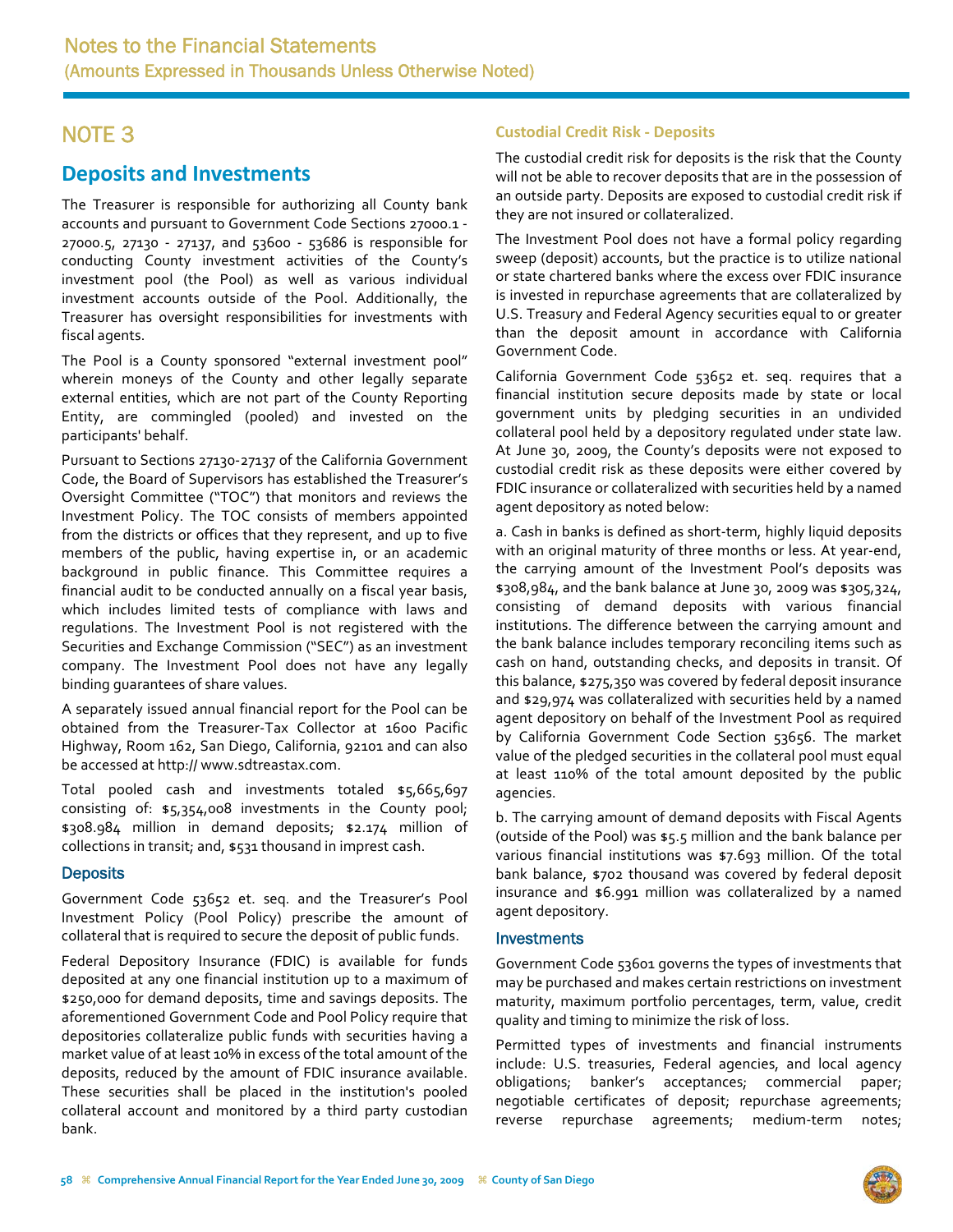# NOTE 3

## Deposits and Investments

The Treasurer is responsible for authorizing all County bank accounts and pursuant to Government Code Sections 27000.1 - 27000.5, 27130 - 27137, and 53600 - 53686 is responsible for conducting County investment activities of the County's investment pool (the Pool) as well as various individual investment accounts outside of the Pool. Additionally, the Treasurer has oversight responsibilities for investments with fiscal agents.

The Pool is a County sponsored "external investment pool" wherein moneys of the County and other legally separate external entities, which are not part of the County Reporting Entity, are commingled (pooled) and invested on the participants' behalf.

Pursuant to Sections 27130-27137 of the California Government Code, the Board of Supervisors has established the Treasurer's Oversight Committee ("TOC") that monitors and reviews the Investment Policy. The TOC consists of members appointed from the districts or offices that they represent, and up to five members of the public, having expertise in, or an academic background in public finance. This Committee requires a financial audit to be conducted annually on a fiscal year basis, which includes limited tests of compliance with laws and regulations. The Investment Pool is not registered with the Securities and Exchange Commission ("SEC") as an investment company. The Investment Pool does not have any legally binding guarantees of share values.

A separately issued annual financial report for the Pool can be obtained from the Treasurer-Tax Collector at 1600 Pacific Highway, Room 162, San Diego, California, 92101 and can also be accessed at http:// www.sdtreastax.com.

Total pooled cash and investments totaled $5,665,697 consisting of: $5,354,008 investments in the County pool; $308.984 million in demand deposits; $2.174 million of collections in transit; and, $531 thousand in imprest cash.

### Deposits

Government Code 53652 et. seq. and the Treasurer's Pool Investment Policy (Pool Policy) prescribe the amount of collateral that is required to secure the deposit of public funds.

Federal Depository Insurance (FDIC) is available for funds deposited at any one financial institution up to a maximum of $250,000 for demand deposits, time and savings deposits. The aforementioned Government Code and Pool Policy require that depositories collateralize public funds with securities having a market value of at least 10% in excess of the total amount of the deposits, reduced by the amount of FDIC insurance available. These securities shall be placed in the institution's pooled collateral account and monitored by a third party custodian bank.

### Custodial Credit Risk - Deposits

The custodial credit risk for deposits is the risk that the County will not be able to recover deposits that are in the possession of an outside party. Deposits are exposed to custodial credit risk if they are not insured or collateralized.

The Investment Pool does not have a formal policy regarding sweep (deposit) accounts, but the practice is to utilize national or state chartered banks where the excess over FDIC insurance is invested in repurchase agreements that are collateralized by U.S. Treasury and Federal Agency securities equal to or greater than the deposit amount in accordance with California Government Code.

California Government Code 53652 et. seq. requires that a financial institution secure deposits made by state or local government units by pledging securities in an undivided collateral pool held by a depository regulated under state law. At June 30, 2009, the County's deposits were not exposed to custodial credit risk as these deposits were either covered by FDIC insurance or collateralized with securities held by a named agent depository as noted below:

a. Cash in banks is defined as short-term, highly liquid deposits with an original maturity of three months or less. At year-end, the carrying amount of the Investment Pool's deposits was $308,984, and the bank balance at June 30, 2009 was $305,324, consisting of demand deposits with various financial institutions. The difference between the carrying amount and the bank balance includes temporary reconciling items such as cash on hand, outstanding checks, and deposits in transit. Of this balance, $275,350 was covered by federal deposit insurance and $29,974 was collateralized with securities held by a named agent depository on behalf of the Investment Pool as required by California Government Code Section 53656. The market value of the pledged securities in the collateral pool must equal at least 110% of the total amount deposited by the public agencies.

b. The carrying amount of demand deposits with Fiscal Agents (outside of the Pool) was $5.5 million and the bank balance per various financial institutions was $7.693 million. Of the total bank balance, $702 thousand was covered by federal deposit insurance and $6.991 million was collateralized by a named agent depository.

### Investments

Government Code 53601 governs the types of investments that may be purchased and makes certain restrictions on investment maturity, maximum portfolio percentages, term, value, credit quality and timing to minimize the risk of loss.

Permitted types of investments and financial instruments include: U.S. treasuries, Federal agencies, and local agency obligations; banker's acceptances; commercial paper; negotiable certificates of deposit; repurchase agreements; reverse repurchase agreements; medium-term notes;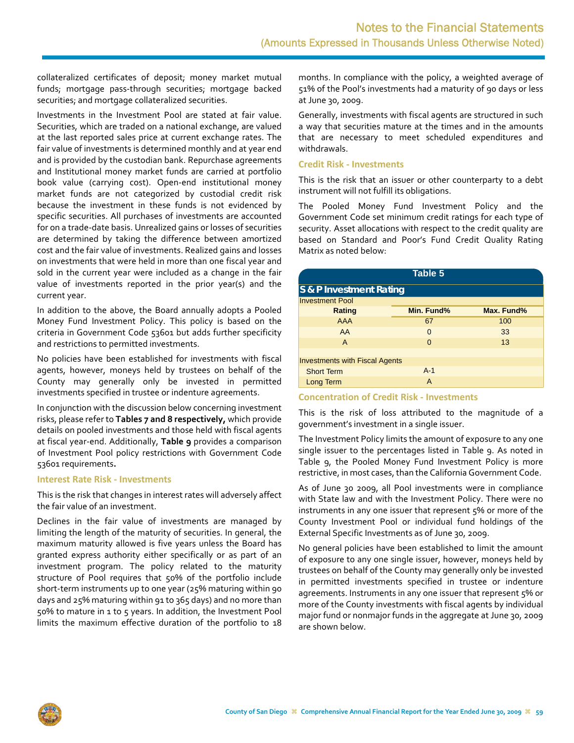collateralized certificates of deposit; money market mutual funds; mortgage pass-through securities; mortgage backed securities; and mortgage collateralized securities.

Investments in the Investment Pool are stated at fair value. Securities, which are traded on a national exchange, are valued at the last reported sales price at current exchange rates. The fair value of investments is determined monthly and at year end and is provided by the custodian bank. Repurchase agreements and Institutional money market funds are carried at portfolio book value (carrying cost). Open-end institutional money market funds are not categorized by custodial credit risk because the investment in these funds is not evidenced by specific securities. All purchases of investments are accounted for on a trade-date basis. Unrealized gains or losses of securities are determined by taking the difference between amortized cost and the fair value of investments. Realized gains and losses on investments that were held in more than one fiscal year and sold in the current year were included as a change in the fair value of investments reported in the prior year(s) and the current year.

In addition to the above, the Board annually adopts a Pooled Money Fund Investment Policy. This policy is based on the criteria in Government Code 53601 but adds further specificity and restrictions to permitted investments.

No policies have been established for investments with fiscal agents, however, moneys held by trustees on behalf of the County may generally only be invested in permitted investments specified in trustee or indenture agreements.

In conjunction with the discussion below concerning investment risks, please refer to **Tables 7 and 8 respectively,** which provide details on pooled investments and those held with fiscal agents at fiscal year-end. Additionally, **Table 9** provides a comparison of Investment Pool policy restrictions with Government Code 53601 requirements**.**

### Interest Rate Risk - Investments

This is the risk that changes in interest rates will adversely affect the fair value of an investment.

Declines in the fair value of investments are managed by limiting the length of the maturity of securities. In general, the maximum maturity allowed is five years unless the Board has granted express authority either specifically or as part of an investment program. The policy related to the maturity structure of Pool requires that 50% of the portfolio include short-term instruments up to one year (25% maturing within 90 days and 25% maturing within 91 to 365 days) and no more than 50% to mature in 1 to 5 years. In addition, the Investment Pool limits the maximum effective duration of the portfolio to 18 months. In compliance with the policy, a weighted average of 51% of the Pool's investments had a maturity of 90 days or less at June 30, 2009.

Generally, investments with fiscal agents are structured in such a way that securities mature at the times and in the amounts that are necessary to meet scheduled expenditures and withdrawals.

### Credit Risk - Investments

This is the risk that an issuer or other counterparty to a debt instrument will not fulfill its obligations.

The Pooled Money Fund Investment Policy and the Government Code set minimum credit ratings for each type of security. Asset allocations with respect to the credit quality are based on Standard and Poor's Fund Credit Quality Rating Matrix as noted below:

**Table 5**

**S & P Investment Rating**

| Investment Pool | | |
|---|---|---|
| **Rating** | **Min. Fund%** | **Max. Fund%** |
| AAA | 67 | 100 |
| AA | 0 | 33 |
| A | 0 | 13 |
| | | |
| Investments with Fiscal Agents | | |
| Short Term | A-1 | |
| Long Term | A | |

### Concentration of Credit Risk - Investments

This is the risk of loss attributed to the magnitude of a government's investment in a single issuer.

The Investment Policy limits the amount of exposure to any one single issuer to the percentages listed in Table 9. As noted in Table 9, the Pooled Money Fund Investment Policy is more restrictive, in most cases, than the California Government Code.

As of June 30 2009, all Pool investments were in compliance with State law and with the Investment Policy. There were no instruments in any one issuer that represent 5% or more of the County Investment Pool or individual fund holdings of the External Specific Investments as of June 30, 2009.

No general policies have been established to limit the amount of exposure to any one single issuer, however, moneys held by trustees on behalf of the County may generally only be invested in permitted investments specified in trustee or indenture agreements. Instruments in any one issuer that represent 5% or more of the County investments with fiscal agents by individual major fund or nonmajor funds in the aggregate at June 30, 2009 are shown below.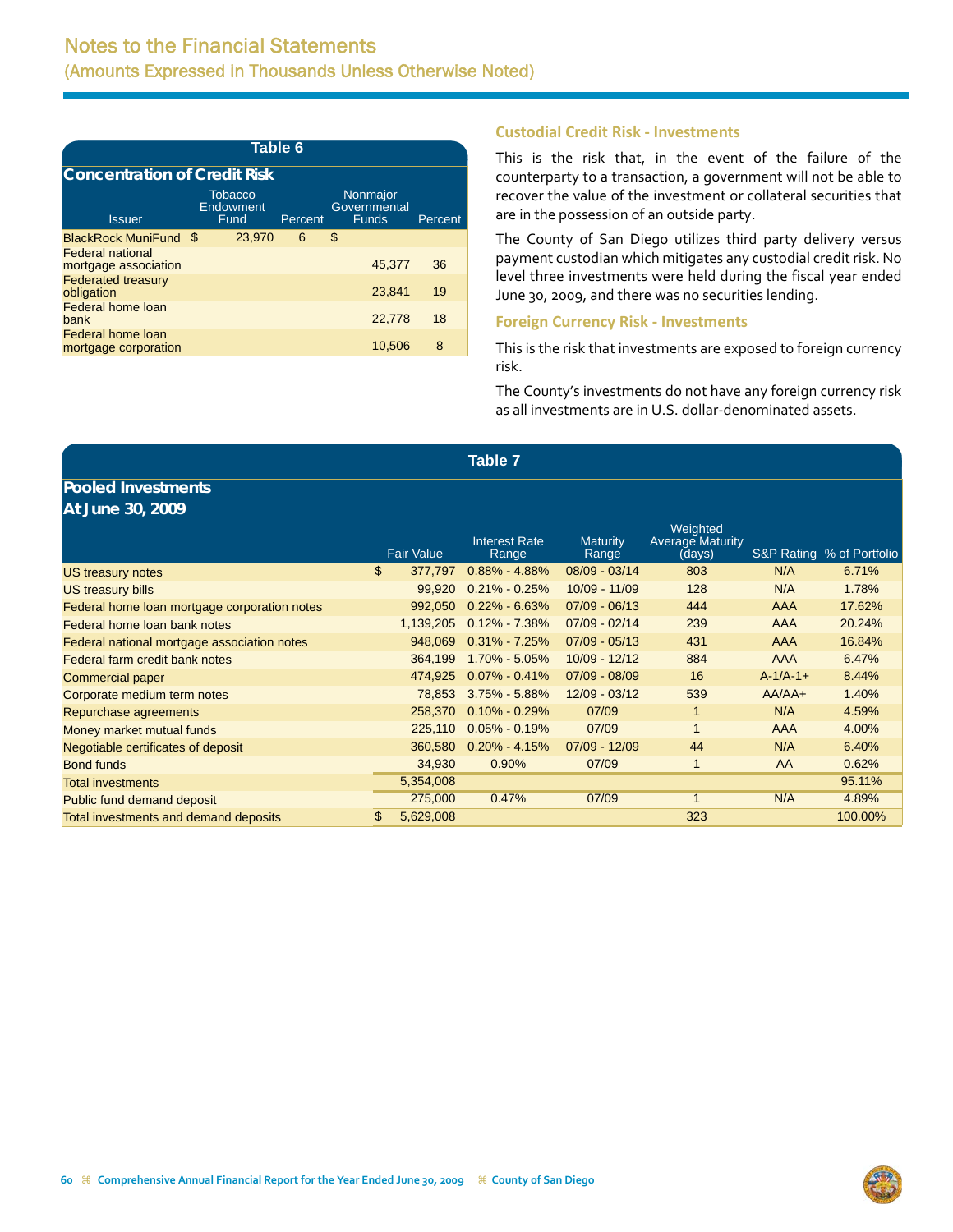# Notes to the Financial Statements
## (Amounts Expressed in Thousands Unless Otherwise Noted)

**Table 6**

**Concentration of Credit Risk**

| Issuer | Tobacco Endowment Fund | Percent | Nonmajor Governmental Funds | Percent |
|---|---|---|---|---|
| BlackRock MuniFund | $ 23,970 | 6 | $ | |
| Federal national mortgage association | | | 45,377 | 36 |
| Federated treasury obligation | | | 23,841 | 19 |
| Federal home loan bank | | | 22,778 | 18 |
| Federal home loan mortgage corporation | | | 10,506 | 8 |

### Custodial Credit Risk - Investments

This is the risk that, in the event of the failure of the counterparty to a transaction, a government will not be able to recover the value of the investment or collateral securities that are in the possession of an outside party.

The County of San Diego utilizes third party delivery versus payment custodian which mitigates any custodial credit risk. No level three investments were held during the fiscal year ended June 30, 2009, and there was no securities lending.

### Foreign Currency Risk - Investments

This is the risk that investments are exposed to foreign currency risk.

The County's investments do not have any foreign currency risk as all investments are in U.S. dollar-denominated assets.

**Table 7**

**Pooled Investments At June 30, 2009**

| | Fair Value | Interest Rate Range | Maturity Range | Weighted Average Maturity (days) | S&P Rating | % of Portfolio |
|---|---|---|---|---|---|---|
| US treasury notes | $ 377,797 | 0.88% - 4.88% | 08/09 - 03/14 | 803 | N/A | 6.71% |
| US treasury bills | 99,920 | 0.21% - 0.25% | 10/09 - 11/09 | 128 | N/A | 1.78% |
| Federal home loan mortgage corporation notes | 992,050 | 0.22% - 6.63% | 07/09 - 06/13 | 444 | AAA | 17.62% |
| Federal home loan bank notes | 1,139,205 | 0.12% - 7.38% | 07/09 - 02/14 | 239 | AAA | 20.24% |
| Federal national mortgage association notes | 948,069 | 0.31% - 7.25% | 07/09 - 05/13 | 431 | AAA | 16.84% |
| Federal farm credit bank notes | 364,199 | 1.70% - 5.05% | 10/09 - 12/12 | 884 | AAA | 6.47% |
| Commercial paper | 474,925 | 0.07% - 0.41% | 07/09 - 08/09 | 16 | A-1/A-1+ | 8.44% |
| Corporate medium term notes | 78,853 | 3.75% - 5.88% | 12/09 - 03/12 | 539 | AA/AA+ | 1.40% |
| Repurchase agreements | 258,370 | 0.10% - 0.29% | 07/09 | 1 | N/A | 4.59% |
| Money market mutual funds | 225,110 | 0.05% - 0.19% | 07/09 | 1 | AAA | 4.00% |
| Negotiable certificates of deposit | 360,580 | 0.20% - 4.15% | 07/09 - 12/09 | 44 | N/A | 6.40% |
| Bond funds | 34,930 | 0.90% | 07/09 | 1 | AA | 0.62% |
| Total investments | 5,354,008 | | | | | 95.11% |
| Public fund demand deposit | 275,000 | 0.47% | 07/09 | 1 | N/A | 4.89% |
| Total investments and demand deposits | $ 5,629,008 | | | 323 | | 100.00% |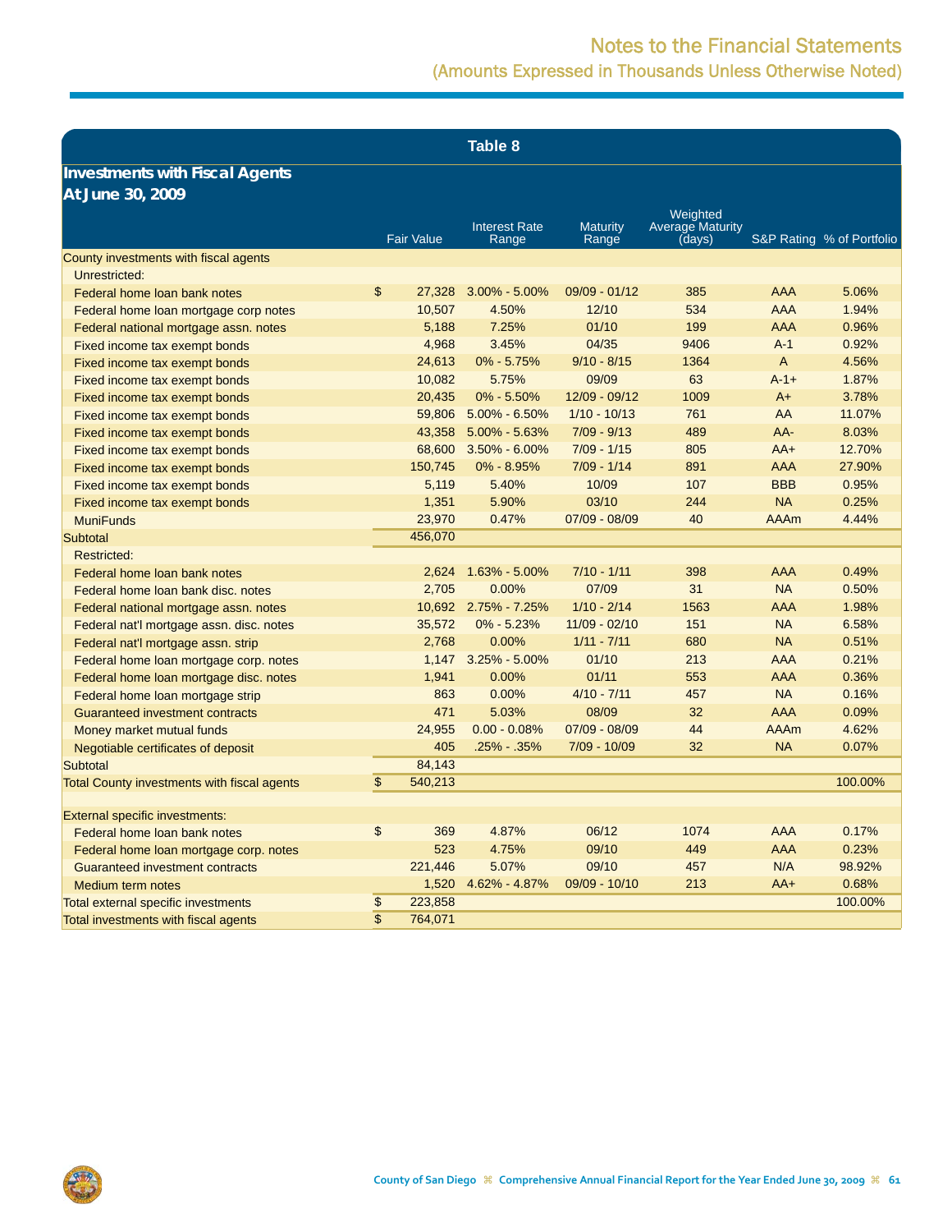## Table 8

### Investments with Fiscal Agents
### At June 30, 2009

| | Fair Value | Interest Rate Range | Maturity Range | Weighted Average Maturity (days) | S&P Rating | % of Portfolio |
|---|---|---|---|---|---|---|
| County investments with fiscal agents | | | | | | |
| Unrestricted: | | | | | | |
| Federal home loan bank notes | $ 27,328 | 3.00% - 5.00% | 09/09 - 01/12 | 385 | AAA | 5.06% |
| Federal home loan mortgage corp notes | 10,507 | 4.50% | 12/10 | 534 | AAA | 1.94% |
| Federal national mortgage assn. notes | 5,188 | 7.25% | 01/10 | 199 | AAA | 0.96% |
| Fixed income tax exempt bonds | 4,968 | 3.45% | 04/35 | 9406 | A-1 | 0.92% |
| Fixed income tax exempt bonds | 24,613 | 0% - 5.75% | 9/10 - 8/15 | 1364 | A | 4.56% |
| Fixed income tax exempt bonds | 10,082 | 5.75% | 09/09 | 63 | A-1+ | 1.87% |
| Fixed income tax exempt bonds | 20,435 | 0% - 5.50% | 12/09 - 09/12 | 1009 | A+ | 3.78% |
| Fixed income tax exempt bonds | 59,806 | 5.00% - 6.50% | 1/10 - 10/13 | 761 | AA | 11.07% |
| Fixed income tax exempt bonds | 43,358 | 5.00% - 5.63% | 7/09 - 9/13 | 489 | AA- | 8.03% |
| Fixed income tax exempt bonds | 68,600 | 3.50% - 6.00% | 7/09 - 1/15 | 805 | AA+ | 12.70% |
| Fixed income tax exempt bonds | 150,745 | 0% - 8.95% | 7/09 - 1/14 | 891 | AAA | 27.90% |
| Fixed income tax exempt bonds | 5,119 | 5.40% | 10/09 | 107 | BBB | 0.95% |
| Fixed income tax exempt bonds | 1,351 | 5.90% | 03/10 | 244 | NA | 0.25% |
| MuniFunds | 23,970 | 0.47% | 07/09 - 08/09 | 40 | AAAm | 4.44% |
| Subtotal | 456,070 | | | | | |
| Restricted: | | | | | | |
| Federal home loan bank notes | 2,624 | 1.63% - 5.00% | 7/10 - 1/11 | 398 | AAA | 0.49% |
| Federal home loan bank disc. notes | 2,705 | 0.00% | 07/09 | 31 | NA | 0.50% |
| Federal national mortgage assn. notes | 10,692 | 2.75% - 7.25% | 1/10 - 2/14 | 1563 | AAA | 1.98% |
| Federal nat'l mortgage assn. disc. notes | 35,572 | 0% - 5.23% | 11/09 - 02/10 | 151 | NA | 6.58% |
| Federal nat'l mortgage assn. strip | 2,768 | 0.00% | 1/11 - 7/11 | 680 | NA | 0.51% |
| Federal home loan mortgage corp. notes | 1,147 | 3.25% - 5.00% | 01/10 | 213 | AAA | 0.21% |
| Federal home loan mortgage disc. notes | 1,941 | 0.00% | 01/11 | 553 | AAA | 0.36% |
| Federal home loan mortgage strip | 863 | 0.00% | 4/10 - 7/11 | 457 | NA | 0.16% |
| Guaranteed investment contracts | 471 | 5.03% | 08/09 | 32 | AAA | 0.09% |
| Money market mutual funds | 24,955 | 0.00 - 0.08% | 07/09 - 08/09 | 44 | AAAm | 4.62% |
| Negotiable certificates of deposit | 405 | .25% - .35% | 7/09 - 10/09 | 32 | NA | 0.07% |
| Subtotal | 84,143 | | | | | |
| Total County investments with fiscal agents | $ 540,213 | | | | | 100.00% |
| | | | | | | |
| External specific investments: | | | | | | |
| Federal home loan bank notes | $ 369 | 4.87% | 06/12 | 1074 | AAA | 0.17% |
| Federal home loan mortgage corp. notes | 523 | 4.75% | 09/10 | 449 | AAA | 0.23% |
| Guaranteed investment contracts | 221,446 | 5.07% | 09/10 | 457 | N/A | 98.92% |
| Medium term notes | 1,520 | 4.62% - 4.87% | 09/09 - 10/10 | 213 | AA+ | 0.68% |
| Total external specific investments | $ 223,858 | | | | | 100.00% |
| Total investments with fiscal agents | $ 764,071 | | | | | |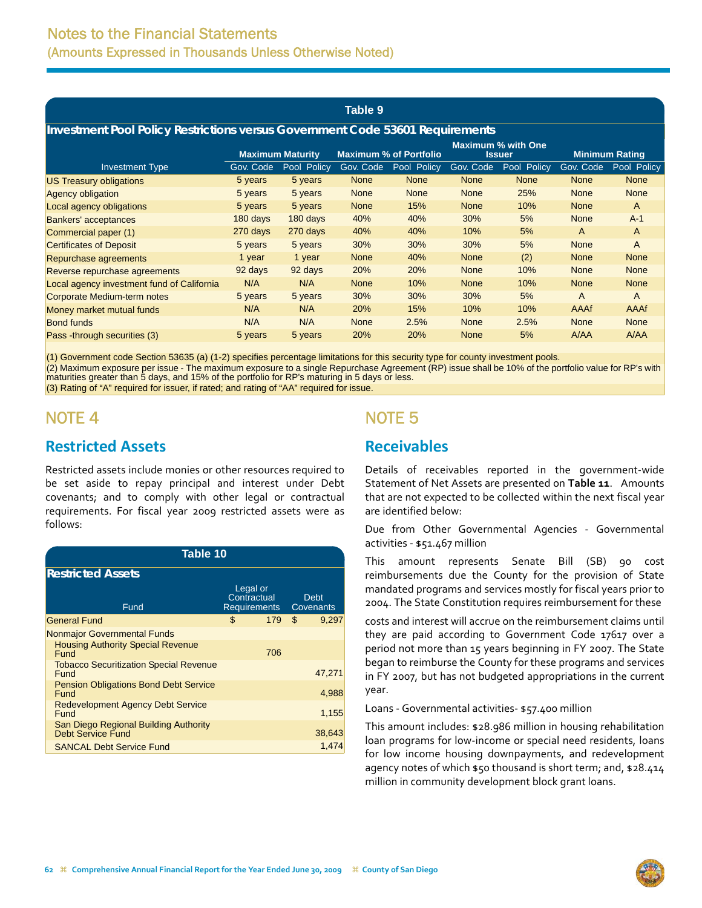# Notes to the Financial Statements
## (Amounts Expressed in Thousands Unless Otherwise Noted)

**Table 9**

**Investment Pool Policy Restrictions versus Government Code 53601 Requirements**

| Investment Type | Maximum Maturity | | Maximum % of Portfolio | | Maximum % with One Issuer | | Minimum Rating | |
|---|---|---|---|---|---|---|---|---|
| | Gov. Code | Pool Policy | Gov. Code | Pool Policy | Gov. Code | Pool Policy | Gov. Code | Pool Policy |
| US Treasury obligations | 5 years | 5 years | None | None | None | None | None | None |
| Agency obligation | 5 years | 5 years | None | None | None | 25% | None | None |
| Local agency obligations | 5 years | 5 years | None | 15% | None | 10% | None | A |
| Bankers' acceptances | 180 days | 180 days | 40% | 40% | 30% | 5% | None | A-1 |
| Commercial paper (1) | 270 days | 270 days | 40% | 40% | 10% | 5% | A | A |
| Certificates of Deposit | 5 years | 5 years | 30% | 30% | 30% | 5% | None | A |
| Repurchase agreements | 1 year | 1 year | None | 40% | None | (2) | None | None |
| Reverse repurchase agreements | 92 days | 92 days | 20% | 20% | None | 10% | None | None |
| Local agency investment fund of California | N/A | N/A | None | 10% | None | 10% | None | None |
| Corporate Medium-term notes | 5 years | 5 years | 30% | 30% | 30% | 5% | A | A |
| Money market mutual funds | N/A | N/A | 20% | 15% | 10% | 10% | AAAf | AAAf |
| Bond funds | N/A | N/A | None | 2.5% | None | 2.5% | None | None |
| Pass -through securities (3) | 5 years | 5 years | 20% | 20% | None | 5% | A/AA | A/AA |

(1) Government code Section 53635 (a) (1-2) specifies percentage limitations for this security type for county investment pools.
(2) Maximum exposure per issue - The maximum exposure to a single Repurchase Agreement (RP) issue shall be 10% of the portfolio value for RP's with maturities greater than 5 days, and 15% of the portfolio for RP's maturing in 5 days or less.
(3) Rating of "A" required for issuer, if rated; and rating of "AA" required for issue.

# NOTE 4

## Restricted Assets

Restricted assets include monies or other resources required to be set aside to repay principal and interest under Debt covenants; and to comply with other legal or contractual requirements. For fiscal year 2009 restricted assets were as follows:

**Table 10**

**Restricted Assets**

| Fund | Legal or Contractual Requirements | Debt Covenants |
|---|---|---|
| General Fund | $ 179 | $ 9,297 |
| Nonmajor Governmental Funds | | |
| Housing Authority Special Revenue Fund | 706 | |
| Tobacco Securitization Special Revenue Fund | | 47,271 |
| Pension Obligations Bond Debt Service Fund | | 4,988 |
| Redevelopment Agency Debt Service Fund | | 1,155 |
| San Diego Regional Building Authority Debt Service Fund | | 38,643 |
| SANCAL Debt Service Fund | | 1,474 |

# NOTE 5

## Receivables

Details of receivables reported in the government-wide Statement of Net Assets are presented on **Table 11**. Amounts that are not expected to be collected within the next fiscal year are identified below:

Due from Other Governmental Agencies - Governmental activities - $51.467 million

This amount represents Senate Bill (SB) 90 cost reimbursements due the County for the provision of State mandated programs and services mostly for fiscal years prior to 2004. The State Constitution requires reimbursement for these costs and interest will accrue on the reimbursement claims until they are paid according to Government Code 17617 over a period not more than 15 years beginning in FY 2007. The State began to reimburse the County for these programs and services in FY 2007, but has not budgeted appropriations in the current year.

Loans - Governmental activities- $57.400 million

This amount includes: $28.986 million in housing rehabilitation loan programs for low-income or special need residents, loans for low income housing downpayments, and redevelopment agency notes of which $50 thousand is short term; and, $28.414 million in community development block grant loans.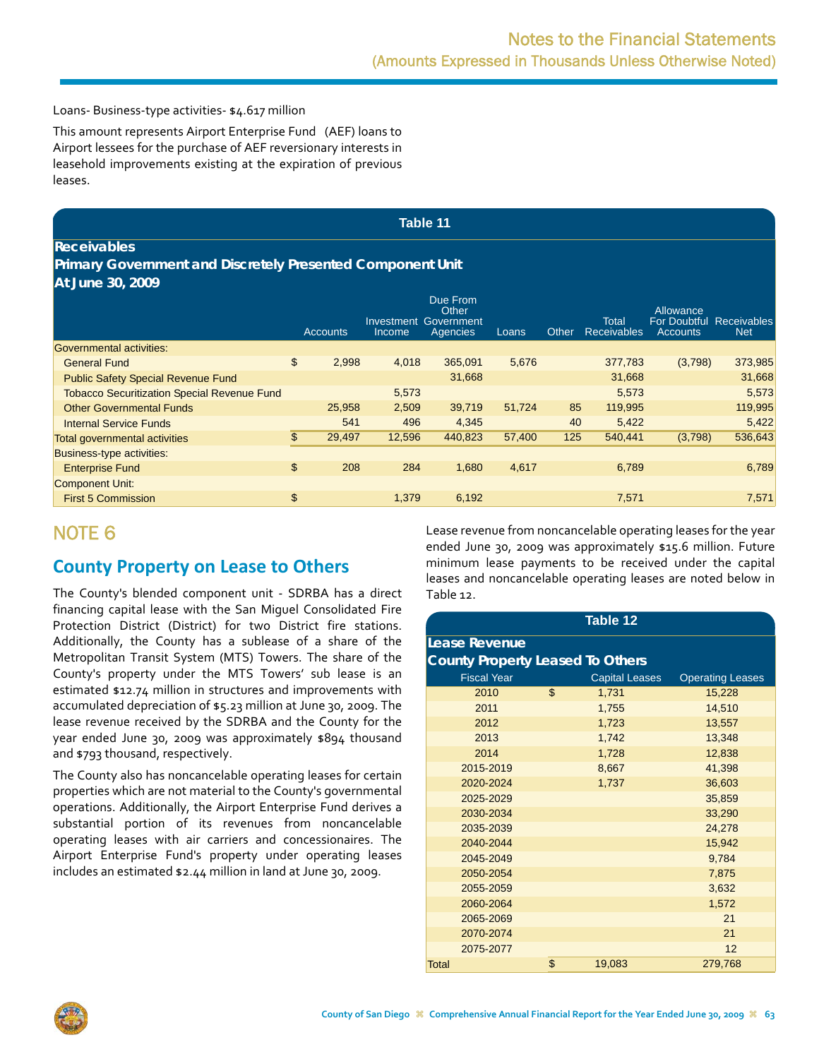Loans- Business-type activities- $4.617 million

This amount represents Airport Enterprise Fund (AEF) loans to Airport lessees for the purchase of AEF reversionary interests in leasehold improvements existing at the expiration of previous leases.

**Table 11**

**Receivables**
**Primary Government and Discretely Presented Component Unit**
**At June 30, 2009**

| | | Accounts | Investment Income | Due From Other Government Agencies | Loans | Other | Total Receivables | Allowance For Doubtful Accounts | Receivables Net |
|---|---|---|---|---|---|---|---|---|---|
| Governmental activities: | | | | | | | | | |
| General Fund | $ | 2,998 | 4,018 | 365,091 | 5,676 | | 377,783 | (3,798) | 373,985 |
| Public Safety Special Revenue Fund | | | | 31,668 | | | 31,668 | | 31,668 |
| Tobacco Securitization Special Revenue Fund | | | 5,573 | | | | 5,573 | | 5,573 |
| Other Governmental Funds | | 25,958 | 2,509 | 39,719 | 51,724 | 85 | 119,995 | | 119,995 |
| Internal Service Funds | | 541 | 496 | 4,345 | | 40 | 5,422 | | 5,422 |
| Total governmental activities | $ | 29,497 | 12,596 | 440,823 | 57,400 | 125 | 540,441 | (3,798) | 536,643 |
| Business-type activities: | | | | | | | | | |
| Enterprise Fund | $ | 208 | 284 | 1,680 | 4,617 | | 6,789 | | 6,789 |
| Component Unit: | | | | | | | | | |
| First 5 Commission | $ | | 1,379 | 6,192 | | | 7,571 | | 7,571 |

# NOTE 6

## County Property on Lease to Others

The County's blended component unit - SDRBA has a direct financing capital lease with the San Miguel Consolidated Fire Protection District (District) for two District fire stations. Additionally, the County has a sublease of a share of the Metropolitan Transit System (MTS) Towers. The share of the County's property under the MTS Towers' sub lease is an estimated $12.74 million in structures and improvements with accumulated depreciation of $5.23 million at June 30, 2009. The lease revenue received by the SDRBA and the County for the year ended June 30, 2009 was approximately $894 thousand and $793 thousand, respectively.

The County also has noncancelable operating leases for certain properties which are not material to the County's governmental operations. Additionally, the Airport Enterprise Fund derives a substantial portion of its revenues from noncancelable operating leases with air carriers and concessionaires. The Airport Enterprise Fund's property under operating leases includes an estimated $2.44 million in land at June 30, 2009.

Lease revenue from noncancelable operating leases for the year ended June 30, 2009 was approximately $15.6 million. Future minimum lease payments to be received under the capital leases and noncancelable operating leases are noted below in Table 12.

**Table 12**

**Lease Revenue**
**County Property Leased To Others**

| Fiscal Year | | Capital Leases | Operating Leases |
|---|---|---|---|
| 2010 | $ | 1,731 | 15,228 |
| 2011 | | 1,755 | 14,510 |
| 2012 | | 1,723 | 13,557 |
| 2013 | | 1,742 | 13,348 |
| 2014 | | 1,728 | 12,838 |
| 2015-2019 | | 8,667 | 41,398 |
| 2020-2024 | | 1,737 | 36,603 |
| 2025-2029 | | | 35,859 |
| 2030-2034 | | | 33,290 |
| 2035-2039 | | | 24,278 |
| 2040-2044 | | | 15,942 |
| 2045-2049 | | | 9,784 |
| 2050-2054 | | | 7,875 |
| 2055-2059 | | | 3,632 |
| 2060-2064 | | | 1,572 |
| 2065-2069 | | | 21 |
| 2070-2074 | | | 21 |
| 2075-2077 | | | 12 |
| Total | $ | 19,083 | 279,768 |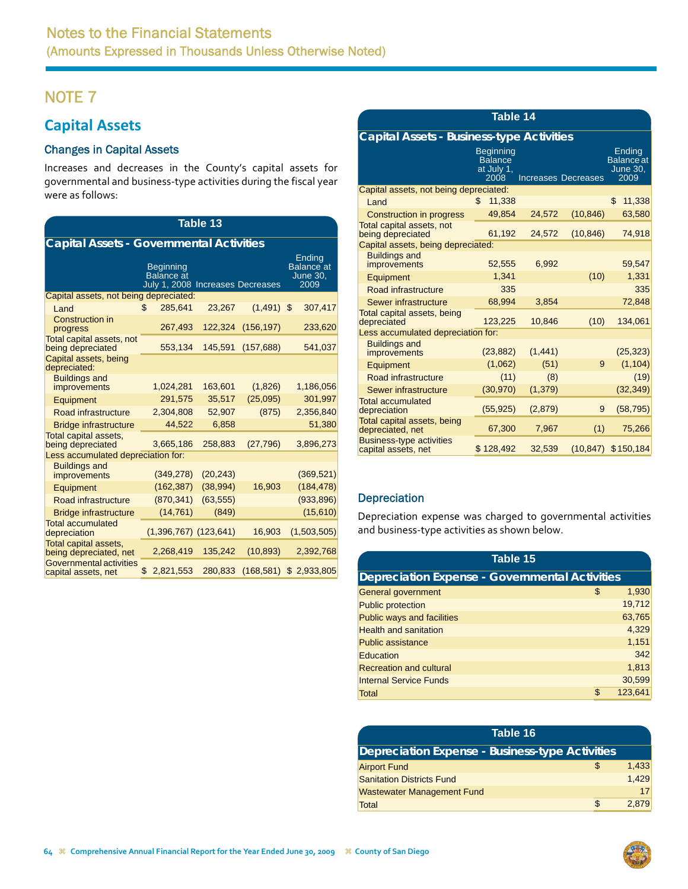# NOTE 7

## Capital Assets

### Changes in Capital Assets

Increases and decreases in the County's capital assets for governmental and business-type activities during the fiscal year were as follows:

**Table 13**

**Capital Assets - Governmental Activities**

| | Beginning Balance at July 1, 2008 | Increases | Decreases | Ending Balance at June 30, 2009 |
|---|---|---|---|---|
| Capital assets, not being depreciated: | | | | |
| Land | $ 285,641 | 23,267 | (1,491) | $ 307,417 |
| Construction in progress | 267,493 | 122,324 | (156,197) | 233,620 |
| Total capital assets, not being depreciated | 553,134 | 145,591 | (157,688) | 541,037 |
| Capital assets, being depreciated: | | | | |
| Buildings and improvements | 1,024,281 | 163,601 | (1,826) | 1,186,056 |
| Equipment | 291,575 | 35,517 | (25,095) | 301,997 |
| Road infrastructure | 2,304,808 | 52,907 | (875) | 2,356,840 |
| Bridge infrastructure | 44,522 | 6,858 | | 51,380 |
| Total capital assets, being depreciated | 3,665,186 | 258,883 | (27,796) | 3,896,273 |
| Less accumulated depreciation for: | | | | |
| Buildings and improvements | (349,278) | (20,243) | | (369,521) |
| Equipment | (162,387) | (38,994) | 16,903 | (184,478) |
| Road infrastructure | (870,341) | (63,555) | | (933,896) |
| Bridge infrastructure | (14,761) | (849) | | (15,610) |
| Total accumulated depreciation | (1,396,767) | (123,641) | 16,903 | (1,503,505) |
| Total capital assets, being depreciated, net | 2,268,419 | 135,242 | (10,893) | 2,392,768 |
| Governmental activities capital assets, net | $ 2,821,553 | 280,833 | (168,581) | $ 2,933,805 |

**Table 14**

**Capital Assets - Business-type Activities**

| | Beginning Balance at July 1, 2008 | Increases | Decreases | Ending Balance at June 30, 2009 |
|---|---|---|---|---|
| Capital assets, not being depreciated: | | | | |
| Land | $ 11,338 | | | $ 11,338 |
| Construction in progress | 49,854 | 24,572 | (10,846) | 63,580 |
| Total capital assets, not being depreciated | 61,192 | 24,572 | (10,846) | 74,918 |
| Capital assets, being depreciated: | | | | |
| Buildings and improvements | 52,555 | 6,992 | | 59,547 |
| Equipment | 1,341 | | (10) | 1,331 |
| Road infrastructure | 335 | | | 335 |
| Sewer infrastructure | 68,994 | 3,854 | | 72,848 |
| Total capital assets, being depreciated | 123,225 | 10,846 | (10) | 134,061 |
| Less accumulated depreciation for: | | | | |
| Buildings and improvements | (23,882) | (1,441) | | (25,323) |
| Equipment | (1,062) | (51) | 9 | (1,104) |
| Road infrastructure | (11) | (8) | | (19) |
| Sewer infrastructure | (30,970) | (1,379) | | (32,349) |
| Total accumulated depreciation | (55,925) | (2,879) | 9 | (58,795) |
| Total capital assets, being depreciated, net | 67,300 | 7,967 | (1) | 75,266 |
| Business-type activities capital assets, net | $ 128,492 | 32,539 | (10,847) | $ 150,184 |

### Depreciation

Depreciation expense was charged to governmental activities and business-type activities as shown below.

**Table 15**

**Depreciation Expense - Governmental Activities**

| | |
|---|---|
| General government | $ 1,930 |
| Public protection | 19,712 |
| Public ways and facilities | 63,765 |
| Health and sanitation | 4,329 |
| Public assistance | 1,151 |
| Education | 342 |
| Recreation and cultural | 1,813 |
| Internal Service Funds | 30,599 |
| Total | $ 123,641 |

**Table 16**

**Depreciation Expense - Business-type Activities**

| | |
|---|---|
| Airport Fund | $ 1,433 |
| Sanitation Districts Fund | 1,429 |
| Wastewater Management Fund | 17 |
| Total | $ 2,879 |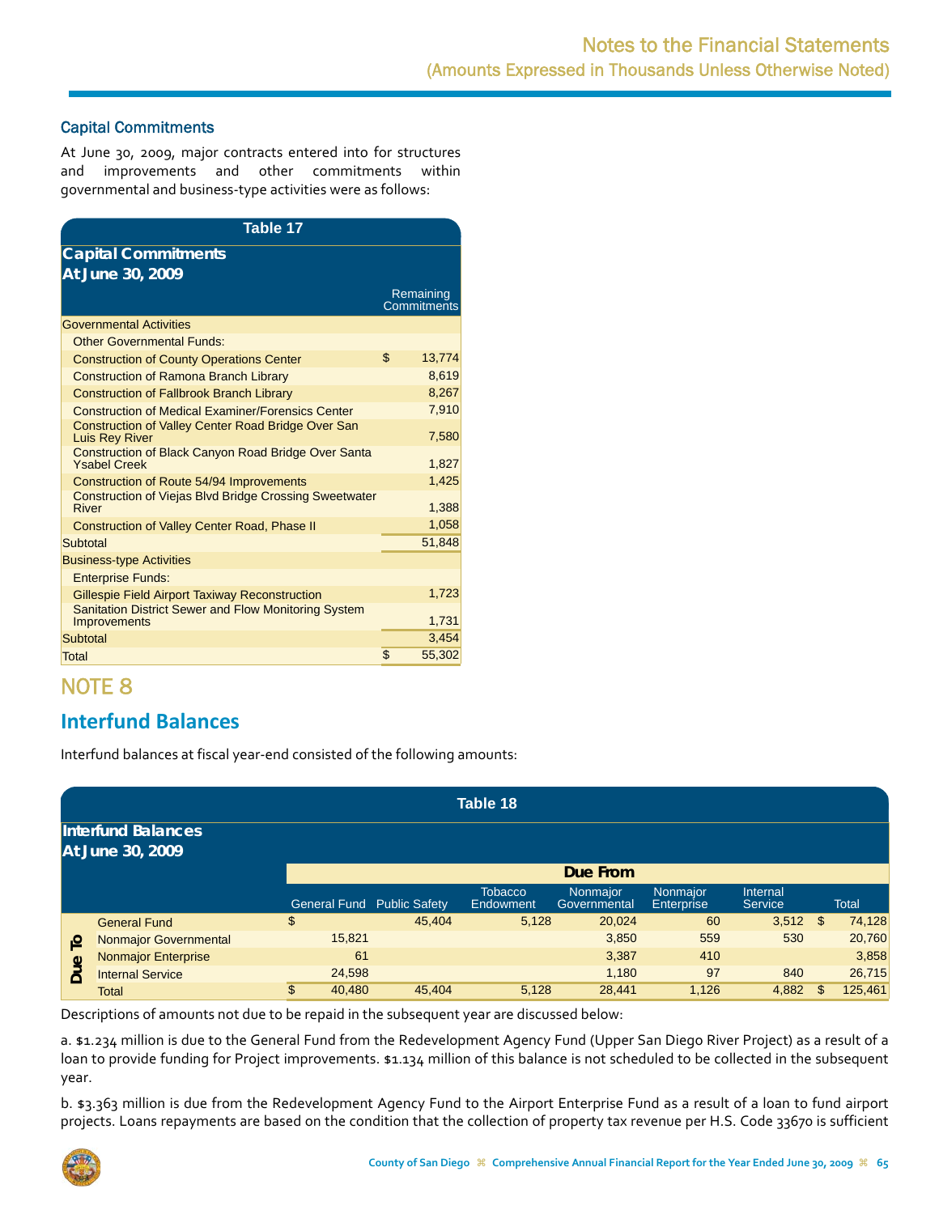### Capital Commitments

At June 30, 2009, major contracts entered into for structures and improvements and other commitments within governmental and business-type activities were as follows:

**Table 17**

**Capital Commitments**
**At June 30, 2009**

| | Remaining Commitments |
|---|---|
| Governmental Activities | |
| Other Governmental Funds: | |
| Construction of County Operations Center | $ 13,774 |
| Construction of Ramona Branch Library | 8,619 |
| Construction of Fallbrook Branch Library | 8,267 |
| Construction of Medical Examiner/Forensics Center | 7,910 |
| Construction of Valley Center Road Bridge Over San Luis Rey River | 7,580 |
| Construction of Black Canyon Road Bridge Over Santa Ysabel Creek | 1,827 |
| Construction of Route 54/94 Improvements | 1,425 |
| Construction of Viejas Blvd Bridge Crossing Sweetwater River | 1,388 |
| Construction of Valley Center Road, Phase II | 1,058 |
| Subtotal | 51,848 |
| Business-type Activities | |
| Enterprise Funds: | |
| Gillespie Field Airport Taxiway Reconstruction | 1,723 |
| Sanitation District Sewer and Flow Monitoring System Improvements | 1,731 |
| Subtotal | 3,454 |
| Total | $ 55,302 |

# NOTE 8

## Interfund Balances

Interfund balances at fiscal year-end consisted of the following amounts:

**Table 18**

**Interfund Balances**
**At June 30, 2009**

| | | Due From | | | | | | |
|---|---|---|---|---|---|---|---|---|
| | | General Fund | Public Safety | Tobacco Endowment | Nonmajor Governmental | Nonmajor Enterprise | Internal Service | Total |
| Due To | General Fund | $ | 45,404 | 5,128 | 20,024 | 60 | 3,512 | $ 74,128 |
| | Nonmajor Governmental | 15,821 | | | 3,850 | 559 | 530 | 20,760 |
| | Nonmajor Enterprise | 61 | | | 3,387 | 410 | | 3,858 |
| | Internal Service | 24,598 | | | 1,180 | 97 | 840 | 26,715 |
| | Total | $ 40,480 | 45,404 | 5,128 | 28,441 | 1,126 | 4,882 | $ 125,461 |

Descriptions of amounts not due to be repaid in the subsequent year are discussed below:

a. $1.234 million is due to the General Fund from the Redevelopment Agency Fund (Upper San Diego River Project) as a result of a loan to provide funding for Project improvements. $1.134 million of this balance is not scheduled to be collected in the subsequent year.

b. $3.363 million is due from the Redevelopment Agency Fund to the Airport Enterprise Fund as a result of a loan to fund airport projects. Loans repayments are based on the condition that the collection of property tax revenue per H.S. Code 33670 is sufficient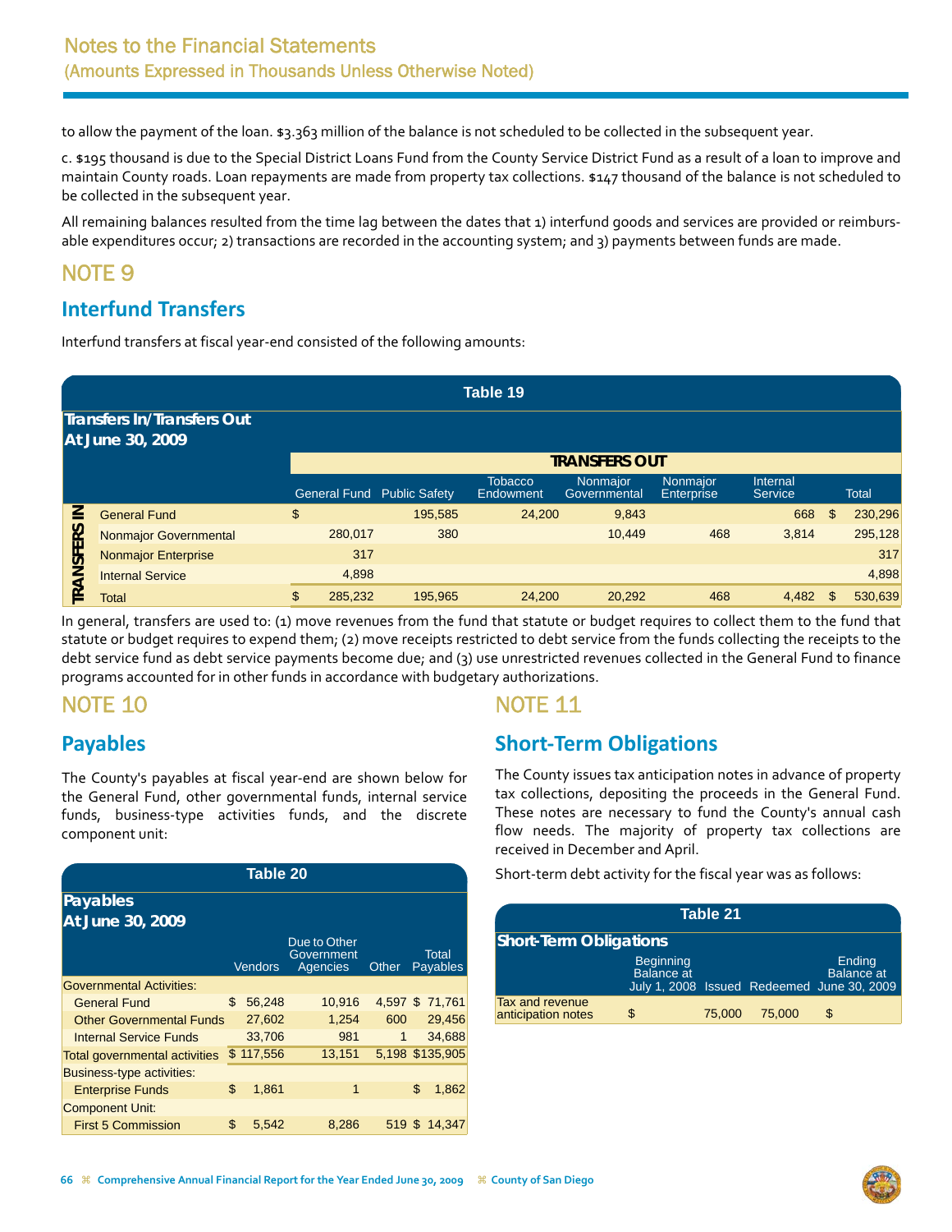to allow the payment of the loan. $3.363 million of the balance is not scheduled to be collected in the subsequent year.

c. $195 thousand is due to the Special District Loans Fund from the County Service District Fund as a result of a loan to improve and maintain County roads. Loan repayments are made from property tax collections. $147 thousand of the balance is not scheduled to be collected in the subsequent year.

All remaining balances resulted from the time lag between the dates that 1) interfund goods and services are provided or reimbursable expenditures occur; 2) transactions are recorded in the accounting system; and 3) payments between funds are made.

# NOTE 9

## Interfund Transfers

Interfund transfers at fiscal year-end consisted of the following amounts:

**Table 19**

**Transfers In/Transfers Out At June 30, 2009**

| | TRANSFERS OUT | | | | | | |
|---|---|---|---|---|---|---|---|
| TRANSFERS IN | General Fund | Public Safety | Tobacco Endowment | Nonmajor Governmental | Nonmajor Enterprise | Internal Service | Total |
| General Fund | $ | 195,585 | 24,200 | 9,843 | | 668 | $ 230,296 |
| Nonmajor Governmental | 280,017 | 380 | | 10,449 | 468 | 3,814 | 295,128 |
| Nonmajor Enterprise | 317 | | | | | | 317 |
| Internal Service | 4,898 | | | | | | 4,898 |
| Total | $ 285,232 | 195,965 | 24,200 | 20,292 | 468 | 4,482 | $ 530,639 |

In general, transfers are used to: (1) move revenues from the fund that statute or budget requires to collect them to the fund that statute or budget requires to expend them; (2) move receipts restricted to debt service from the funds collecting the receipts to the debt service fund as debt service payments become due; and (3) use unrestricted revenues collected in the General Fund to finance programs accounted for in other funds in accordance with budgetary authorizations.

# NOTE 10

## Payables

The County's payables at fiscal year-end are shown below for the General Fund, other governmental funds, internal service funds, business-type activities funds, and the discrete component unit:

**Table 20**

**Payables At June 30, 2009**

| | Vendors | Due to Other Government Agencies | Other | Total Payables |
|---|---|---|---|---|
| Governmental Activities: | | | | |
| General Fund | $ 56,248 | 10,916 | 4,597 | $ 71,761 |
| Other Governmental Funds | 27,602 | 1,254 | 600 | 29,456 |
| Internal Service Funds | 33,706 | 981 | 1 | 34,688 |
| Total governmental activities | $ 117,556 | 13,151 | 5,198 | $135,905 |
| Business-type activities: | | | | |
| Enterprise Funds | $ 1,861 | 1 | | $ 1,862 |
| Component Unit: | | | | |
| First 5 Commission | $ 5,542 | 8,286 | 519 | $ 14,347 |

# NOTE 11

## Short-Term Obligations

The County issues tax anticipation notes in advance of property tax collections, depositing the proceeds in the General Fund. These notes are necessary to fund the County's annual cash flow needs. The majority of property tax collections are received in December and April.

Short-term debt activity for the fiscal year was as follows:

**Table 21**

**Short-Term Obligations**

| | Beginning Balance at July 1, 2008 | Issued | Redeemed | Ending Balance at June 30, 2009 |
|---|---|---|---|---|
| Tax and revenue anticipation notes | $ | 75,000 | 75,000 | $ |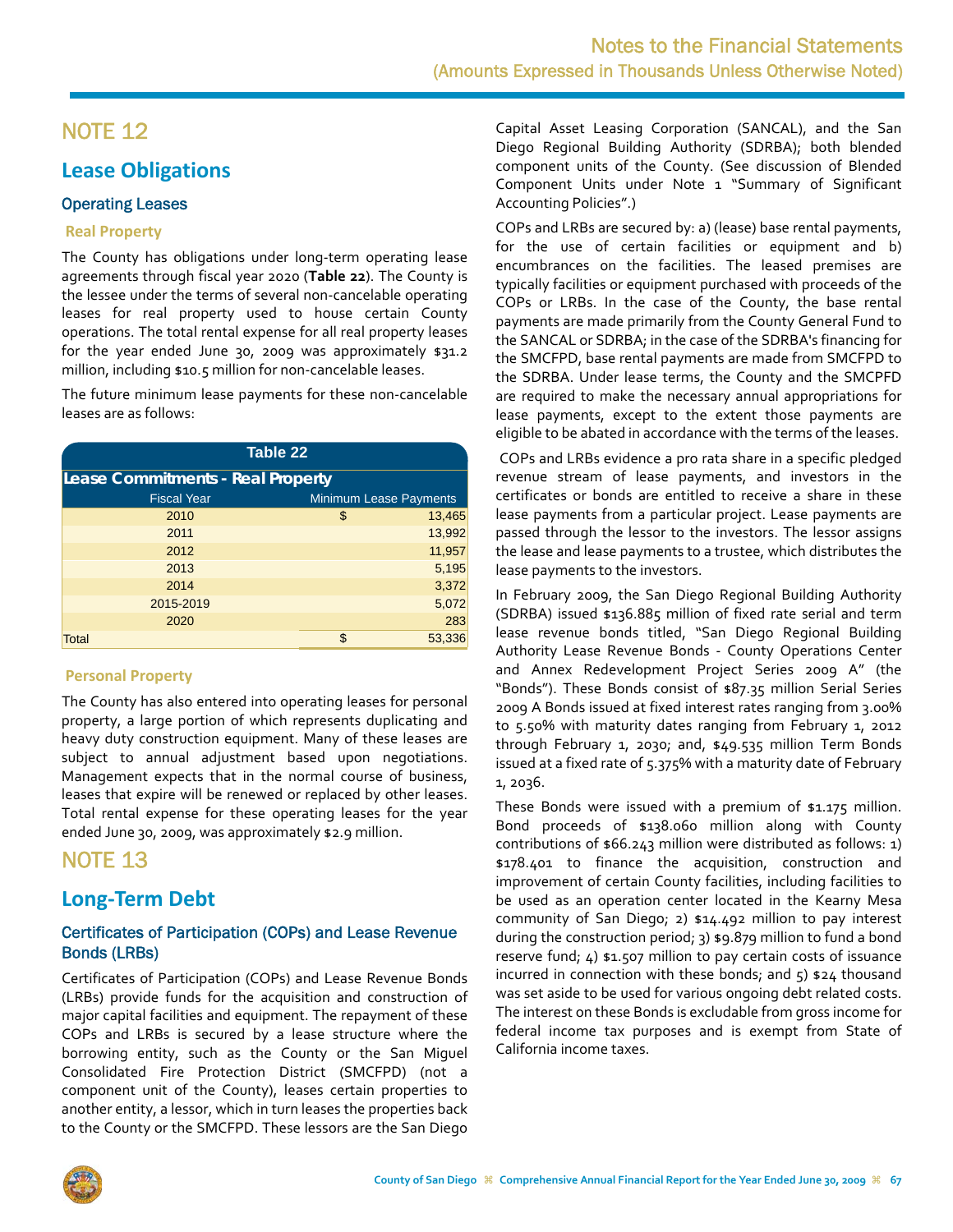# NOTE 12

## Lease Obligations

### Operating Leases

#### Real Property

The County has obligations under long-term operating lease agreements through fiscal year 2020 (**Table 22**). The County is the lessee under the terms of several non-cancelable operating leases for real property used to house certain County operations. The total rental expense for all real property leases for the year ended June 30, 2009 was approximately $31.2 million, including $10.5 million for non-cancelable leases.

The future minimum lease payments for these non-cancelable leases are as follows:

**Table 22**

**Lease Commitments - Real Property**

| Fiscal Year | Minimum Lease Payments |
|---|---|
| 2010 | $ 13,465 |
| 2011 | 13,992 |
| 2012 | 11,957 |
| 2013 | 5,195 |
| 2014 | 3,372 |
| 2015-2019 | 5,072 |
| 2020 | 283 |
| Total | $ 53,336 |

#### Personal Property

The County has also entered into operating leases for personal property, a large portion of which represents duplicating and heavy duty construction equipment. Many of these leases are subject to annual adjustment based upon negotiations. Management expects that in the normal course of business, leases that expire will be renewed or replaced by other leases. Total rental expense for these operating leases for the year ended June 30, 2009, was approximately $2.9 million.

# NOTE 13

## Long-Term Debt

### Certificates of Participation (COPs) and Lease Revenue Bonds (LRBs)

Certificates of Participation (COPs) and Lease Revenue Bonds (LRBs) provide funds for the acquisition and construction of major capital facilities and equipment. The repayment of these COPs and LRBs is secured by a lease structure where the borrowing entity, such as the County or the San Miguel Consolidated Fire Protection District (SMCFPD) (not a component unit of the County), leases certain properties to another entity, a lessor, which in turn leases the properties back to the County or the SMCFPD. These lessors are the San Diego Capital Asset Leasing Corporation (SANCAL), and the San Diego Regional Building Authority (SDRBA); both blended component units of the County. (See discussion of Blended Component Units under Note 1 "Summary of Significant Accounting Policies".)

COPs and LRBs are secured by: a) (lease) base rental payments, for the use of certain facilities or equipment and b) encumbrances on the facilities. The leased premises are typically facilities or equipment purchased with proceeds of the COPs or LRBs. In the case of the County, the base rental payments are made primarily from the County General Fund to the SANCAL or SDRBA; in the case of the SDRBA's financing for the SMCFPD, base rental payments are made from SMCFPD to the SDRBA. Under lease terms, the County and the SMCPFD are required to make the necessary annual appropriations for lease payments, except to the extent those payments are eligible to be abated in accordance with the terms of the leases.

COPs and LRBs evidence a pro rata share in a specific pledged revenue stream of lease payments, and investors in the certificates or bonds are entitled to receive a share in these lease payments from a particular project. Lease payments are passed through the lessor to the investors. The lessor assigns the lease and lease payments to a trustee, which distributes the lease payments to the investors.

In February 2009, the San Diego Regional Building Authority (SDRBA) issued $136.885 million of fixed rate serial and term lease revenue bonds titled, "San Diego Regional Building Authority Lease Revenue Bonds - County Operations Center and Annex Redevelopment Project Series 2009 A" (the "Bonds"). These Bonds consist of $87.35 million Serial Series 2009 A Bonds issued at fixed interest rates ranging from 3.00% to 5.50% with maturity dates ranging from February 1, 2012 through February 1, 2030; and, $49.535 million Term Bonds issued at a fixed rate of 5.375% with a maturity date of February 1, 2036.

These Bonds were issued with a premium of $1.175 million. Bond proceeds of $138.060 million along with County contributions of $66.243 million were distributed as follows: 1) $178.401 to finance the acquisition, construction and improvement of certain County facilities, including facilities to be used as an operation center located in the Kearny Mesa community of San Diego; 2) $14.492 million to pay interest during the construction period; 3) $9.879 million to fund a bond reserve fund; 4) $1.507 million to pay certain costs of issuance incurred in connection with these bonds; and 5) $24 thousand was set aside to be used for various ongoing debt related costs. The interest on these Bonds is excludable from gross income for federal income tax purposes and is exempt from State of California income taxes.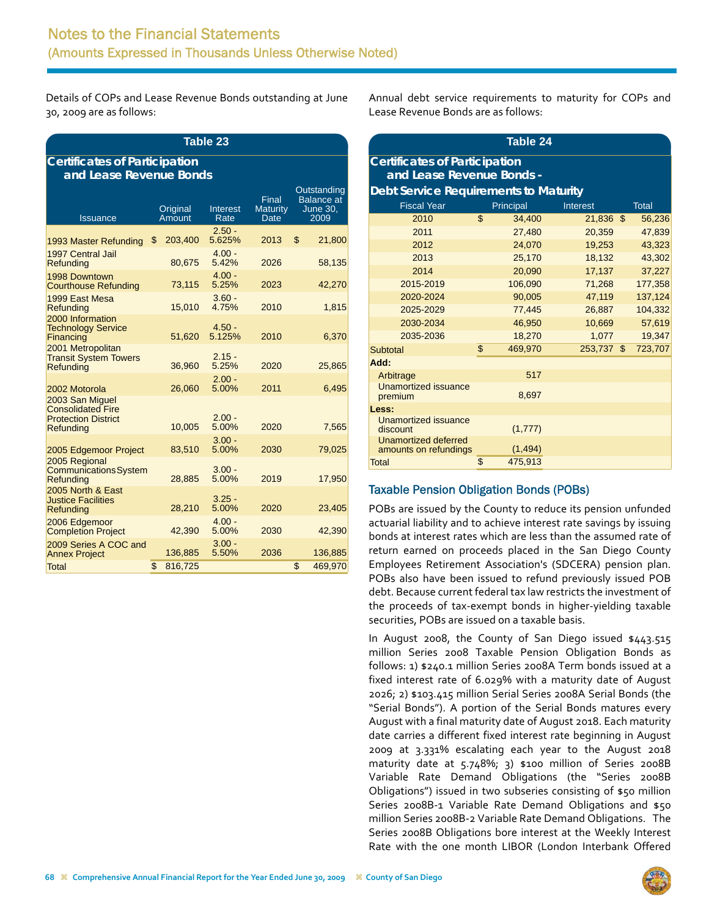Details of COPs and Lease Revenue Bonds outstanding at June 30, 2009 are as follows:

**Table 23**

**Certificates of Participation and Lease Revenue Bonds**

| Issuance | Original Amount | Interest Rate | Final Maturity Date | Outstanding Balance at June 30, 2009 |
|---|---|---|---|---|
| 1993 Master Refunding | $ 203,400 | 2.50 - 5.625% | 2013 | $ 21,800 |
| 1997 Central Jail Refunding | 80,675 | 4.00 - 5.42% | 2026 | 58,135 |
| 1998 Downtown Courthouse Refunding | 73,115 | 4.00 - 5.25% | 2023 | 42,270 |
| 1999 East Mesa Refunding | 15,010 | 3.60 - 4.75% | 2010 | 1,815 |
| 2000 Information Technology Service Financing | 51,620 | 4.50 - 5.125% | 2010 | 6,370 |
| 2001 Metropolitan Transit System Towers Refunding | 36,960 | 2.15 - 5.25% | 2020 | 25,865 |
| 2002 Motorola | 26,060 | 2.00 - 5.00% | 2011 | 6,495 |
| 2003 San Miguel Consolidated Fire Protection District Refunding | 10,005 | 2.00 - 5.00% | 2020 | 7,565 |
| 2005 Edgemoor Project | 83,510 | 3.00 - 5.00% | 2030 | 79,025 |
| 2005 Regional Communications System Refunding | 28,885 | 3.00 - 5.00% | 2019 | 17,950 |
| 2005 North & East Justice Facilities Refunding | 28,210 | 3.25 - 5.00% | 2020 | 23,405 |
| 2006 Edgemoor Completion Project | 42,390 | 4.00 - 5.00% | 2030 | 42,390 |
| 2009 Series A COC and Annex Project | 136,885 | 3.00 - 5.50% | 2036 | 136,885 |
| Total | $ 816,725 | | | $ 469,970 |

Annual debt service requirements to maturity for COPs and Lease Revenue Bonds are as follows:

**Table 24**

**Certificates of Participation and Lease Revenue Bonds - Debt Service Requirements to Maturity**

| Fiscal Year | Principal | Interest | Total |
|---|---|---|---|
| 2010 | $ 34,400 | 21,836 | $ 56,236 |
| 2011 | 27,480 | 20,359 | 47,839 |
| 2012 | 24,070 | 19,253 | 43,323 |
| 2013 | 25,170 | 18,132 | 43,302 |
| 2014 | 20,090 | 17,137 | 37,227 |
| 2015-2019 | 106,090 | 71,268 | 177,358 |
| 2020-2024 | 90,005 | 47,119 | 137,124 |
| 2025-2029 | 77,445 | 26,887 | 104,332 |
| 2030-2034 | 46,950 | 10,669 | 57,619 |
| 2035-2036 | 18,270 | 1,077 | 19,347 |
| Subtotal | $ 469,970 | 253,737 | $ 723,707 |
| **Add:** | | | |
| Arbitrage | 517 | | |
| Unamortized issuance premium | 8,697 | | |
| **Less:** | | | |
| Unamortized issuance discount | (1,777) | | |
| Unamortized deferred amounts on refundings | (1,494) | | |
| Total | $ 475,913 | | |

## Taxable Pension Obligation Bonds (POBs)

POBs are issued by the County to reduce its pension unfunded actuarial liability and to achieve interest rate savings by issuing bonds at interest rates which are less than the assumed rate of return earned on proceeds placed in the San Diego County Employees Retirement Association's (SDCERA) pension plan. POBs also have been issued to refund previously issued POB debt. Because current federal tax law restricts the investment of the proceeds of tax-exempt bonds in higher-yielding taxable securities, POBs are issued on a taxable basis.

In August 2008, the County of San Diego issued $443.515 million Series 2008 Taxable Pension Obligation Bonds as follows: 1) $240.1 million Series 2008A Term bonds issued at a fixed interest rate of 6.029% with a maturity date of August 2026; 2) $103.415 million Serial Series 2008A Serial Bonds (the "Serial Bonds"). A portion of the Serial Bonds matures every August with a final maturity date of August 2018. Each maturity date carries a different fixed interest rate beginning in August 2009 at 3.331% escalating each year to the August 2018 maturity date at 5.748%; 3) $100 million of Series 2008B Variable Rate Demand Obligations (the "Series 2008B Obligations") issued in two subseries consisting of $50 million Series 2008B-1 Variable Rate Demand Obligations and $50 million Series 2008B-2 Variable Rate Demand Obligations. The Series 2008B Obligations bore interest at the Weekly Interest Rate with the one month LIBOR (London Interbank Offered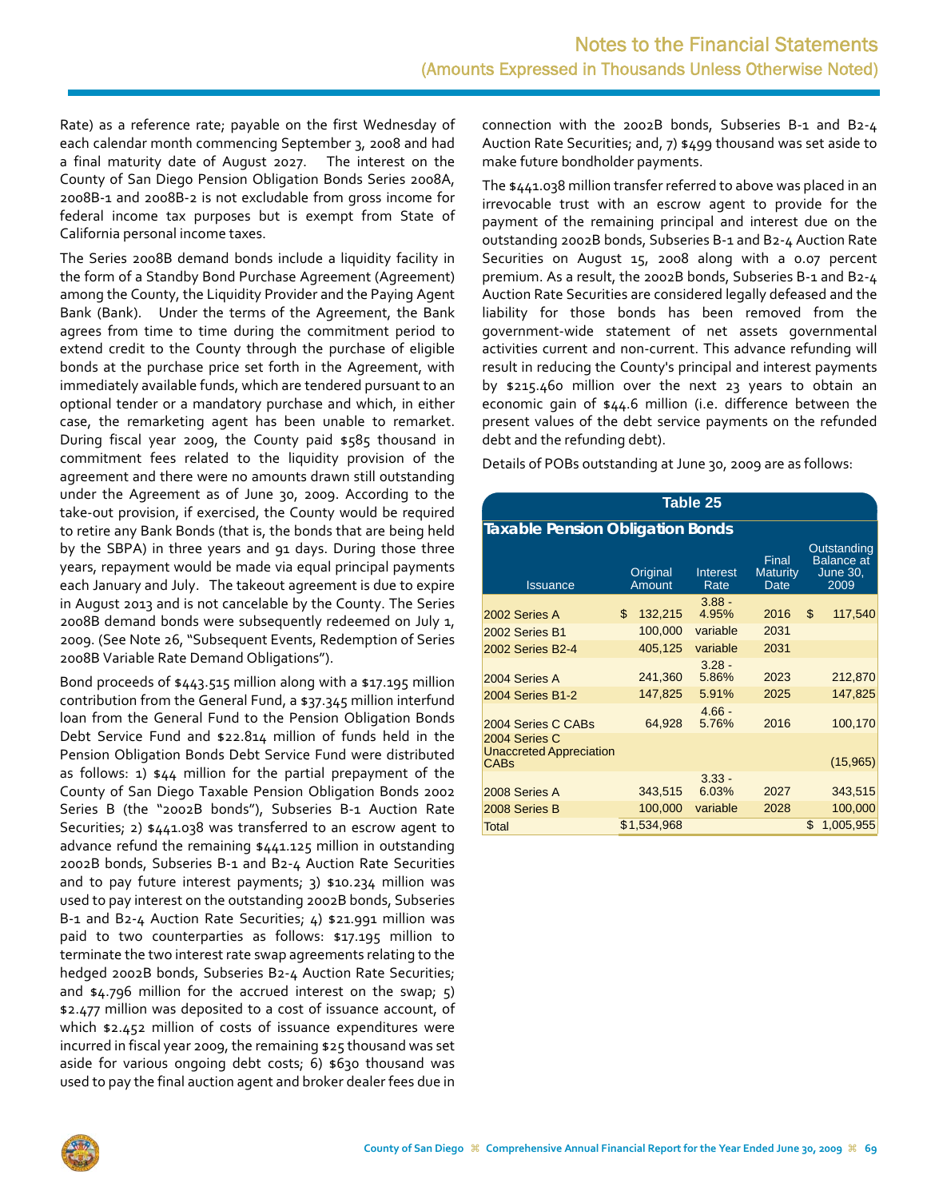Rate) as a reference rate; payable on the first Wednesday of each calendar month commencing September 3, 2008 and had a final maturity date of August 2027. The interest on the County of San Diego Pension Obligation Bonds Series 2008A, 2008B-1 and 2008B-2 is not excludable from gross income for federal income tax purposes but is exempt from State of California personal income taxes.

The Series 2008B demand bonds include a liquidity facility in the form of a Standby Bond Purchase Agreement (Agreement) among the County, the Liquidity Provider and the Paying Agent Bank (Bank). Under the terms of the Agreement, the Bank agrees from time to time during the commitment period to extend credit to the County through the purchase of eligible bonds at the purchase price set forth in the Agreement, with immediately available funds, which are tendered pursuant to an optional tender or a mandatory purchase and which, in either case, the remarketing agent has been unable to remarket. During fiscal year 2009, the County paid $585 thousand in commitment fees related to the liquidity provision of the agreement and there were no amounts drawn still outstanding under the Agreement as of June 30, 2009. According to the take-out provision, if exercised, the County would be required to retire any Bank Bonds (that is, the bonds that are being held by the SBPA) in three years and 91 days. During those three years, repayment would be made via equal principal payments each January and July. The takeout agreement is due to expire in August 2013 and is not cancelable by the County. The Series 2008B demand bonds were subsequently redeemed on July 1, 2009. (See Note 26, "Subsequent Events, Redemption of Series 2008B Variable Rate Demand Obligations").

Bond proceeds of $443.515 million along with a $17.195 million contribution from the General Fund, a $37.345 million interfund loan from the General Fund to the Pension Obligation Bonds Debt Service Fund and $22.814 million of funds held in the Pension Obligation Bonds Debt Service Fund were distributed as follows: 1) $44 million for the partial prepayment of the County of San Diego Taxable Pension Obligation Bonds 2002 Series B (the "2002B bonds"), Subseries B-1 Auction Rate Securities; 2) $441.038 was transferred to an escrow agent to advance refund the remaining $441.125 million in outstanding 2002B bonds, Subseries B-1 and B2-4 Auction Rate Securities and to pay future interest payments; 3) $10.234 million was used to pay interest on the outstanding 2002B bonds, Subseries B-1 and B2-4 Auction Rate Securities; 4) $21.991 million was paid to two counterparties as follows: $17.195 million to terminate the two interest rate swap agreements relating to the hedged 2002B bonds, Subseries B2-4 Auction Rate Securities; and $4.796 million for the accrued interest on the swap; 5) $2.477 million was deposited to a cost of issuance account, of which $2.452 million of costs of issuance expenditures were incurred in fiscal year 2009, the remaining $25 thousand was set aside for various ongoing debt costs; 6) $630 thousand was used to pay the final auction agent and broker dealer fees due in connection with the 2002B bonds, Subseries B-1 and B2-4 Auction Rate Securities; and, 7) $499 thousand was set aside to make future bondholder payments.

The $441.038 million transfer referred to above was placed in an irrevocable trust with an escrow agent to provide for the payment of the remaining principal and interest due on the outstanding 2002B bonds, Subseries B-1 and B2-4 Auction Rate Securities on August 15, 2008 along with a 0.07 percent premium. As a result, the 2002B bonds, Subseries B-1 and B2-4 Auction Rate Securities are considered legally defeased and the liability for those bonds has been removed from the government-wide statement of net assets governmental activities current and non-current. This advance refunding will result in reducing the County's principal and interest payments by $215.460 million over the next 23 years to obtain an economic gain of $44.6 million (i.e. difference between the present values of the debt service payments on the refunded debt and the refunding debt).

Details of POBs outstanding at June 30, 2009 are as follows:

**Table 25**

**Taxable Pension Obligation Bonds**

| Issuance | Original Amount | Interest Rate | Final Maturity Date | Outstanding Balance at June 30, 2009 |
|---|---|---|---|---|
| 2002 Series A | $ 132,215 | 3.88 - 4.95% | 2016 | $ 117,540 |
| 2002 Series B1 | 100,000 | variable | 2031 | |
| 2002 Series B2-4 | 405,125 | variable | 2031 | |
| 2004 Series A | 241,360 | 3.28 - 5.86% | 2023 | 212,870 |
| 2004 Series B1-2 | 147,825 | 5.91% | 2025 | 147,825 |
| 2004 Series C CABs | 64,928 | 4.66 - 5.76% | 2016 | 100,170 |
| 2004 Series C Unaccreted Appreciation CABs | | | | (15,965) |
| 2008 Series A | 343,515 | 3.33 - 6.03% | 2027 | 343,515 |
| 2008 Series B | 100,000 | variable | 2028 | 100,000 |
| Total | $1,534,968 | | | $ 1,005,955 |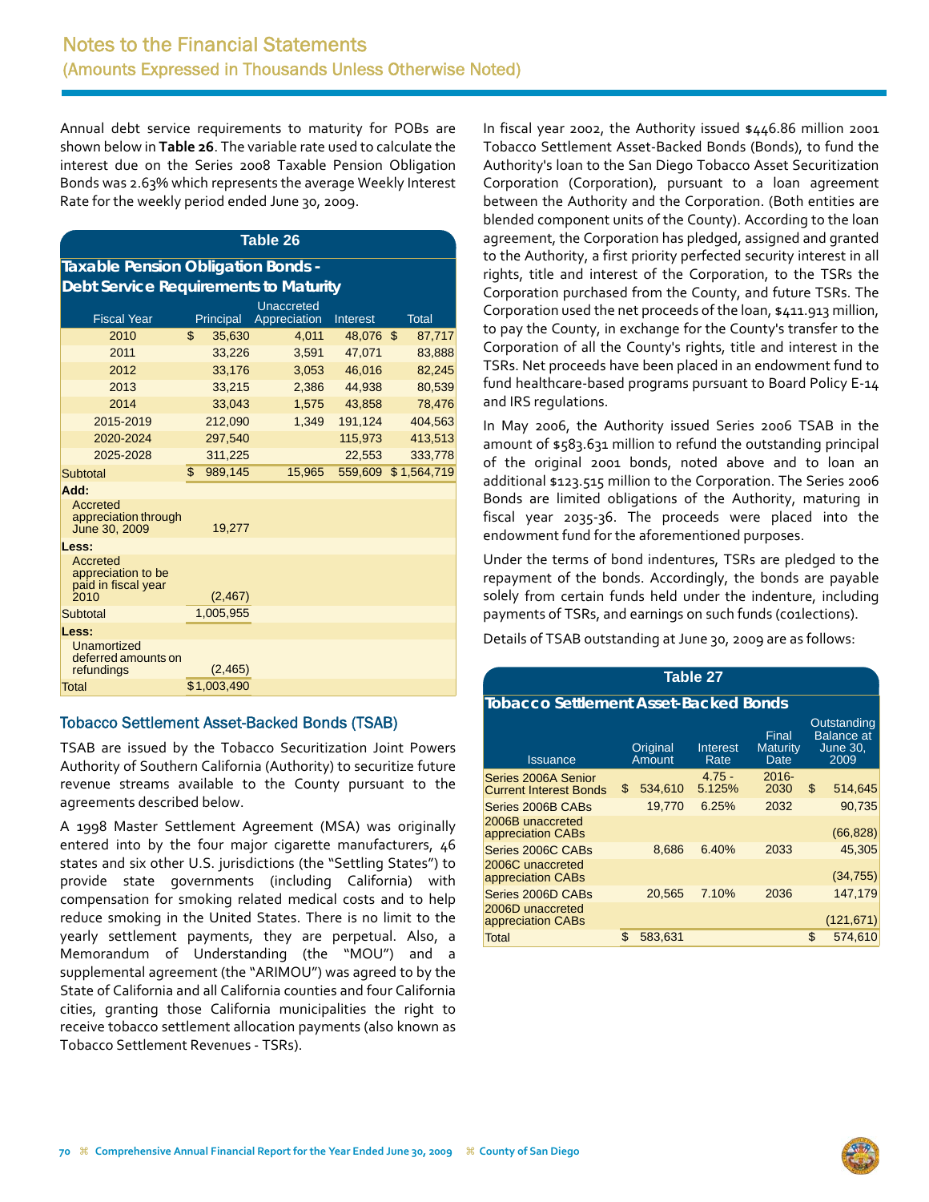Annual debt service requirements to maturity for POBs are shown below in **Table 26**. The variable rate used to calculate the interest due on the Series 2008 Taxable Pension Obligation Bonds was 2.63% which represents the average Weekly Interest Rate for the weekly period ended June 30, 2009.

**Table 26**

**Taxable Pension Obligation Bonds - Debt Service Requirements to Maturity**

| Fiscal Year | Principal | Unaccreted Appreciation | Interest | Total |
|---|---|---|---|---|
| 2010 | $ 35,630 | 4,011 | 48,076 | $ 87,717 |
| 2011 | 33,226 | 3,591 | 47,071 | 83,888 |
| 2012 | 33,176 | 3,053 | 46,016 | 82,245 |
| 2013 | 33,215 | 2,386 | 44,938 | 80,539 |
| 2014 | 33,043 | 1,575 | 43,858 | 78,476 |
| 2015-2019 | 212,090 | 1,349 | 191,124 | 404,563 |
| 2020-2024 | 297,540 | | 115,973 | 413,513 |
| 2025-2028 | 311,225 | | 22,553 | 333,778 |
| Subtotal | $ 989,145 | 15,965 | 559,609 | $ 1,564,719 |
| **Add:** | | | | |
| Accreted appreciation through June 30, 2009 | 19,277 | | | |
| **Less:** | | | | |
| Accreted appreciation to be paid in fiscal year 2010 | (2,467) | | | |
| Subtotal | 1,005,955 | | | |
| **Less:** | | | | |
| Unamortized deferred amounts on refundings | (2,465) | | | |
| Total | $1,003,490 | | | |

## Tobacco Settlement Asset-Backed Bonds (TSAB)

TSAB are issued by the Tobacco Securitization Joint Powers Authority of Southern California (Authority) to securitize future revenue streams available to the County pursuant to the agreements described below.

A 1998 Master Settlement Agreement (MSA) was originally entered into by the four major cigarette manufacturers, 46 states and six other U.S. jurisdictions (the "Settling States") to provide state governments (including California) with compensation for smoking related medical costs and to help reduce smoking in the United States. There is no limit to the yearly settlement payments, they are perpetual. Also, a Memorandum of Understanding (the "MOU") and a supplemental agreement (the "ARIMOU") was agreed to by the State of California and all California counties and four California cities, granting those California municipalities the right to receive tobacco settlement allocation payments (also known as Tobacco Settlement Revenues - TSRs).

In fiscal year 2002, the Authority issued $446.86 million 2001 Tobacco Settlement Asset-Backed Bonds (Bonds), to fund the Authority's loan to the San Diego Tobacco Asset Securitization Corporation (Corporation), pursuant to a loan agreement between the Authority and the Corporation. (Both entities are blended component units of the County). According to the loan agreement, the Corporation has pledged, assigned and granted to the Authority, a first priority perfected security interest in all rights, title and interest of the Corporation, to the TSRs the Corporation purchased from the County, and future TSRs. The Corporation used the net proceeds of the loan, $411.913 million, to pay the County, in exchange for the County's transfer to the Corporation of all the County's rights, title and interest in the TSRs. Net proceeds have been placed in an endowment fund to fund healthcare-based programs pursuant to Board Policy E-14 and IRS regulations.

In May 2006, the Authority issued Series 2006 TSAB in the amount of $583.631 million to refund the outstanding principal of the original 2001 bonds, noted above and to loan an additional $123.515 million to the Corporation. The Series 2006 Bonds are limited obligations of the Authority, maturing in fiscal year 2035-36. The proceeds were placed into the endowment fund for the aforementioned purposes.

Under the terms of bond indentures, TSRs are pledged to the repayment of the bonds. Accordingly, the bonds are payable solely from certain funds held under the indenture, including payments of TSRs, and earnings on such funds (co1lections).

Details of TSAB outstanding at June 30, 2009 are as follows:

**Table 27**

**Tobacco Settlement Asset-Backed Bonds**

| Issuance | Original Amount | Interest Rate | Final Maturity Date | Outstanding Balance at June 30, 2009 |
|---|---|---|---|---|
| Series 2006A Senior Current Interest Bonds | $ 534,610 | 4.75 - 5.125% | 2016-2030 | $ 514,645 |
| Series 2006B CABs | 19,770 | 6.25% | 2032 | 90,735 |
| 2006B unaccreted appreciation CABs | | | | (66,828) |
| Series 2006C CABs | 8,686 | 6.40% | 2033 | 45,305 |
| 2006C unaccreted appreciation CABs | | | | (34,755) |
| Series 2006D CABs | 20,565 | 7.10% | 2036 | 147,179 |
| 2006D unaccreted appreciation CABs | | | | (121,671) |
| Total | $ 583,631 | | | $ 574,610 |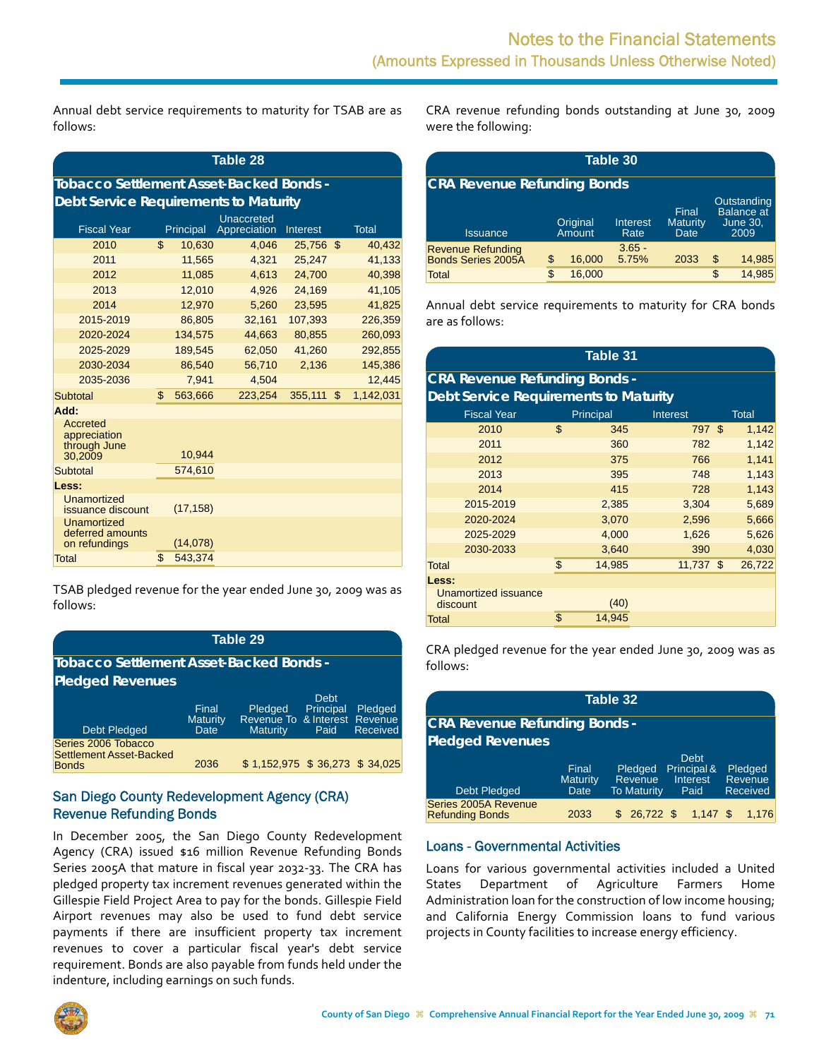Annual debt service requirements to maturity for TSAB are as follows:

**Table 28**

**Tobacco Settlement Asset-Backed Bonds - Debt Service Requirements to Maturity**

| Fiscal Year | Principal | Unaccreted Appreciation | Interest | Total |
|---|---|---|---|---|
| 2010 | $ 10,630 | 4,046 | 25,756 | $ 40,432 |
| 2011 | 11,565 | 4,321 | 25,247 | 41,133 |
| 2012 | 11,085 | 4,613 | 24,700 | 40,398 |
| 2013 | 12,010 | 4,926 | 24,169 | 41,105 |
| 2014 | 12,970 | 5,260 | 23,595 | 41,825 |
| 2015-2019 | 86,805 | 32,161 | 107,393 | 226,359 |
| 2020-2024 | 134,575 | 44,663 | 80,855 | 260,093 |
| 2025-2029 | 189,545 | 62,050 | 41,260 | 292,855 |
| 2030-2034 | 86,540 | 56,710 | 2,136 | 145,386 |
| 2035-2036 | 7,941 | 4,504 | | 12,445 |
| Subtotal | $ 563,666 | 223,254 | 355,111 | $ 1,142,031 |
| **Add:** | | | | |
| Accreted appreciation through June 30,2009 | 10,944 | | | |
| Subtotal | 574,610 | | | |
| **Less:** | | | | |
| Unamortized issuance discount | (17,158) | | | |
| Unamortized deferred amounts on refundings | (14,078) | | | |
| Total | $ 543,374 | | | |

TSAB pledged revenue for the year ended June 30, 2009 was as follows:

**Table 29**

**Tobacco Settlement Asset-Backed Bonds - Pledged Revenues**

| Debt Pledged | Final Maturity Date | Pledged Revenue To Maturity | Debt Principal & Interest Paid | Pledged Revenue Received |
|---|---|---|---|---|
| Series 2006 Tobacco Settlement Asset-Backed Bonds | 2036 | $ 1,152,975 | $ 36,273 | $ 34,025 |

## San Diego County Redevelopment Agency (CRA) Revenue Refunding Bonds

In December 2005, the San Diego County Redevelopment Agency (CRA) issued $16 million Revenue Refunding Bonds Series 2005A that mature in fiscal year 2032-33. The CRA has pledged property tax increment revenues generated within the Gillespie Field Project Area to pay for the bonds. Gillespie Field Airport revenues may also be used to fund debt service payments if there are insufficient property tax increment revenues to cover a particular fiscal year's debt service requirement. Bonds are also payable from funds held under the indenture, including earnings on such funds.

CRA revenue refunding bonds outstanding at June 30, 2009 were the following:

**Table 30**

**CRA Revenue Refunding Bonds**

| Issuance | Original Amount | Interest Rate | Final Maturity Date | Outstanding Balance at June 30, 2009 |
|---|---|---|---|---|
| Revenue Refunding Bonds Series 2005A | $ 16,000 | 3.65 - 5.75% | 2033 | $ 14,985 |
| Total | $ 16,000 | | | $ 14,985 |

Annual debt service requirements to maturity for CRA bonds are as follows:

**Table 31**

**CRA Revenue Refunding Bonds - Debt Service Requirements to Maturity**

| Fiscal Year | Principal | Interest | Total |
|---|---|---|---|
| 2010 | $ 345 | 797 | $ 1,142 |
| 2011 | 360 | 782 | 1,142 |
| 2012 | 375 | 766 | 1,141 |
| 2013 | 395 | 748 | 1,143 |
| 2014 | 415 | 728 | 1,143 |
| 2015-2019 | 2,385 | 3,304 | 5,689 |
| 2020-2024 | 3,070 | 2,596 | 5,666 |
| 2025-2029 | 4,000 | 1,626 | 5,626 |
| 2030-2033 | 3,640 | 390 | 4,030 |
| Total | $ 14,985 | 11,737 | $ 26,722 |
| **Less:** | | | |
| Unamortized issuance discount | (40) | | |
| Total | $ 14,945 | | |

CRA pledged revenue for the year ended June 30, 2009 was as follows:

**Table 32**

**CRA Revenue Refunding Bonds - Pledged Revenues**

| Debt Pledged | Final Maturity Date | Pledged Revenue To Maturity | Debt Principal & Interest Paid | Pledged Revenue Received |
|---|---|---|---|---|
| Series 2005A Revenue Refunding Bonds | 2033 | $ 26,722 | $ 1,147 | $ 1,176 |

## Loans - Governmental Activities

Loans for various governmental activities included a United States Department of Agriculture Farmers Home Administration loan for the construction of low income housing; and California Energy Commission loans to fund various projects in County facilities to increase energy efficiency.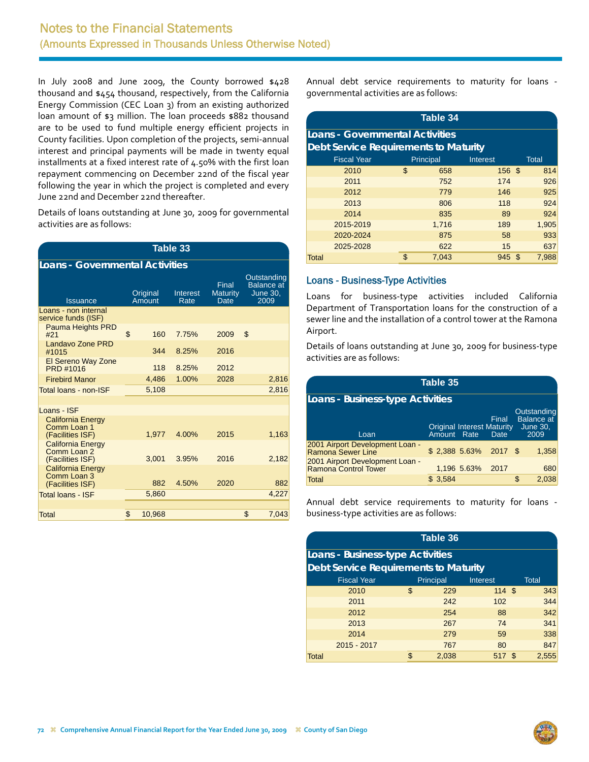# Notes to the Financial Statements
## (Amounts Expressed in Thousands Unless Otherwise Noted)

In July 2008 and June 2009, the County borrowed $428 thousand and $454 thousand, respectively, from the California Energy Commission (CEC Loan 3) from an existing authorized loan amount of $3 million. The loan proceeds $882 thousand are to be used to fund multiple energy efficient projects in County facilities. Upon completion of the projects, semi-annual interest and principal payments will be made in twenty equal installments at a fixed interest rate of 4.50% with the first loan repayment commencing on December 22nd of the fiscal year following the year in which the project is completed and every June 22nd and December 22nd thereafter.

Details of loans outstanding at June 30, 2009 for governmental activities are as follows:

**Table 33**

**Loans - Governmental Activities**

| Issuance | Original Amount | Interest Rate | Final Maturity Date | Outstanding Balance at June 30, 2009 |
|---|---|---|---|---|
| Loans - non internal service funds (ISF) | | | | |
| Pauma Heights PRD #21 | $ 160 | 7.75% | 2009 | $ |
| Landavo Zone PRD #1015 | 344 | 8.25% | 2016 | |
| El Sereno Way Zone PRD #1016 | 118 | 8.25% | 2012 | |
| Firebird Manor | 4,486 | 1.00% | 2028 | 2,816 |
| Total loans - non-ISF | 5,108 | | | 2,816 |
| Loans - ISF | | | | |
| California Energy Comm Loan 1 (Facilities ISF) | 1,977 | 4.00% | 2015 | 1,163 |
| California Energy Comm Loan 2 (Facilities ISF) | 3,001 | 3.95% | 2016 | 2,182 |
| California Energy Comm Loan 3 (Facilities ISF) | 882 | 4.50% | 2020 | 882 |
| Total loans - ISF | 5,860 | | | 4,227 |
| Total | $ 10,968 | | | $ 7,043 |

Annual debt service requirements to maturity for loans - governmental activities are as follows:

**Table 34**

**Loans - Governmental Activities**
**Debt Service Requirements to Maturity**

| Fiscal Year | Principal | Interest | Total |
|---|---|---|---|
| 2010 | $ 658 | 156 | $ 814 |
| 2011 | 752 | 174 | 926 |
| 2012 | 779 | 146 | 925 |
| 2013 | 806 | 118 | 924 |
| 2014 | 835 | 89 | 924 |
| 2015-2019 | 1,716 | 189 | 1,905 |
| 2020-2024 | 875 | 58 | 933 |
| 2025-2028 | 622 | 15 | 637 |
| Total | $ 7,043 | 945 | $ 7,988 |

### Loans - Business-Type Activities

Loans for business-type activities included California Department of Transportation loans for the construction of a sewer line and the installation of a control tower at the Ramona Airport.

Details of loans outstanding at June 30, 2009 for business-type activities are as follows:

**Table 35**

**Loans - Business-type Activities**

| Loan | Original Amount | Interest Rate | Final Maturity Date | Outstanding Balance at June 30, 2009 |
|---|---|---|---|---|
| 2001 Airport Development Loan - Ramona Sewer Line | $ 2,388 | 5.63% | 2017 | $ 1,358 |
| 2001 Airport Development Loan - Ramona Control Tower | 1,196 | 5.63% | 2017 | 680 |
| Total | $ 3,584 | | | $ 2,038 |

Annual debt service requirements to maturity for loans - business-type activities are as follows:

**Table 36**

**Loans - Business-type Activities**
**Debt Service Requirements to Maturity**

| Fiscal Year | Principal | Interest | Total |
|---|---|---|---|
| 2010 | $ 229 | 114 | $ 343 |
| 2011 | 242 | 102 | 344 |
| 2012 | 254 | 88 | 342 |
| 2013 | 267 | 74 | 341 |
| 2014 | 279 | 59 | 338 |
| 2015 - 2017 | 767 | 80 | 847 |
| Total | $ 2,038 | 517 | $ 2,555 |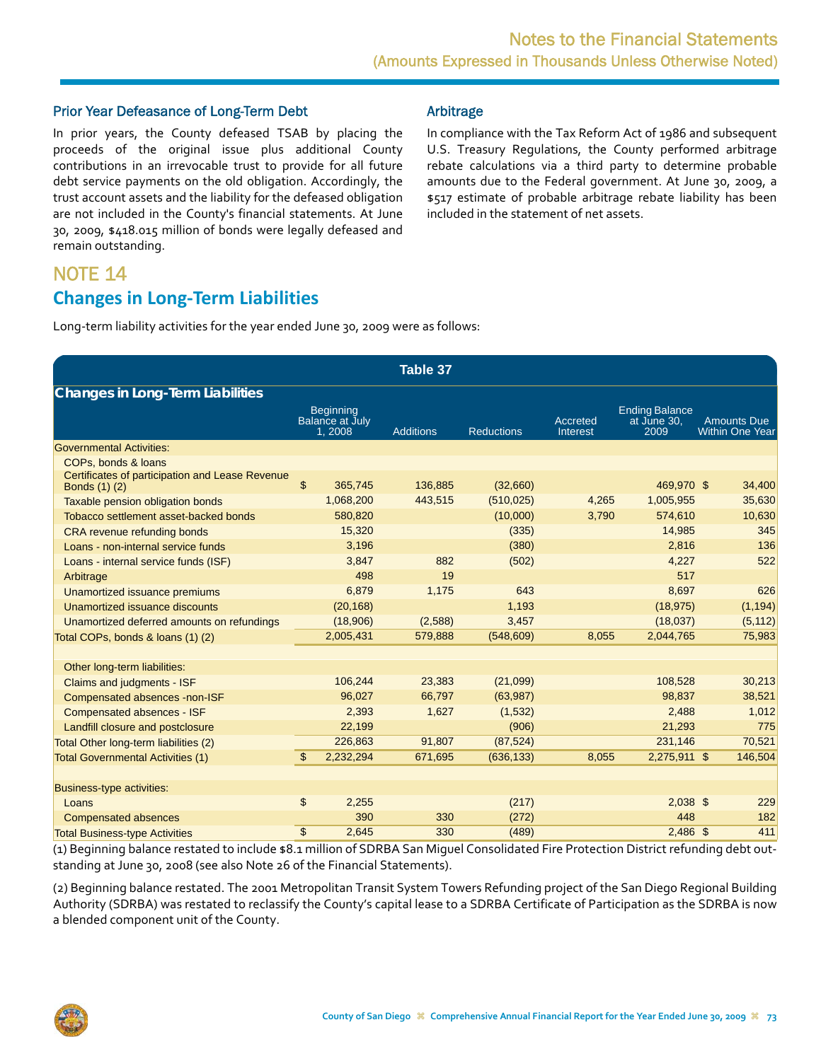### Prior Year Defeasance of Long-Term Debt

In prior years, the County defeased TSAB by placing the proceeds of the original issue plus additional County contributions in an irrevocable trust to provide for all future debt service payments on the old obligation. Accordingly, the trust account assets and the liability for the defeased obligation are not included in the County's financial statements. At June 30, 2009, $418.015 million of bonds were legally defeased and remain outstanding.

### Arbitrage

In compliance with the Tax Reform Act of 1986 and subsequent U.S. Treasury Regulations, the County performed arbitrage rebate calculations via a third party to determine probable amounts due to the Federal government. At June 30, 2009, a $517 estimate of probable arbitrage rebate liability has been included in the statement of net assets.

# NOTE 14

## Changes in Long-Term Liabilities

Long-term liability activities for the year ended June 30, 2009 were as follows:

**Table 37**

**Changes in Long-Term Liabilities**

| | Beginning Balance at July 1, 2008 | Additions | Reductions | Accreted Interest | Ending Balance at June 30, 2009 | Amounts Due Within One Year |
|---|---|---|---|---|---|---|
| Governmental Activities: | | | | | | |
| COPs, bonds & loans | | | | | | |
| Certificates of participation and Lease Revenue Bonds (1) (2) | $ 365,745 | 136,885 | (32,660) | | 469,970 | $ 34,400 |
| Taxable pension obligation bonds | 1,068,200 | 443,515 | (510,025) | 4,265 | 1,005,955 | 35,630 |
| Tobacco settlement asset-backed bonds | 580,820 | | (10,000) | 3,790 | 574,610 | 10,630 |
| CRA revenue refunding bonds | 15,320 | | (335) | | 14,985 | 345 |
| Loans - non-internal service funds | 3,196 | | (380) | | 2,816 | 136 |
| Loans - internal service funds (ISF) | 3,847 | 882 | (502) | | 4,227 | 522 |
| Arbitrage | 498 | 19 | | | 517 | |
| Unamortized issuance premiums | 6,879 | 1,175 | 643 | | 8,697 | 626 |
| Unamortized issuance discounts | (20,168) | | 1,193 | | (18,975) | (1,194) |
| Unamortized deferred amounts on refundings | (18,906) | (2,588) | 3,457 | | (18,037) | (5,112) |
| Total COPs, bonds & loans (1) (2) | 2,005,431 | 579,888 | (548,609) | 8,055 | 2,044,765 | 75,983 |
| | | | | | | |
| Other long-term liabilities: | | | | | | |
| Claims and judgments - ISF | 106,244 | 23,383 | (21,099) | | 108,528 | 30,213 |
| Compensated absences -non-ISF | 96,027 | 66,797 | (63,987) | | 98,837 | 38,521 |
| Compensated absences - ISF | 2,393 | 1,627 | (1,532) | | 2,488 | 1,012 |
| Landfill closure and postclosure | 22,199 | | (906) | | 21,293 | 775 |
| Total Other long-term liabilities (2) | 226,863 | 91,807 | (87,524) | | 231,146 | 70,521 |
| Total Governmental Activities (1) | $ 2,232,294 | 671,695 | (636,133) | 8,055 | 2,275,911 | $ 146,504 |
| | | | | | | |
| Business-type activities: | | | | | | |
| Loans | $ 2,255 | | (217) | | 2,038 | $ 229 |
| Compensated absences | 390 | 330 | (272) | | 448 | 182 |
| Total Business-type Activities | $ 2,645 | 330 | (489) | | 2,486 | $ 411 |

(1) Beginning balance restated to include $8.1 million of SDRBA San Miguel Consolidated Fire Protection District refunding debt outstanding at June 30, 2008 (see also Note 26 of the Financial Statements).

(2) Beginning balance restated. The 2001 Metropolitan Transit System Towers Refunding project of the San Diego Regional Building Authority (SDRBA) was restated to reclassify the County's capital lease to a SDRBA Certificate of Participation as the SDRBA is now a blended component unit of the County.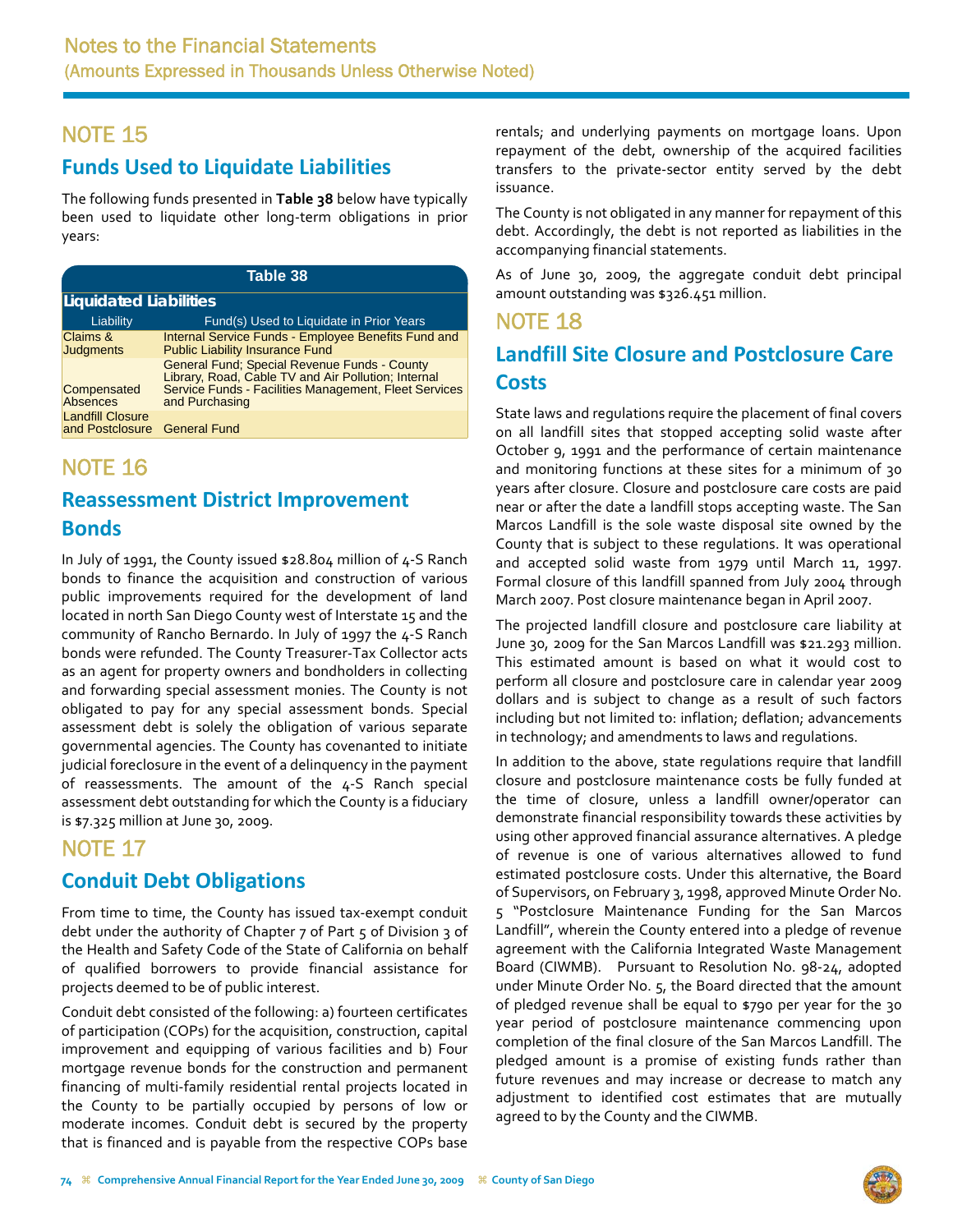## NOTE 15

### Funds Used to Liquidate Liabilities

The following funds presented in **Table 38** below have typically been used to liquidate other long-term obligations in prior years:

**Table 38**

**Liquidated Liabilities**

| Liability | Fund(s) Used to Liquidate in Prior Years |
|---|---|
| Claims & Judgments | Internal Service Funds - Employee Benefits Fund and Public Liability Insurance Fund |
| Compensated Absences | General Fund; Special Revenue Funds - County Library, Road, Cable TV and Air Pollution; Internal Service Funds - Facilities Management, Fleet Services and Purchasing |
| Landfill Closure and Postclosure | General Fund |

## NOTE 16

### Reassessment District Improvement Bonds

In July of 1991, the County issued $28.804 million of 4-S Ranch bonds to finance the acquisition and construction of various public improvements required for the development of land located in north San Diego County west of Interstate 15 and the community of Rancho Bernardo. In July of 1997 the 4-S Ranch bonds were refunded. The County Treasurer-Tax Collector acts as an agent for property owners and bondholders in collecting and forwarding special assessment monies. The County is not obligated to pay for any special assessment bonds. Special assessment debt is solely the obligation of various separate governmental agencies. The County has covenanted to initiate judicial foreclosure in the event of a delinquency in the payment of reassessments. The amount of the 4-S Ranch special assessment debt outstanding for which the County is a fiduciary is $7.325 million at June 30, 2009.

## NOTE 17

### Conduit Debt Obligations

From time to time, the County has issued tax-exempt conduit debt under the authority of Chapter 7 of Part 5 of Division 3 of the Health and Safety Code of the State of California on behalf of qualified borrowers to provide financial assistance for projects deemed to be of public interest.

Conduit debt consisted of the following: a) fourteen certificates of participation (COPs) for the acquisition, construction, capital improvement and equipping of various facilities and b) Four mortgage revenue bonds for the construction and permanent financing of multi-family residential rental projects located in the County to be partially occupied by persons of low or moderate incomes. Conduit debt is secured by the property that is financed and is payable from the respective COPs base rentals; and underlying payments on mortgage loans. Upon repayment of the debt, ownership of the acquired facilities transfers to the private-sector entity served by the debt issuance.

The County is not obligated in any manner for repayment of this debt. Accordingly, the debt is not reported as liabilities in the accompanying financial statements.

As of June 30, 2009, the aggregate conduit debt principal amount outstanding was $326.451 million.

## NOTE 18

### Landfill Site Closure and Postclosure Care Costs

State laws and regulations require the placement of final covers on all landfill sites that stopped accepting solid waste after October 9, 1991 and the performance of certain maintenance and monitoring functions at these sites for a minimum of 30 years after closure. Closure and postclosure care costs are paid near or after the date a landfill stops accepting waste. The San Marcos Landfill is the sole waste disposal site owned by the County that is subject to these regulations. It was operational and accepted solid waste from 1979 until March 11, 1997. Formal closure of this landfill spanned from July 2004 through March 2007. Post closure maintenance began in April 2007.

The projected landfill closure and postclosure care liability at June 30, 2009 for the San Marcos Landfill was $21.293 million. This estimated amount is based on what it would cost to perform all closure and postclosure care in calendar year 2009 dollars and is subject to change as a result of such factors including but not limited to: inflation; deflation; advancements in technology; and amendments to laws and regulations.

In addition to the above, state regulations require that landfill closure and postclosure maintenance costs be fully funded at the time of closure, unless a landfill owner/operator can demonstrate financial responsibility towards these activities by using other approved financial assurance alternatives. A pledge of revenue is one of various alternatives allowed to fund estimated postclosure costs. Under this alternative, the Board of Supervisors, on February 3, 1998, approved Minute Order No. 5 "Postclosure Maintenance Funding for the San Marcos Landfill", wherein the County entered into a pledge of revenue agreement with the California Integrated Waste Management Board (CIWMB). Pursuant to Resolution No. 98-24, adopted under Minute Order No. 5, the Board directed that the amount of pledged revenue shall be equal to $790 per year for the 30 year period of postclosure maintenance commencing upon completion of the final closure of the San Marcos Landfill. The pledged amount is a promise of existing funds rather than future revenues and may increase or decrease to match any adjustment to identified cost estimates that are mutually agreed to by the County and the CIWMB.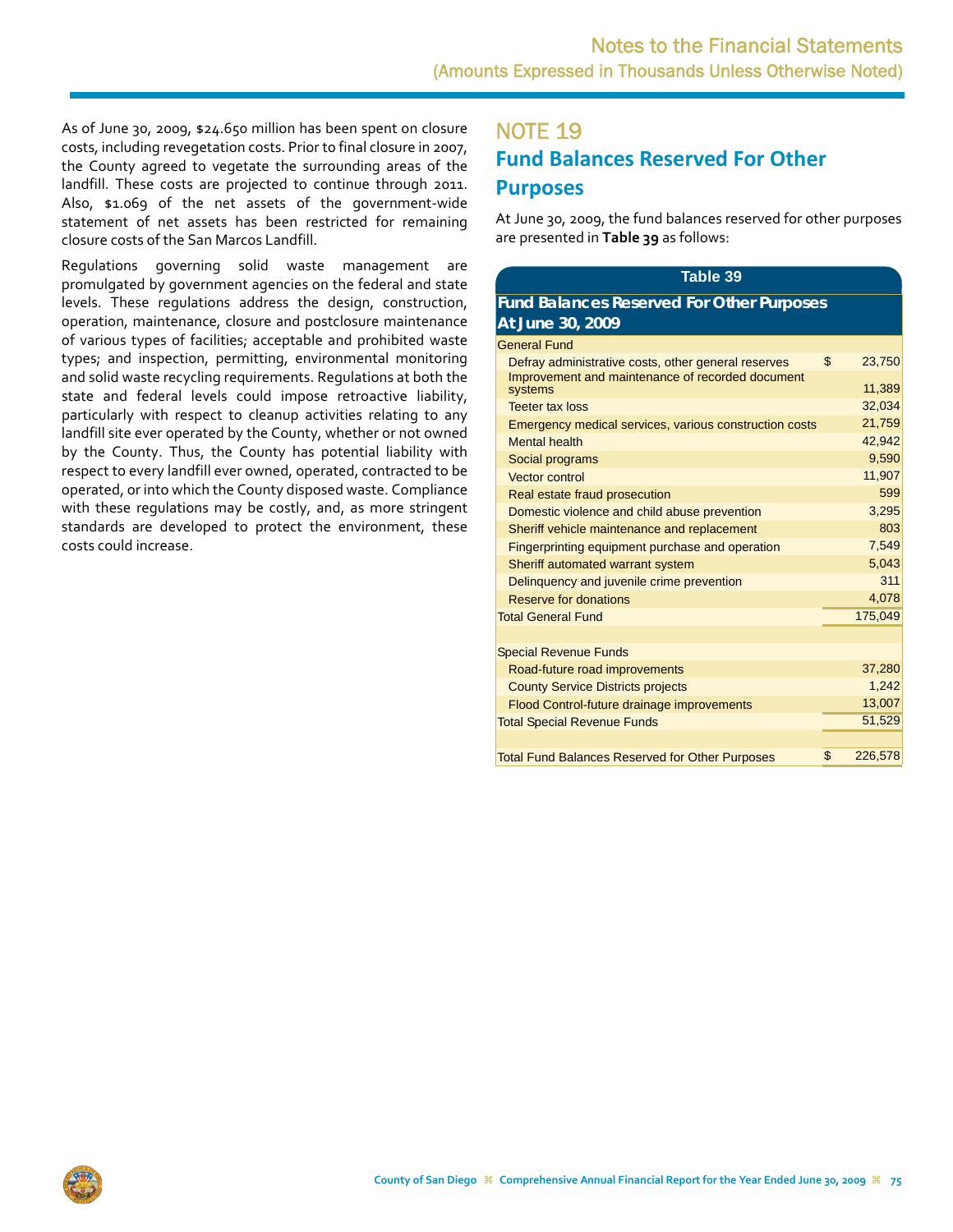As of June 30, 2009, $24.650 million has been spent on closure costs, including revegetation costs. Prior to final closure in 2007, the County agreed to vegetate the surrounding areas of the landfill. These costs are projected to continue through 2011. Also, $1.069 of the net assets of the government-wide statement of net assets has been restricted for remaining closure costs of the San Marcos Landfill.

Regulations governing solid waste management are promulgated by government agencies on the federal and state levels. These regulations address the design, construction, operation, maintenance, closure and postclosure maintenance of various types of facilities; acceptable and prohibited waste types; and inspection, permitting, environmental monitoring and solid waste recycling requirements. Regulations at both the state and federal levels could impose retroactive liability, particularly with respect to cleanup activities relating to any landfill site ever operated by the County, whether or not owned by the County. Thus, the County has potential liability with respect to every landfill ever owned, operated, contracted to be operated, or into which the County disposed waste. Compliance with these regulations may be costly, and, as more stringent standards are developed to protect the environment, these costs could increase.

# NOTE 19

## Fund Balances Reserved For Other Purposes

At June 30, 2009, the fund balances reserved for other purposes are presented in **Table 39** as follows:

**Table 39**

**Fund Balances Reserved For Other Purposes At June 30, 2009**

| | |
|---|---|
| General Fund | |
| Defray administrative costs, other general reserves | $ 23,750 |
| Improvement and maintenance of recorded document systems | 11,389 |
| Teeter tax loss | 32,034 |
| Emergency medical services, various construction costs | 21,759 |
| Mental health | 42,942 |
| Social programs | 9,590 |
| Vector control | 11,907 |
| Real estate fraud prosecution | 599 |
| Domestic violence and child abuse prevention | 3,295 |
| Sheriff vehicle maintenance and replacement | 803 |
| Fingerprinting equipment purchase and operation | 7,549 |
| Sheriff automated warrant system | 5,043 |
| Delinquency and juvenile crime prevention | 311 |
| Reserve for donations | 4,078 |
| Total General Fund | 175,049 |
| | |
| Special Revenue Funds | |
| Road-future road improvements | 37,280 |
| County Service Districts projects | 1,242 |
| Flood Control-future drainage improvements | 13,007 |
| Total Special Revenue Funds | 51,529 |
| | |
| Total Fund Balances Reserved for Other Purposes | $ 226,578 |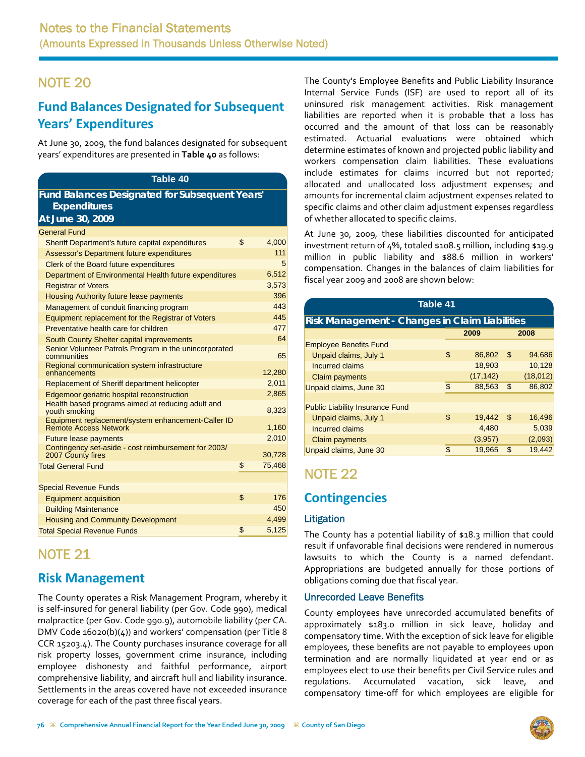## NOTE 20

## Fund Balances Designated for Subsequent Years' Expenditures

At June 30, 2009, the fund balances designated for subsequent years' expenditures are presented in **Table 40** as follows:

**Table 40**

**Fund Balances Designated for Subsequent Years' Expenditures**
**At June 30, 2009**

| | | |
|---|---|---|
| General Fund | | |
| Sheriff Department's future capital expenditures | $ | 4,000 |
| Assessor's Department future expenditures | | 111 |
| Clerk of the Board future expenditures | | 5 |
| Department of Environmental Health future expenditures | | 6,512 |
| Registrar of Voters | | 3,573 |
| Housing Authority future lease payments | | 396 |
| Management of conduit financing program | | 443 |
| Equipment replacement for the Registrar of Voters | | 445 |
| Preventative health care for children | | 477 |
| South County Shelter capital improvements | | 64 |
| Senior Volunteer Patrols Program in the unincorporated communities | | 65 |
| Regional communication system infrastructure enhancements | | 12,280 |
| Replacement of Sheriff department helicopter | | 2,011 |
| Edgemoor geriatric hospital reconstruction | | 2,865 |
| Health based programs aimed at reducing adult and youth smoking | | 8,323 |
| Equipment replacement/system enhancement-Caller ID Remote Access Network | | 1,160 |
| Future lease payments | | 2,010 |
| Contingency set-aside - cost reimbursement for 2003/2007 County fires | | 30,728 |
| Total General Fund | $ | 75,468 |
| | | |
| Special Revenue Funds | | |
| Equipment acquisition | $ | 176 |
| Building Maintenance | | 450 |
| Housing and Community Development | | 4,499 |
| Total Special Revenue Funds | $ | 5,125 |

## NOTE 21

## Risk Management

The County operates a Risk Management Program, whereby it is self-insured for general liability (per Gov. Code 990), medical malpractice (per Gov. Code 990.9), automobile liability (per CA. DMV Code 16020(b)(4)) and workers' compensation (per Title 8 CCR 15203.4). The County purchases insurance coverage for all risk property losses, government crime insurance, including employee dishonesty and faithful performance, airport comprehensive liability, and aircraft hull and liability insurance. Settlements in the areas covered have not exceeded insurance coverage for each of the past three fiscal years.

The County's Employee Benefits and Public Liability Insurance Internal Service Funds (ISF) are used to report all of its uninsured risk management activities. Risk management liabilities are reported when it is probable that a loss has occurred and the amount of that loss can be reasonably estimated. Actuarial evaluations were obtained which determine estimates of known and projected public liability and workers compensation claim liabilities. These evaluations include estimates for claims incurred but not reported; allocated and unallocated loss adjustment expenses; and amounts for incremental claim adjustment expenses related to specific claims and other claim adjustment expenses regardless of whether allocated to specific claims.

At June 30, 2009, these liabilities discounted for anticipated investment return of 4%, totaled $108.5 million, including $19.9 million in public liability and $88.6 million in workers' compensation. Changes in the balances of claim liabilities for fiscal year 2009 and 2008 are shown below:

**Table 41**

**Risk Management - Changes in Claim Liabilities**

| | | 2009 | | 2008 |
|---|---|---|---|---|
| Employee Benefits Fund | | | | |
| Unpaid claims, July 1 | $ | 86,802 | $ | 94,686 |
| Incurred claims | | 18,903 | | 10,128 |
| Claim payments | | (17,142) | | (18,012) |
| Unpaid claims, June 30 | $ | 88,563 | $ | 86,802 |
| | | | | |
| Public Liability Insurance Fund | | | | |
| Unpaid claims, July 1 | $ | 19,442 | $ | 16,496 |
| Incurred claims | | 4,480 | | 5,039 |
| Claim payments | | (3,957) | | (2,093) |
| Unpaid claims, June 30 | $ | 19,965 | $ | 19,442 |

## NOTE 22

## Contingencies

### Litigation

The County has a potential liability of $18.3 million that could result if unfavorable final decisions were rendered in numerous lawsuits to which the County is a named defendant. Appropriations are budgeted annually for those portions of obligations coming due that fiscal year.

### Unrecorded Leave Benefits

County employees have unrecorded accumulated benefits of approximately $183.0 million in sick leave, holiday and compensatory time. With the exception of sick leave for eligible employees, these benefits are not payable to employees upon termination and are normally liquidated at year end or as employees elect to use their benefits per Civil Service rules and regulations. Accumulated vacation, sick leave, and compensatory time-off for which employees are eligible for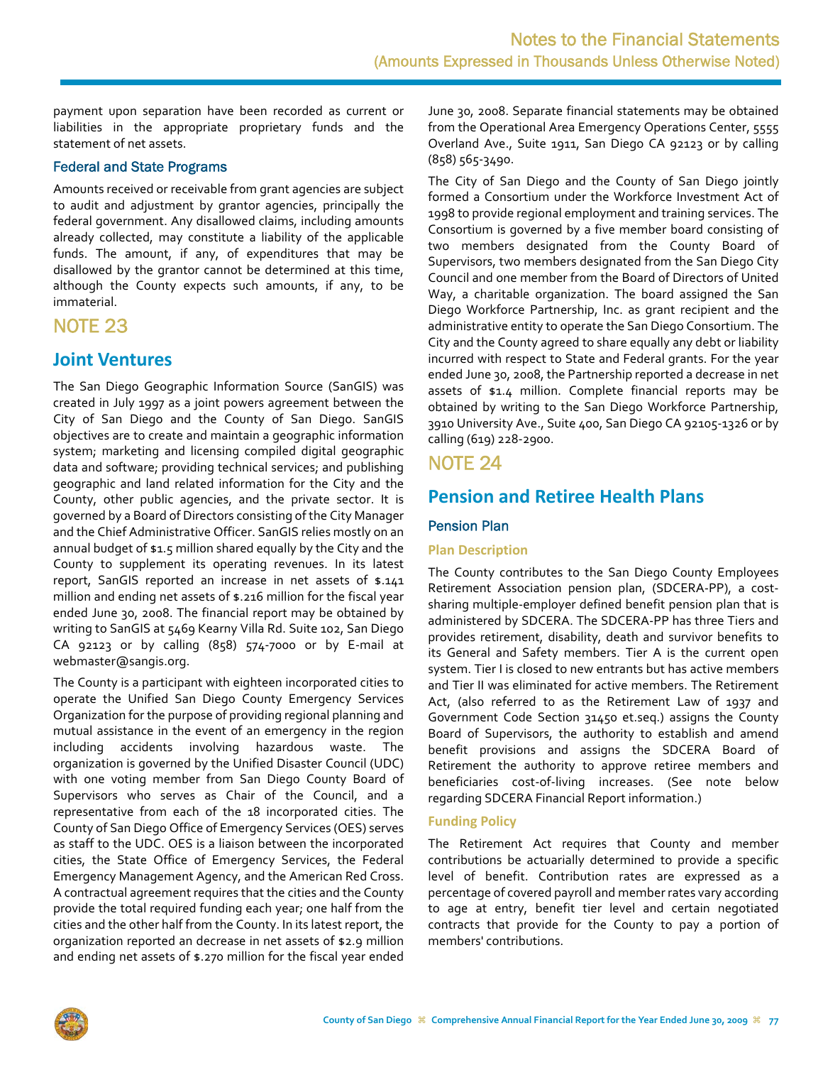payment upon separation have been recorded as current or liabilities in the appropriate proprietary funds and the statement of net assets.

### Federal and State Programs

Amounts received or receivable from grant agencies are subject to audit and adjustment by grantor agencies, principally the federal government. Any disallowed claims, including amounts already collected, may constitute a liability of the applicable funds. The amount, if any, of expenditures that may be disallowed by the grantor cannot be determined at this time, although the County expects such amounts, if any, to be immaterial.

# NOTE 23

## Joint Ventures

The San Diego Geographic Information Source (SanGIS) was created in July 1997 as a joint powers agreement between the City of San Diego and the County of San Diego. SanGIS objectives are to create and maintain a geographic information system; marketing and licensing compiled digital geographic data and software; providing technical services; and publishing geographic and land related information for the City and the County, other public agencies, and the private sector. It is governed by a Board of Directors consisting of the City Manager and the Chief Administrative Officer. SanGIS relies mostly on an annual budget of $1.5 million shared equally by the City and the County to supplement its operating revenues. In its latest report, SanGIS reported an increase in net assets of $.141 million and ending net assets of $.216 million for the fiscal year ended June 30, 2008. The financial report may be obtained by writing to SanGIS at 5469 Kearny Villa Rd. Suite 102, San Diego CA 92123 or by calling (858) 574-7000 or by E-mail at webmaster@sangis.org.

The County is a participant with eighteen incorporated cities to operate the Unified San Diego County Emergency Services Organization for the purpose of providing regional planning and mutual assistance in the event of an emergency in the region including accidents involving hazardous waste. The organization is governed by the Unified Disaster Council (UDC) with one voting member from San Diego County Board of Supervisors who serves as Chair of the Council, and a representative from each of the 18 incorporated cities. The County of San Diego Office of Emergency Services (OES) serves as staff to the UDC. OES is a liaison between the incorporated cities, the State Office of Emergency Services, the Federal Emergency Management Agency, and the American Red Cross. A contractual agreement requires that the cities and the County provide the total required funding each year; one half from the cities and the other half from the County. In its latest report, the organization reported an decrease in net assets of $2.9 million and ending net assets of $.270 million for the fiscal year ended June 30, 2008. Separate financial statements may be obtained from the Operational Area Emergency Operations Center, 5555 Overland Ave., Suite 1911, San Diego CA 92123 or by calling (858) 565-3490.

The City of San Diego and the County of San Diego jointly formed a Consortium under the Workforce Investment Act of 1998 to provide regional employment and training services. The Consortium is governed by a five member board consisting of two members designated from the County Board of Supervisors, two members designated from the San Diego City Council and one member from the Board of Directors of United Way, a charitable organization. The board assigned the San Diego Workforce Partnership, Inc. as grant recipient and the administrative entity to operate the San Diego Consortium. The City and the County agreed to share equally any debt or liability incurred with respect to State and Federal grants. For the year ended June 30, 2008, the Partnership reported a decrease in net assets of $1.4 million. Complete financial reports may be obtained by writing to the San Diego Workforce Partnership, 3910 University Ave., Suite 400, San Diego CA 92105-1326 or by calling (619) 228-2900.

# NOTE 24

## Pension and Retiree Health Plans

### Pension Plan

#### Plan Description

The County contributes to the San Diego County Employees Retirement Association pension plan, (SDCERA-PP), a cost-sharing multiple-employer defined benefit pension plan that is administered by SDCERA. The SDCERA-PP has three Tiers and provides retirement, disability, death and survivor benefits to its General and Safety members. Tier A is the current open system. Tier I is closed to new entrants but has active members and Tier II was eliminated for active members. The Retirement Act, (also referred to as the Retirement Law of 1937 and Government Code Section 31450 et.seq.) assigns the County Board of Supervisors, the authority to establish and amend benefit provisions and assigns the SDCERA Board of Retirement the authority to approve retiree members and beneficiaries cost-of-living increases. (See note below regarding SDCERA Financial Report information.)

#### Funding Policy

The Retirement Act requires that County and member contributions be actuarially determined to provide a specific level of benefit. Contribution rates are expressed as a percentage of covered payroll and member rates vary according to age at entry, benefit tier level and certain negotiated contracts that provide for the County to pay a portion of members' contributions.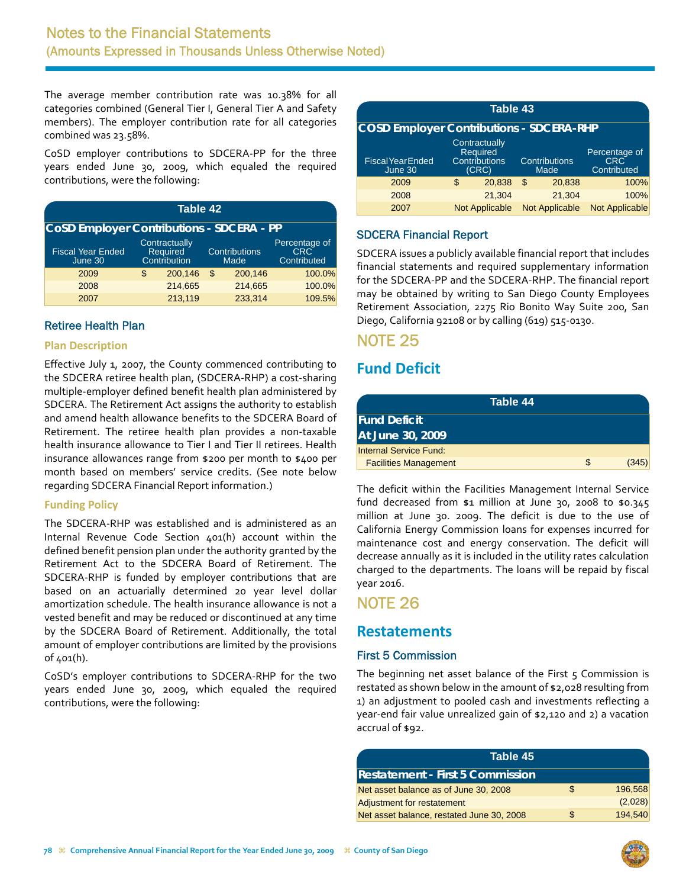The average member contribution rate was 10.38% for all categories combined (General Tier I, General Tier A and Safety members). The employer contribution rate for all categories combined was 23.58%.

CoSD employer contributions to SDCERA-PP for the three years ended June 30, 2009, which equaled the required contributions, were the following:

**Table 42**

**CoSD Employer Contributions - SDCERA - PP**

| Fiscal Year Ended June 30 | Contractually Required Contribution | Contributions Made | Percentage of CRC Contributed |
|---|---|---|---|
| 2009 | $ 200,146 | $ 200,146 | 100.0% |
| 2008 | 214,665 | 214,665 | 100.0% |
| 2007 | 213,119 | 233,314 | 109.5% |

### Retiree Health Plan

#### Plan Description

Effective July 1, 2007, the County commenced contributing to the SDCERA retiree health plan, (SDCERA-RHP) a cost-sharing multiple-employer defined benefit health plan administered by SDCERA. The Retirement Act assigns the authority to establish and amend health allowance benefits to the SDCERA Board of Retirement. The retiree health plan provides a non-taxable health insurance allowance to Tier I and Tier II retirees. Health insurance allowances range from $200 per month to $400 per month based on members' service credits. (See note below regarding SDCERA Financial Report information.)

#### Funding Policy

The SDCERA-RHP was established and is administered as an Internal Revenue Code Section 401(h) account within the defined benefit pension plan under the authority granted by the Retirement Act to the SDCERA Board of Retirement. The SDCERA-RHP is funded by employer contributions that are based on an actuarially determined 20 year level dollar amortization schedule. The health insurance allowance is not a vested benefit and may be reduced or discontinued at any time by the SDCERA Board of Retirement. Additionally, the total amount of employer contributions are limited by the provisions of 401(h).

CoSD's employer contributions to SDCERA-RHP for the two years ended June 30, 2009, which equaled the required contributions, were the following:

**Table 43**

**COSD Employer Contributions - SDCERA-RHP**

| Fiscal Year Ended June 30 | Contractually Required Contributions (CRC) | Contributions Made | Percentage of CRC Contributed |
|---|---|---|---|
| 2009 | $ 20,838 | $ 20,838 | 100% |
| 2008 | 21,304 | 21,304 | 100% |
| 2007 | Not Applicable | Not Applicable | Not Applicable |

### SDCERA Financial Report

SDCERA issues a publicly available financial report that includes financial statements and required supplementary information for the SDCERA-PP and the SDCERA-RHP. The financial report may be obtained by writing to San Diego County Employees Retirement Association, 2275 Rio Bonito Way Suite 200, San Diego, California 92108 or by calling (619) 515-0130.

# NOTE 25

## Fund Deficit

**Table 44**

**Fund Deficit At June 30, 2009**

| | |
|---|---|
| Internal Service Fund: | |
| Facilities Management | $ (345) |

The deficit within the Facilities Management Internal Service fund decreased from $1 million at June 30, 2008 to $0.345 million at June 30. 2009. The deficit is due to the use of California Energy Commission loans for expenses incurred for maintenance cost and energy conservation. The deficit will decrease annually as it is included in the utility rates calculation charged to the departments. The loans will be repaid by fiscal year 2016.

# NOTE 26

## Restatements

### First 5 Commission

The beginning net asset balance of the First 5 Commission is restated as shown below in the amount of $2,028 resulting from 1) an adjustment to pooled cash and investments reflecting a year-end fair value unrealized gain of $2,120 and 2) a vacation accrual of $92.

**Table 45**

**Restatement - First 5 Commission**

| | |
|---|---|
| Net asset balance as of June 30, 2008 | $ 196,568 |
| Adjustment for restatement | (2,028) |
| Net asset balance, restated June 30, 2008 | $ 194,540 |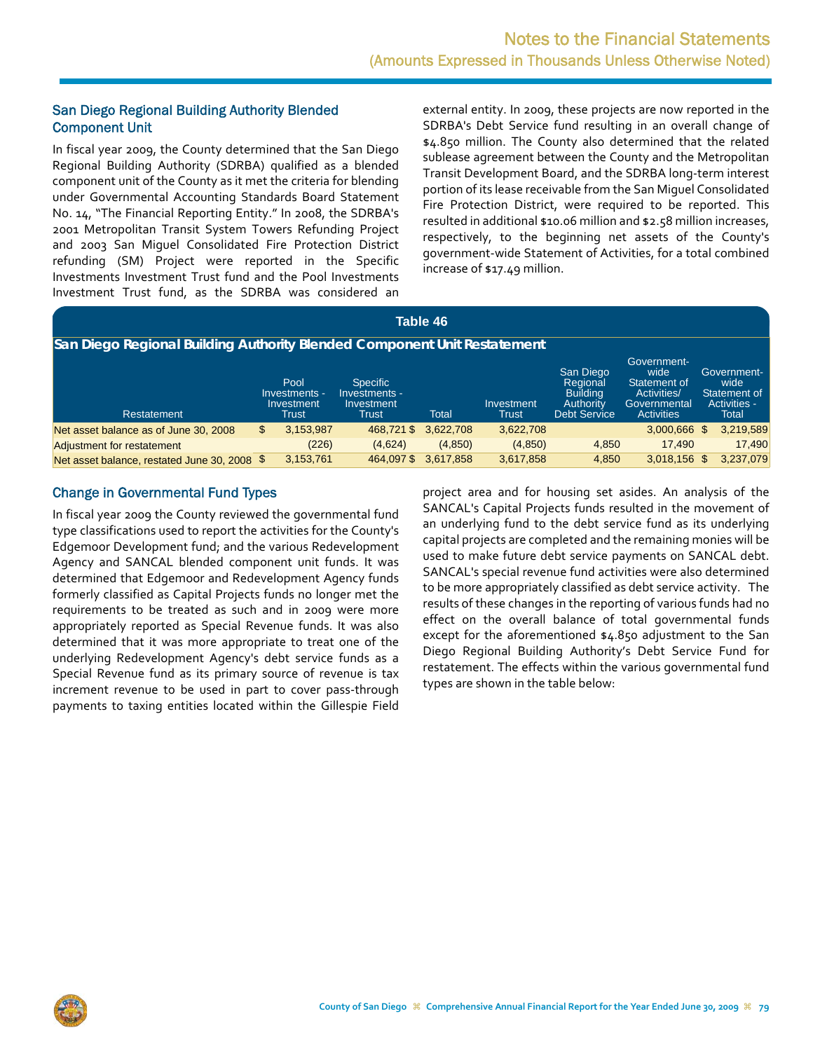## San Diego Regional Building Authority Blended Component Unit

In fiscal year 2009, the County determined that the San Diego Regional Building Authority (SDRBA) qualified as a blended component unit of the County as it met the criteria for blending under Governmental Accounting Standards Board Statement No. 14, "The Financial Reporting Entity." In 2008, the SDRBA's 2001 Metropolitan Transit System Towers Refunding Project and 2003 San Miguel Consolidated Fire Protection District refunding (SM) Project were reported in the Specific Investments Investment Trust fund and the Pool Investments Investment Trust fund, as the SDRBA was considered an external entity. In 2009, these projects are now reported in the SDRBA's Debt Service fund resulting in an overall change of $4.850 million. The County also determined that the related sublease agreement between the County and the Metropolitan Transit Development Board, and the SDRBA long-term interest portion of its lease receivable from the San Miguel Consolidated Fire Protection District, were required to be reported. This resulted in additional $10.06 million and $2.58 million increases, respectively, to the beginning net assets of the County's government-wide Statement of Activities, for a total combined increase of $17.49 million.

**Table 46**

**San Diego Regional Building Authority Blended Component Unit Restatement**

| Restatement | Pool Investments - Investment Trust | Specific Investments - Investment Trust | Total | Investment Trust | San Diego Regional Building Authority Debt Service | Government-wide Statement of Activities/ Governmental Activities | Government-wide Statement of Activities - Total |
|---|---|---|---|---|---|---|---|
| Net asset balance as of June 30, 2008 | $ 3,153,987 | 468,721 | $ 3,622,708 | 3,622,708 | | 3,000,666 | $ 3,219,589 |
| Adjustment for restatement | (226) | (4,624) | (4,850) | (4,850) | 4,850 | 17,490 | 17,490 |
| Net asset balance, restated June 30, 2008 | $ 3,153,761 | 464,097 | $ 3,617,858 | 3,617,858 | 4,850 | 3,018,156 | $ 3,237,079 |

## Change in Governmental Fund Types

In fiscal year 2009 the County reviewed the governmental fund type classifications used to report the activities for the County's Edgemoor Development fund; and the various Redevelopment Agency and SANCAL blended component unit funds. It was determined that Edgemoor and Redevelopment Agency funds formerly classified as Capital Projects funds no longer met the requirements to be treated as such and in 2009 were more appropriately reported as Special Revenue funds. It was also determined that it was more appropriate to treat one of the underlying Redevelopment Agency's debt service funds as a Special Revenue fund as its primary source of revenue is tax increment revenue to be used in part to cover pass-through payments to taxing entities located within the Gillespie Field project area and for housing set asides. An analysis of the SANCAL's Capital Projects funds resulted in the movement of an underlying fund to the debt service fund as its underlying capital projects are completed and the remaining monies will be used to make future debt service payments on SANCAL debt. SANCAL's special revenue fund activities were also determined to be more appropriately classified as debt service activity. The results of these changes in the reporting of various funds had no effect on the overall balance of total governmental funds except for the aforementioned $4.850 adjustment to the San Diego Regional Building Authority's Debt Service Fund for restatement. The effects within the various governmental fund types are shown in the table below: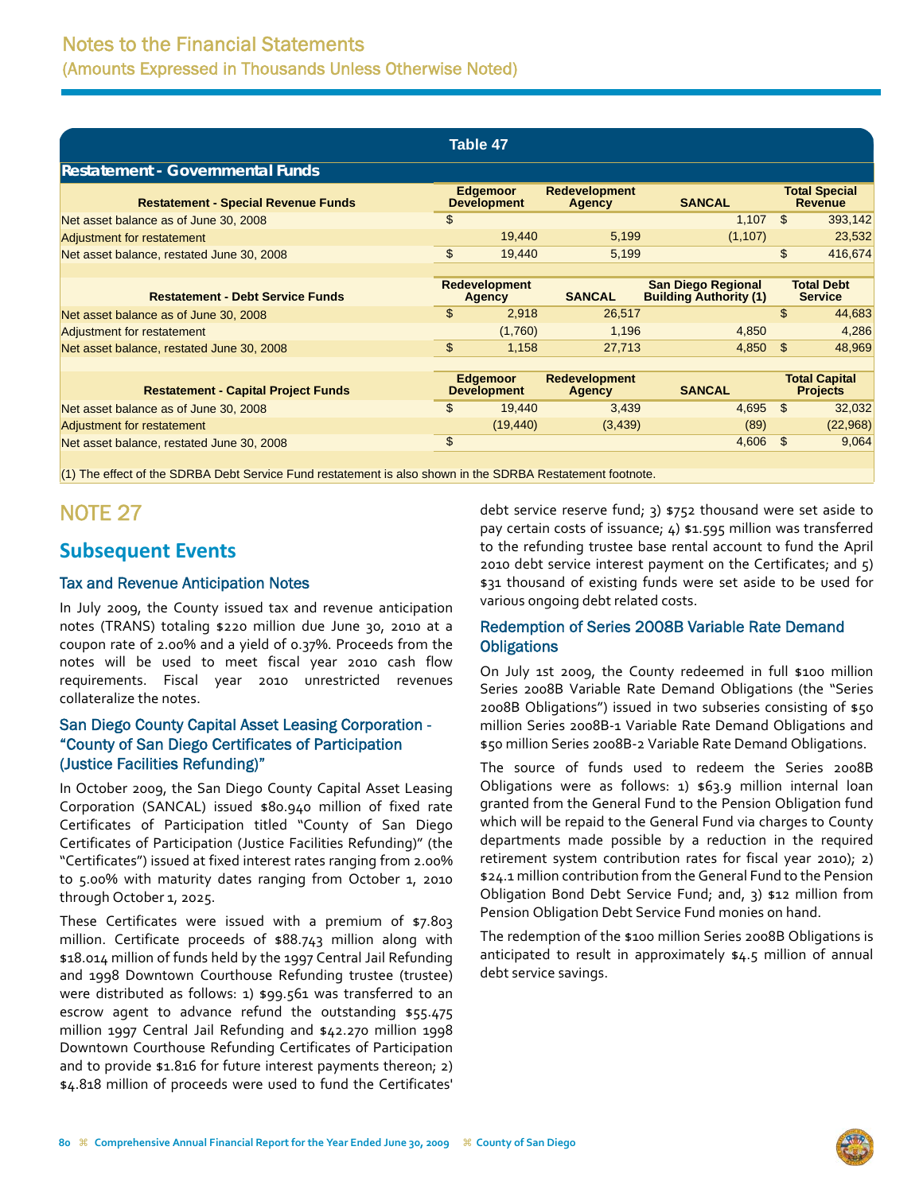# Notes to the Financial Statements
(Amounts Expressed in Thousands Unless Otherwise Noted)

**Table 47**

**Restatement - Governmental Funds**

| Restatement - Special Revenue Funds | Edgemoor Development | Redevelopment Agency | SANCAL | Total Special Revenue |
|---|---|---|---|---|
| Net asset balance as of June 30, 2008 | $ | | 1,107 | $ 393,142 |
| Adjustment for restatement | 19,440 | 5,199 | (1,107) | 23,532 |
| Net asset balance, restated June 30, 2008 | $ 19,440 | 5,199 | | $ 416,674 |

| Restatement - Debt Service Funds | Redevelopment Agency | SANCAL | San Diego Regional Building Authority (1) | Total Debt Service |
|---|---|---|---|---|
| Net asset balance as of June 30, 2008 | $ 2,918 | 26,517 | | $ 44,683 |
| Adjustment for restatement | (1,760) | 1,196 | 4,850 | 4,286 |
| Net asset balance, restated June 30, 2008 | $ 1,158 | 27,713 | 4,850 | $ 48,969 |

| Restatement - Capital Project Funds | Edgemoor Development | Redevelopment Agency | SANCAL | Total Capital Projects |
|---|---|---|---|---|
| Net asset balance as of June 30, 2008 | $ 19,440 | 3,439 | 4,695 | $ 32,032 |
| Adjustment for restatement | (19,440) | (3,439) | (89) | (22,968) |
| Net asset balance, restated June 30, 2008 | $ | | 4,606 | $ 9,064 |

(1) The effect of the SDRBA Debt Service Fund restatement is also shown in the SDRBA Restatement footnote.

# NOTE 27

## Subsequent Events

### Tax and Revenue Anticipation Notes

In July 2009, the County issued tax and revenue anticipation notes (TRANS) totaling $220 million due June 30, 2010 at a coupon rate of 2.00% and a yield of 0.37%. Proceeds from the notes will be used to meet fiscal year 2010 cash flow requirements. Fiscal year 2010 unrestricted revenues collateralize the notes.

### San Diego County Capital Asset Leasing Corporation - "County of San Diego Certificates of Participation (Justice Facilities Refunding)"

In October 2009, the San Diego County Capital Asset Leasing Corporation (SANCAL) issued $80.940 million of fixed rate Certificates of Participation titled "County of San Diego Certificates of Participation (Justice Facilities Refunding)" (the "Certificates") issued at fixed interest rates ranging from 2.00% to 5.00% with maturity dates ranging from October 1, 2010 through October 1, 2025.

These Certificates were issued with a premium of $7.803 million. Certificate proceeds of $88.743 million along with $18.014 million of funds held by the 1997 Central Jail Refunding and 1998 Downtown Courthouse Refunding trustee (trustee) were distributed as follows: 1) $99.561 was transferred to an escrow agent to advance refund the outstanding $55.475 million 1997 Central Jail Refunding and $42.270 million 1998 Downtown Courthouse Refunding Certificates of Participation and to provide $1.816 for future interest payments thereon; 2) $4.818 million of proceeds were used to fund the Certificates' debt service reserve fund; 3) $752 thousand were set aside to pay certain costs of issuance; 4) $1.595 million was transferred to the refunding trustee base rental account to fund the April 2010 debt service interest payment on the Certificates; and 5) $31 thousand of existing funds were set aside to be used for various ongoing debt related costs.

### Redemption of Series 2008B Variable Rate Demand Obligations

On July 1st 2009, the County redeemed in full $100 million Series 2008B Variable Rate Demand Obligations (the "Series 2008B Obligations") issued in two subseries consisting of $50 million Series 2008B-1 Variable Rate Demand Obligations and $50 million Series 2008B-2 Variable Rate Demand Obligations.

The source of funds used to redeem the Series 2008B Obligations were as follows: 1) $63.9 million internal loan granted from the General Fund to the Pension Obligation fund which will be repaid to the General Fund via charges to County departments made possible by a reduction in the required retirement system contribution rates for fiscal year 2010); 2) $24.1 million contribution from the General Fund to the Pension Obligation Bond Debt Service Fund; and, 3) $12 million from Pension Obligation Debt Service Fund monies on hand.

The redemption of the $100 million Series 2008B Obligations is anticipated to result in approximately $4.5 million of annual debt service savings.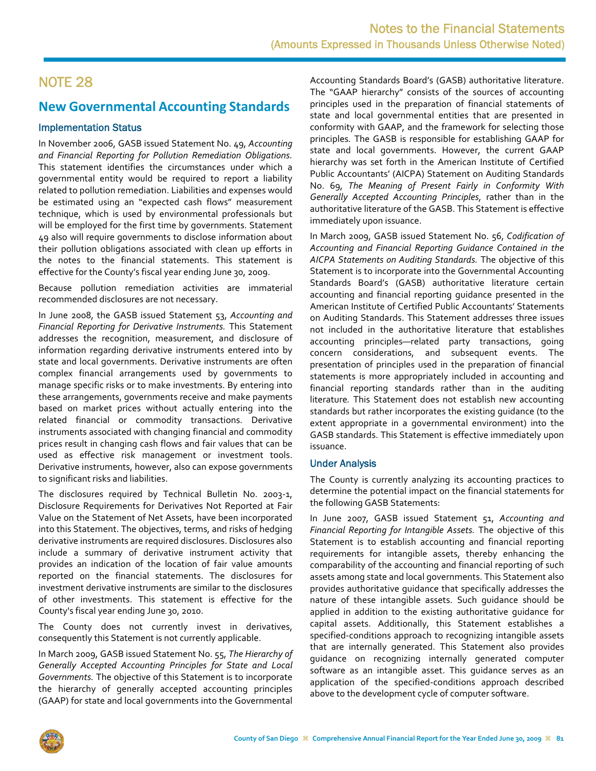# NOTE 28

## New Governmental Accounting Standards

### Implementation Status

In November 2006, GASB issued Statement No. 49, *Accounting and Financial Reporting for Pollution Remediation Obligations.* This statement identifies the circumstances under which a governmental entity would be required to report a liability related to pollution remediation. Liabilities and expenses would be estimated using an "expected cash flows" measurement technique, which is used by environmental professionals but will be employed for the first time by governments. Statement 49 also will require governments to disclose information about their pollution obligations associated with clean up efforts in the notes to the financial statements. This statement is effective for the County's fiscal year ending June 30, 2009.

Because pollution remediation activities are immaterial recommended disclosures are not necessary.

In June 2008, the GASB issued Statement 53, *Accounting and Financial Reporting for Derivative Instruments.* This Statement addresses the recognition, measurement, and disclosure of information regarding derivative instruments entered into by state and local governments. Derivative instruments are often complex financial arrangements used by governments to manage specific risks or to make investments. By entering into these arrangements, governments receive and make payments based on market prices without actually entering into the related financial or commodity transactions. Derivative instruments associated with changing financial and commodity prices result in changing cash flows and fair values that can be used as effective risk management or investment tools. Derivative instruments, however, also can expose governments to significant risks and liabilities.

The disclosures required by Technical Bulletin No. 2003-1, Disclosure Requirements for Derivatives Not Reported at Fair Value on the Statement of Net Assets, have been incorporated into this Statement. The objectives, terms, and risks of hedging derivative instruments are required disclosures. Disclosures also include a summary of derivative instrument activity that provides an indication of the location of fair value amounts reported on the financial statements. The disclosures for investment derivative instruments are similar to the disclosures of other investments. This statement is effective for the County's fiscal year ending June 30, 2010.

The County does not currently invest in derivatives, consequently this Statement is not currently applicable.

In March 2009, GASB issued Statement No. 55, *The Hierarchy of Generally Accepted Accounting Principles for State and Local Governments.* The objective of this Statement is to incorporate the hierarchy of generally accepted accounting principles (GAAP) for state and local governments into the Governmental Accounting Standards Board's (GASB) authoritative literature. The "GAAP hierarchy" consists of the sources of accounting principles used in the preparation of financial statements of state and local governmental entities that are presented in conformity with GAAP, and the framework for selecting those principles. The GASB is responsible for establishing GAAP for state and local governments. However, the current GAAP hierarchy was set forth in the American Institute of Certified Public Accountants' (AICPA) Statement on Auditing Standards No. 69, *The Meaning of Present Fairly in Conformity With Generally Accepted Accounting Principles,* rather than in the authoritative literature of the GASB. This Statement is effective immediately upon issuance.

In March 2009, GASB issued Statement No. 56, *Codification of Accounting and Financial Reporting Guidance Contained in the AICPA Statements on Auditing Standards.* The objective of this Statement is to incorporate into the Governmental Accounting Standards Board's (GASB) authoritative literature certain accounting and financial reporting guidance presented in the American Institute of Certified Public Accountants' Statements on Auditing Standards. This Statement addresses three issues not included in the authoritative literature that establishes accounting principles—related party transactions, going concern considerations, and subsequent events. The presentation of principles used in the preparation of financial statements is more appropriately included in accounting and financial reporting standards rather than in the auditing literature. This Statement does not establish new accounting standards but rather incorporates the existing guidance (to the extent appropriate in a governmental environment) into the GASB standards. This Statement is effective immediately upon issuance.

### Under Analysis

The County is currently analyzing its accounting practices to determine the potential impact on the financial statements for the following GASB Statements:

In June 2007, GASB issued Statement 51, *Accounting and Financial Reporting for Intangible Assets.* The objective of this Statement is to establish accounting and financial reporting requirements for intangible assets, thereby enhancing the comparability of the accounting and financial reporting of such assets among state and local governments. This Statement also provides authoritative guidance that specifically addresses the nature of these intangible assets. Such guidance should be applied in addition to the existing authoritative guidance for capital assets. Additionally, this Statement establishes a specified-conditions approach to recognizing intangible assets that are internally generated. This Statement also provides guidance on recognizing internally generated computer software as an intangible asset. This guidance serves as an application of the specified-conditions approach described above to the development cycle of computer software.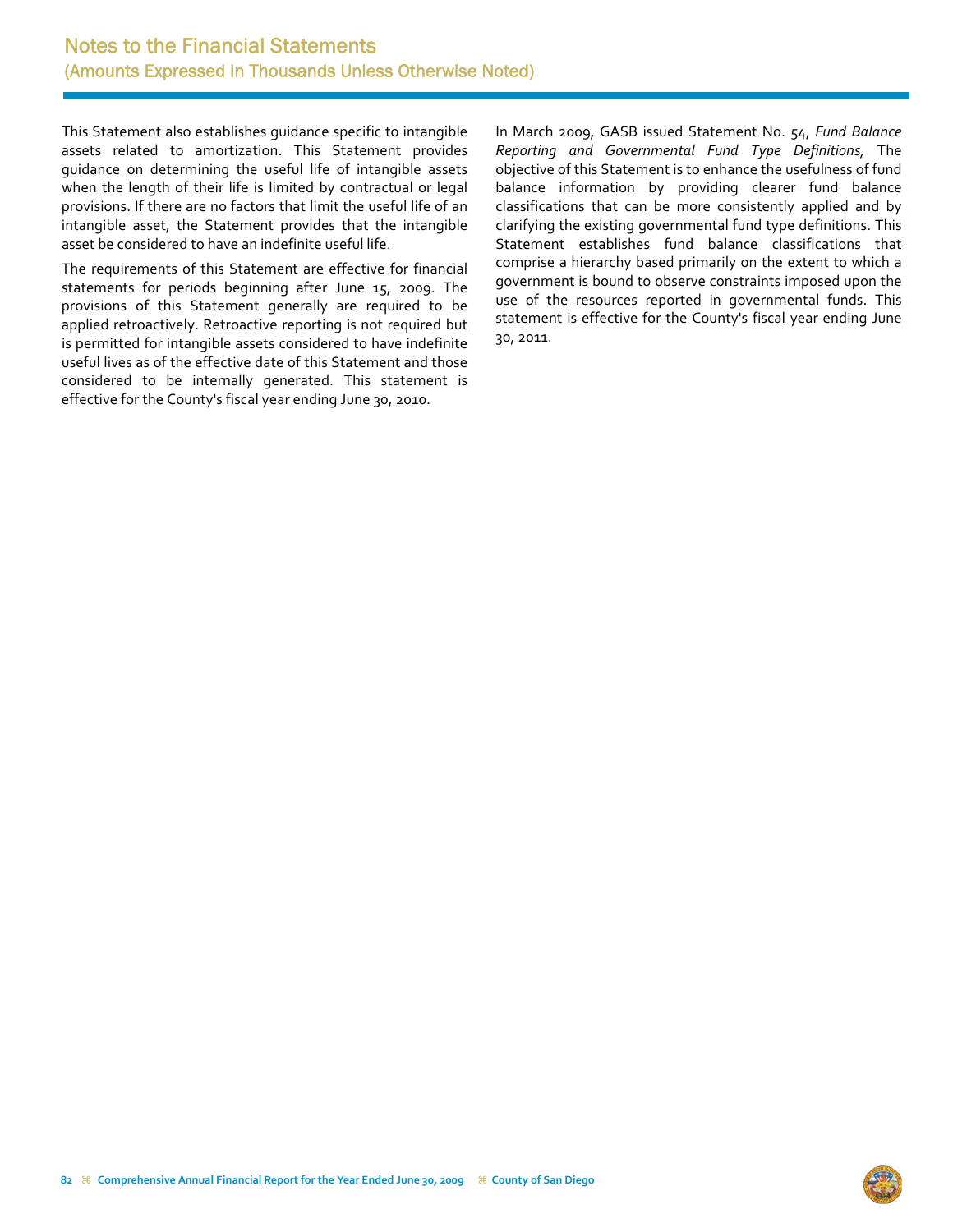This Statement also establishes guidance specific to intangible assets related to amortization. This Statement provides guidance on determining the useful life of intangible assets when the length of their life is limited by contractual or legal provisions. If there are no factors that limit the useful life of an intangible asset, the Statement provides that the intangible asset be considered to have an indefinite useful life.

The requirements of this Statement are effective for financial statements for periods beginning after June 15, 2009. The provisions of this Statement generally are required to be applied retroactively. Retroactive reporting is not required but is permitted for intangible assets considered to have indefinite useful lives as of the effective date of this Statement and those considered to be internally generated. This statement is effective for the County's fiscal year ending June 30, 2010.

In March 2009, GASB issued Statement No. 54, *Fund Balance Reporting and Governmental Fund Type Definitions,* The objective of this Statement is to enhance the usefulness of fund balance information by providing clearer fund balance classifications that can be more consistently applied and by clarifying the existing governmental fund type definitions. This Statement establishes fund balance classifications that comprise a hierarchy based primarily on the extent to which a government is bound to observe constraints imposed upon the use of the resources reported in governmental funds. This statement is effective for the County's fiscal year ending June 30, 2011.